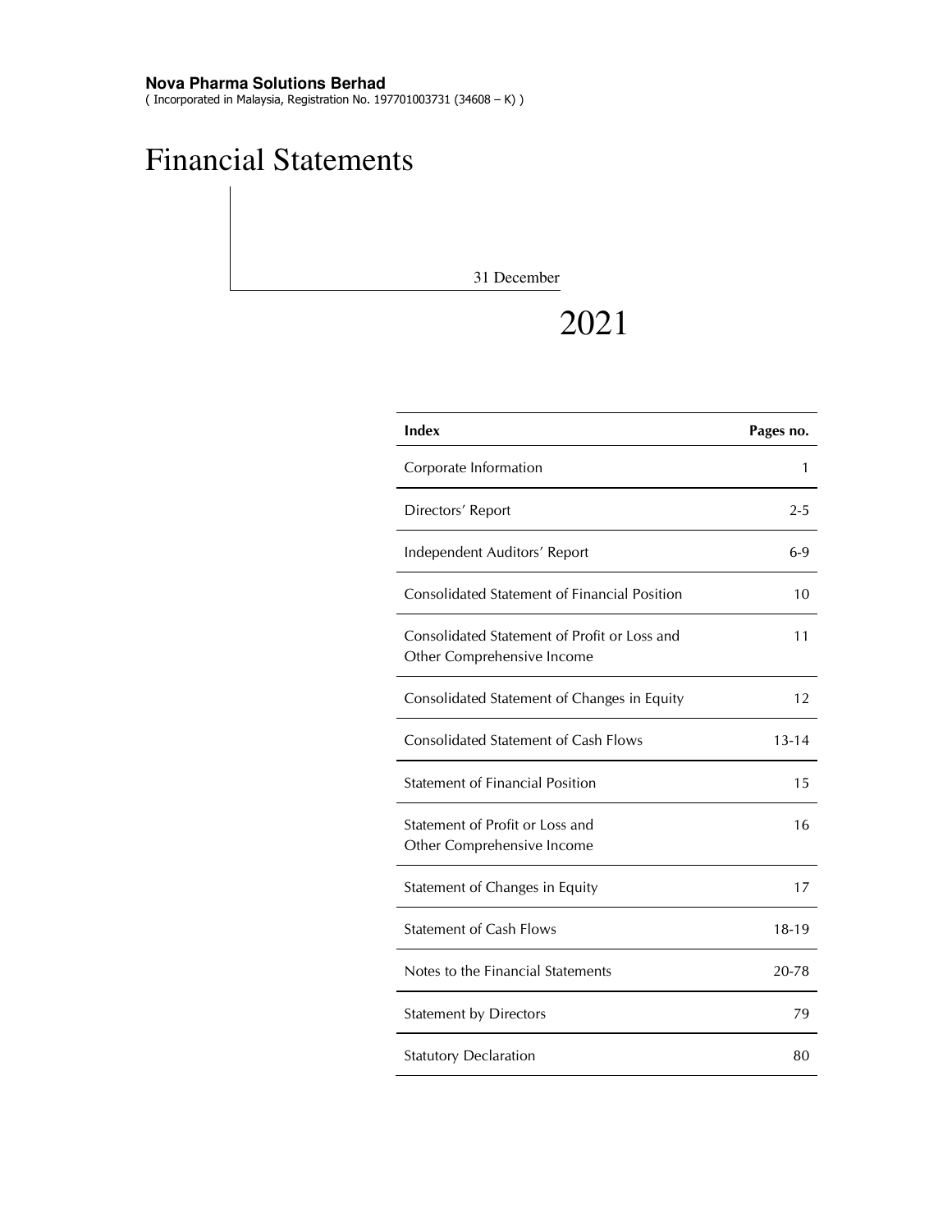**Nova Pharma Solutions Berhad**
( Incorporated in Malaysia, Registration No. 197701003731 (34608 – K) )

# Financial Statements

31 December

2021

| Index | Pages no. |
|---|---|
| Corporate Information | 1 |
| Directors' Report | 2-5 |
| Independent Auditors' Report | 6-9 |
| Consolidated Statement of Financial Position | 10 |
| Consolidated Statement of Profit or Loss and Other Comprehensive Income | 11 |
| Consolidated Statement of Changes in Equity | 12 |
| Consolidated Statement of Cash Flows | 13-14 |
| Statement of Financial Position | 15 |
| Statement of Profit or Loss and Other Comprehensive Income | 16 |
| Statement of Changes in Equity | 17 |
| Statement of Cash Flows | 18-19 |
| Notes to the Financial Statements | 20-78 |
| Statement by Directors | 79 |
| Statutory Declaration | 80 |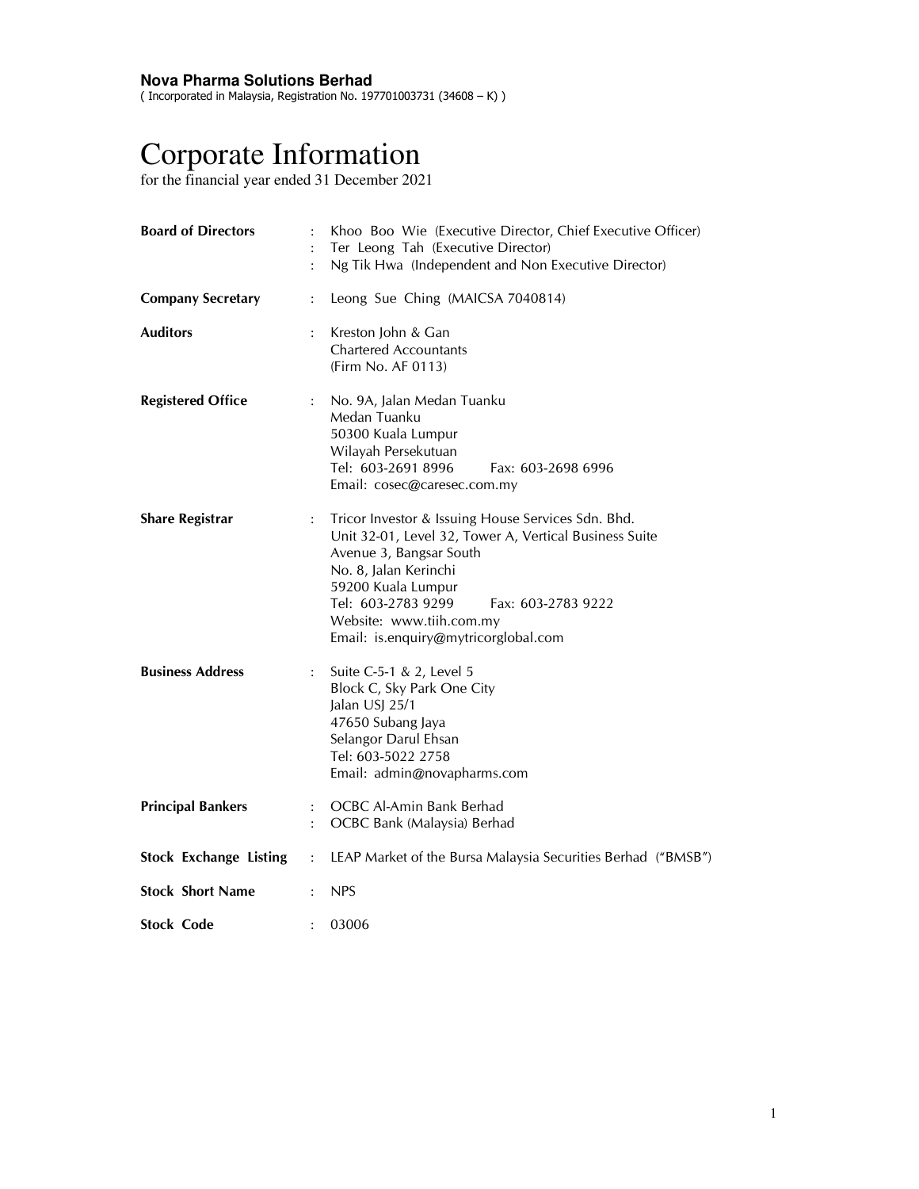**Nova Pharma Solutions Berhad**
( Incorporated in Malaysia, Registration No. 197701003731 (34608 – K) )

# Corporate Information

for the financial year ended 31 December 2021

| | | |
|---|---|---|
| **Board of Directors** | : | Khoo Boo Wie (Executive Director, Chief Executive Officer) |
| | : | Ter Leong Tah (Executive Director) |
| | : | Ng Tik Hwa (Independent and Non Executive Director) |
| **Company Secretary** | : | Leong Sue Ching (MAICSA 7040814) |
| **Auditors** | : | Kreston John & Gan<br>Chartered Accountants<br>(Firm No. AF 0113) |
| **Registered Office** | : | No. 9A, Jalan Medan Tuanku<br>Medan Tuanku<br>50300 Kuala Lumpur<br>Wilayah Persekutuan<br>Tel: 603-2691 8996 Fax: 603-2698 6996<br>Email: cosec@caresec.com.my |
| **Share Registrar** | : | Tricor Investor & Issuing House Services Sdn. Bhd.<br>Unit 32-01, Level 32, Tower A, Vertical Business Suite<br>Avenue 3, Bangsar South<br>No. 8, Jalan Kerinchi<br>59200 Kuala Lumpur<br>Tel: 603-2783 9299 Fax: 603-2783 9222<br>Website: www.tiih.com.my<br>Email: is.enquiry@mytricorglobal.com |
| **Business Address** | : | Suite C-5-1 & 2, Level 5<br>Block C, Sky Park One City<br>Jalan USJ 25/1<br>47650 Subang Jaya<br>Selangor Darul Ehsan<br>Tel: 603-5022 2758<br>Email: admin@novapharms.com |
| **Principal Bankers** | : | OCBC Al-Amin Bank Berhad |
| | : | OCBC Bank (Malaysia) Berhad |
| **Stock Exchange Listing** | : | LEAP Market of the Bursa Malaysia Securities Berhad ("BMSB") |
| **Stock Short Name** | : | NPS |
| **Stock Code** | : | 03006 |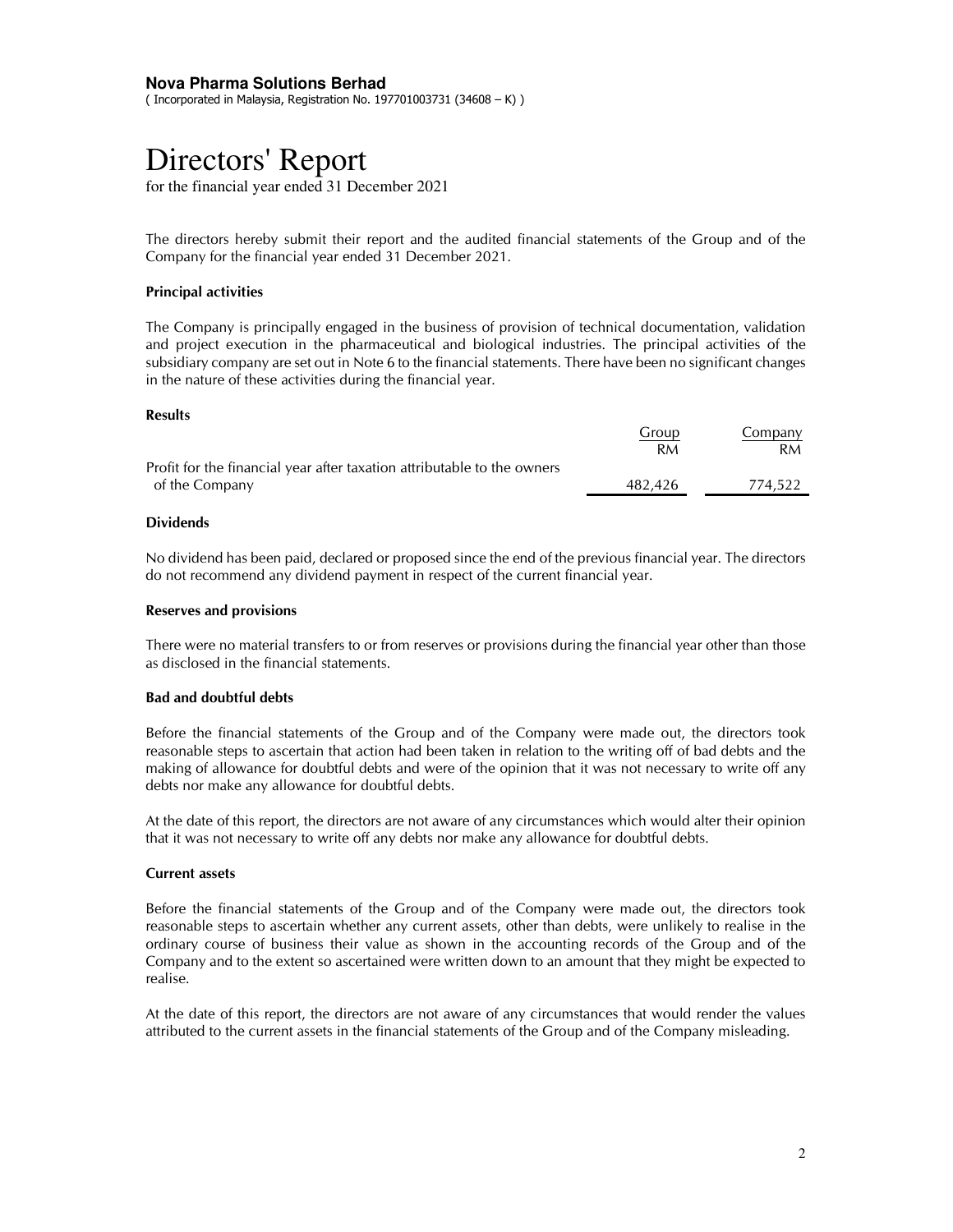**Nova Pharma Solutions Berhad**
( Incorporated in Malaysia, Registration No. 197701003731 (34608 – K) )

# Directors' Report

for the financial year ended 31 December 2021

The directors hereby submit their report and the audited financial statements of the Group and of the Company for the financial year ended 31 December 2021.

**Principal activities**

The Company is principally engaged in the business of provision of technical documentation, validation and project execution in the pharmaceutical and biological industries. The principal activities of the subsidiary company are set out in Note 6 to the financial statements. There have been no significant changes in the nature of these activities during the financial year.

**Results**

| | Group<br>RM | Company<br>RM |
|---|---|---|
| Profit for the financial year after taxation attributable to the owners of the Company | 482,426 | 774,522 |

**Dividends**

No dividend has been paid, declared or proposed since the end of the previous financial year. The directors do not recommend any dividend payment in respect of the current financial year.

**Reserves and provisions**

There were no material transfers to or from reserves or provisions during the financial year other than those as disclosed in the financial statements.

**Bad and doubtful debts**

Before the financial statements of the Group and of the Company were made out, the directors took reasonable steps to ascertain that action had been taken in relation to the writing off of bad debts and the making of allowance for doubtful debts and were of the opinion that it was not necessary to write off any debts nor make any allowance for doubtful debts.

At the date of this report, the directors are not aware of any circumstances which would alter their opinion that it was not necessary to write off any debts nor make any allowance for doubtful debts.

**Current assets**

Before the financial statements of the Group and of the Company were made out, the directors took reasonable steps to ascertain whether any current assets, other than debts, were unlikely to realise in the ordinary course of business their value as shown in the accounting records of the Group and of the Company and to the extent so ascertained were written down to an amount that they might be expected to realise.

At the date of this report, the directors are not aware of any circumstances that would render the values attributed to the current assets in the financial statements of the Group and of the Company misleading.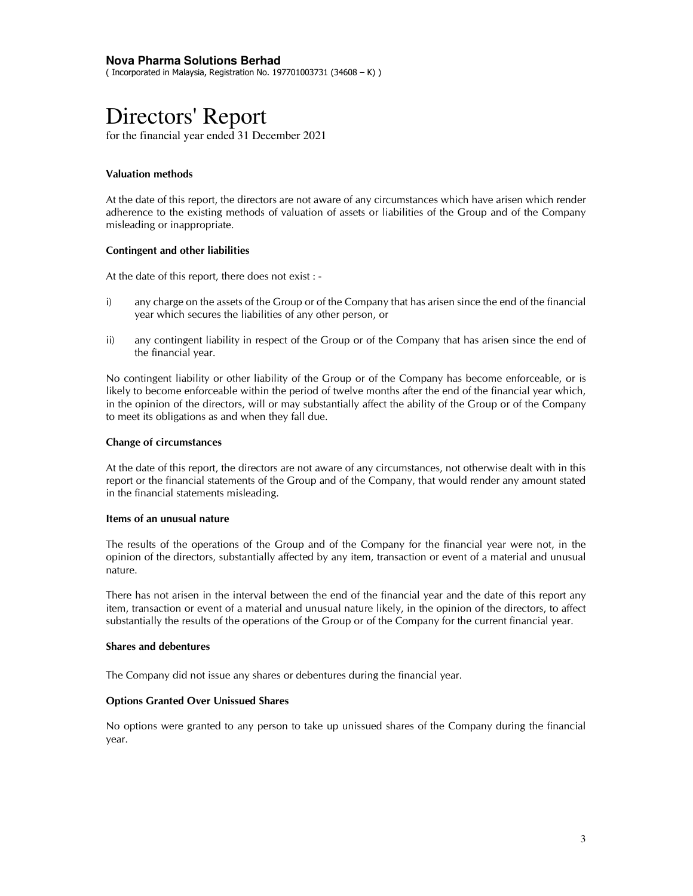**Nova Pharma Solutions Berhad**
( Incorporated in Malaysia, Registration No. 197701003731 (34608 – K) )

# Directors' Report

for the financial year ended 31 December 2021

### Valuation methods

At the date of this report, the directors are not aware of any circumstances which have arisen which render adherence to the existing methods of valuation of assets or liabilities of the Group and of the Company misleading or inappropriate.

### Contingent and other liabilities

At the date of this report, there does not exist : -

i) any charge on the assets of the Group or of the Company that has arisen since the end of the financial year which secures the liabilities of any other person, or

ii) any contingent liability in respect of the Group or of the Company that has arisen since the end of the financial year.

No contingent liability or other liability of the Group or of the Company has become enforceable, or is likely to become enforceable within the period of twelve months after the end of the financial year which, in the opinion of the directors, will or may substantially affect the ability of the Group or of the Company to meet its obligations as and when they fall due.

### Change of circumstances

At the date of this report, the directors are not aware of any circumstances, not otherwise dealt with in this report or the financial statements of the Group and of the Company, that would render any amount stated in the financial statements misleading.

### Items of an unusual nature

The results of the operations of the Group and of the Company for the financial year were not, in the opinion of the directors, substantially affected by any item, transaction or event of a material and unusual nature.

There has not arisen in the interval between the end of the financial year and the date of this report any item, transaction or event of a material and unusual nature likely, in the opinion of the directors, to affect substantially the results of the operations of the Group or of the Company for the current financial year.

### Shares and debentures

The Company did not issue any shares or debentures during the financial year.

### Options Granted Over Unissued Shares

No options were granted to any person to take up unissued shares of the Company during the financial year.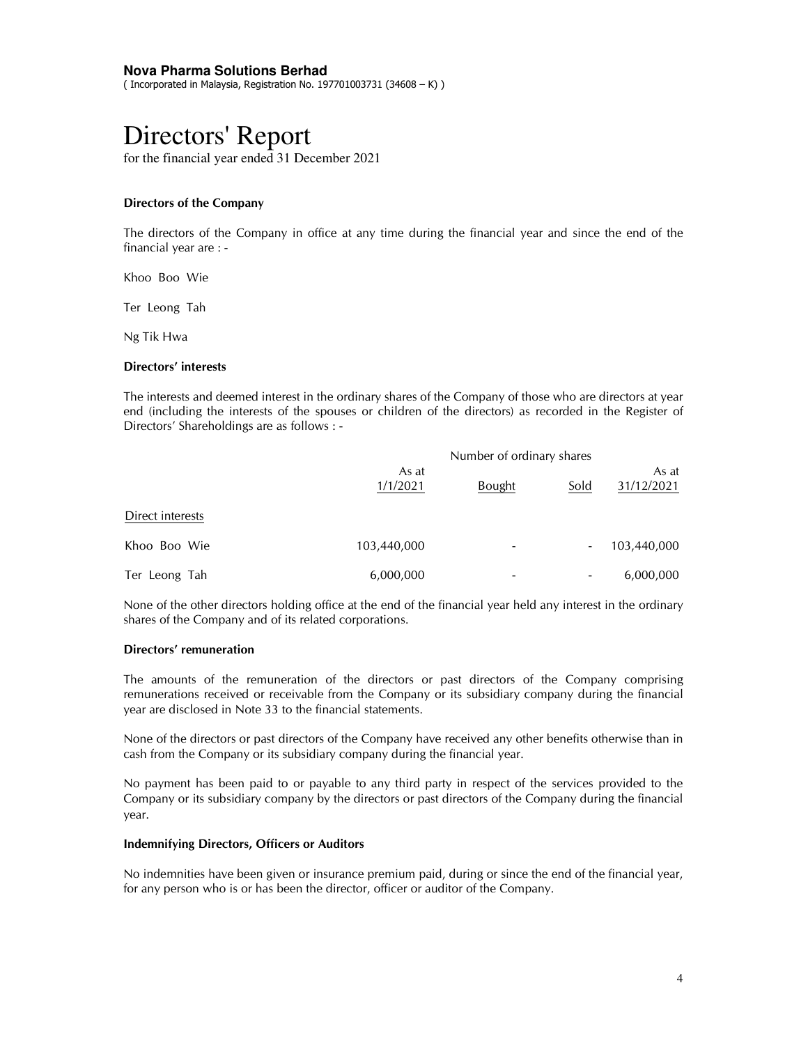**Nova Pharma Solutions Berhad**
( Incorporated in Malaysia, Registration No. 197701003731 (34608 – K) )

# Directors' Report

for the financial year ended 31 December 2021

**Directors of the Company**

The directors of the Company in office at any time during the financial year and since the end of the financial year are : -

Khoo Boo Wie

Ter Leong Tah

Ng Tik Hwa

**Directors' interests**

The interests and deemed interest in the ordinary shares of the Company of those who are directors at year end (including the interests of the spouses or children of the directors) as recorded in the Register of Directors' Shareholdings are as follows : -

| | Number of ordinary shares | | | |
|---|---|---|---|---|
| | As at 1/1/2021 | Bought | Sold | As at 31/12/2021 |
| Direct interests | | | | |
| Khoo Boo Wie | 103,440,000 | - | - | 103,440,000 |
| Ter Leong Tah | 6,000,000 | - | - | 6,000,000 |

None of the other directors holding office at the end of the financial year held any interest in the ordinary shares of the Company and of its related corporations.

**Directors' remuneration**

The amounts of the remuneration of the directors or past directors of the Company comprising remunerations received or receivable from the Company or its subsidiary company during the financial year are disclosed in Note 33 to the financial statements.

None of the directors or past directors of the Company have received any other benefits otherwise than in cash from the Company or its subsidiary company during the financial year.

No payment has been paid to or payable to any third party in respect of the services provided to the Company or its subsidiary company by the directors or past directors of the Company during the financial year.

**Indemnifying Directors, Officers or Auditors**

No indemnities have been given or insurance premium paid, during or since the end of the financial year, for any person who is or has been the director, officer or auditor of the Company.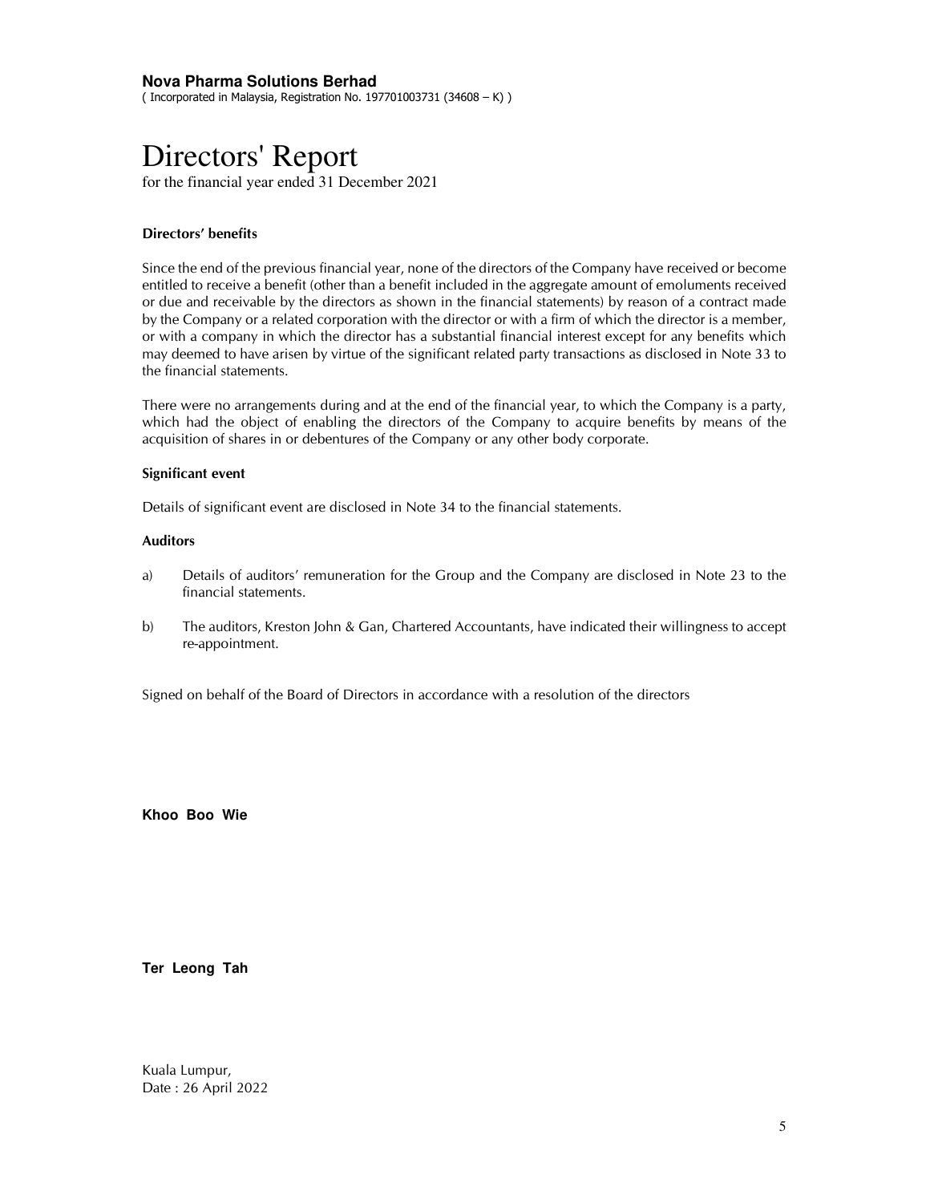**Nova Pharma Solutions Berhad**
( Incorporated in Malaysia, Registration No. 197701003731 (34608 – K) )

# Directors' Report

for the financial year ended 31 December 2021

**Directors' benefits**

Since the end of the previous financial year, none of the directors of the Company have received or become entitled to receive a benefit (other than a benefit included in the aggregate amount of emoluments received or due and receivable by the directors as shown in the financial statements) by reason of a contract made by the Company or a related corporation with the director or with a firm of which the director is a member, or with a company in which the director has a substantial financial interest except for any benefits which may deemed to have arisen by virtue of the significant related party transactions as disclosed in Note 33 to the financial statements.

There were no arrangements during and at the end of the financial year, to which the Company is a party, which had the object of enabling the directors of the Company to acquire benefits by means of the acquisition of shares in or debentures of the Company or any other body corporate.

**Significant event**

Details of significant event are disclosed in Note 34 to the financial statements.

**Auditors**

a) Details of auditors' remuneration for the Group and the Company are disclosed in Note 23 to the financial statements.

b) The auditors, Kreston John & Gan, Chartered Accountants, have indicated their willingness to accept re-appointment.

Signed on behalf of the Board of Directors in accordance with a resolution of the directors

**Khoo Boo Wie**

**Ter Leong Tah**

Kuala Lumpur,
Date : 26 April 2022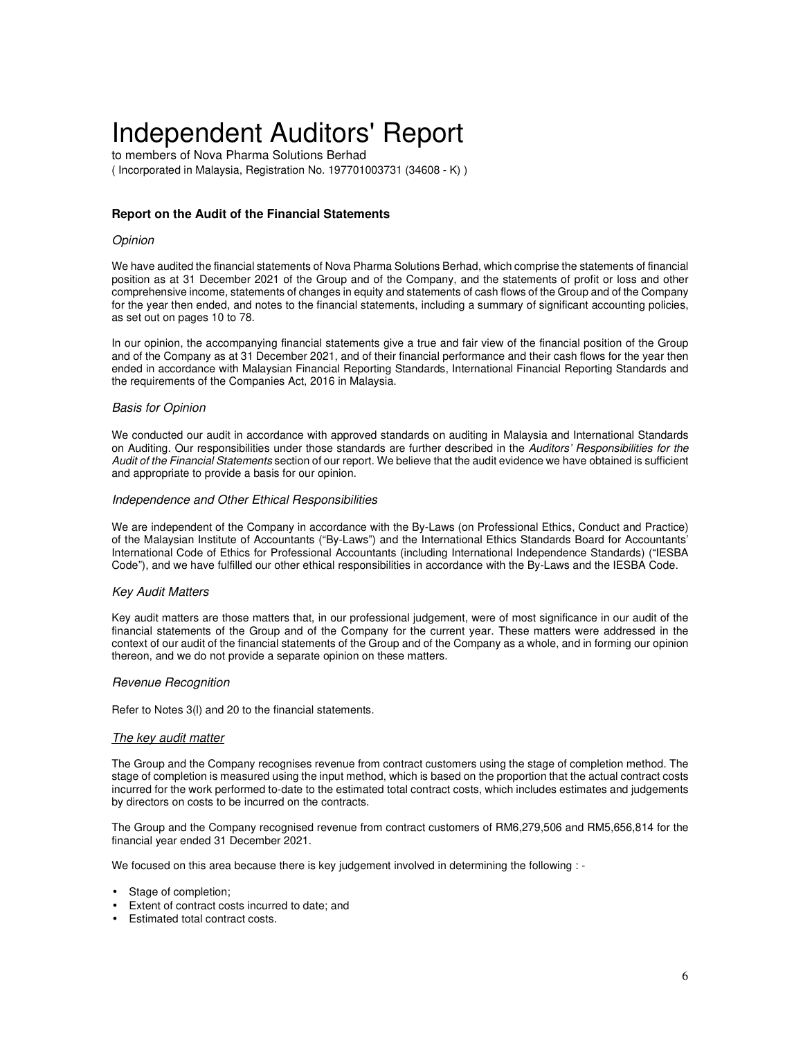# Independent Auditors' Report

to members of Nova Pharma Solutions Berhad
( Incorporated in Malaysia, Registration No. 197701003731 (34608 - K) )

### Report on the Audit of the Financial Statements

*Opinion*

We have audited the financial statements of Nova Pharma Solutions Berhad, which comprise the statements of financial position as at 31 December 2021 of the Group and of the Company, and the statements of profit or loss and other comprehensive income, statements of changes in equity and statements of cash flows of the Group and of the Company for the year then ended, and notes to the financial statements, including a summary of significant accounting policies, as set out on pages 10 to 78.

In our opinion, the accompanying financial statements give a true and fair view of the financial position of the Group and of the Company as at 31 December 2021, and of their financial performance and their cash flows for the year then ended in accordance with Malaysian Financial Reporting Standards, International Financial Reporting Standards and the requirements of the Companies Act, 2016 in Malaysia.

*Basis for Opinion*

We conducted our audit in accordance with approved standards on auditing in Malaysia and International Standards on Auditing. Our responsibilities under those standards are further described in the *Auditors' Responsibilities for the Audit of the Financial Statements* section of our report. We believe that the audit evidence we have obtained is sufficient and appropriate to provide a basis for our opinion.

*Independence and Other Ethical Responsibilities*

We are independent of the Company in accordance with the By-Laws (on Professional Ethics, Conduct and Practice) of the Malaysian Institute of Accountants ("By-Laws") and the International Ethics Standards Board for Accountants' International Code of Ethics for Professional Accountants (including International Independence Standards) ("IESBA Code"), and we have fulfilled our other ethical responsibilities in accordance with the By-Laws and the IESBA Code.

*Key Audit Matters*

Key audit matters are those matters that, in our professional judgement, were of most significance in our audit of the financial statements of the Group and of the Company for the current year. These matters were addressed in the context of our audit of the financial statements of the Group and of the Company as a whole, and in forming our opinion thereon, and we do not provide a separate opinion on these matters.

*Revenue Recognition*

Refer to Notes 3(l) and 20 to the financial statements.

*The key audit matter*

The Group and the Company recognises revenue from contract customers using the stage of completion method. The stage of completion is measured using the input method, which is based on the proportion that the actual contract costs incurred for the work performed to-date to the estimated total contract costs, which includes estimates and judgements by directors on costs to be incurred on the contracts.

The Group and the Company recognised revenue from contract customers of RM6,279,506 and RM5,656,814 for the financial year ended 31 December 2021.

We focused on this area because there is key judgement involved in determining the following : -

- Stage of completion;
- Extent of contract costs incurred to date; and
- Estimated total contract costs.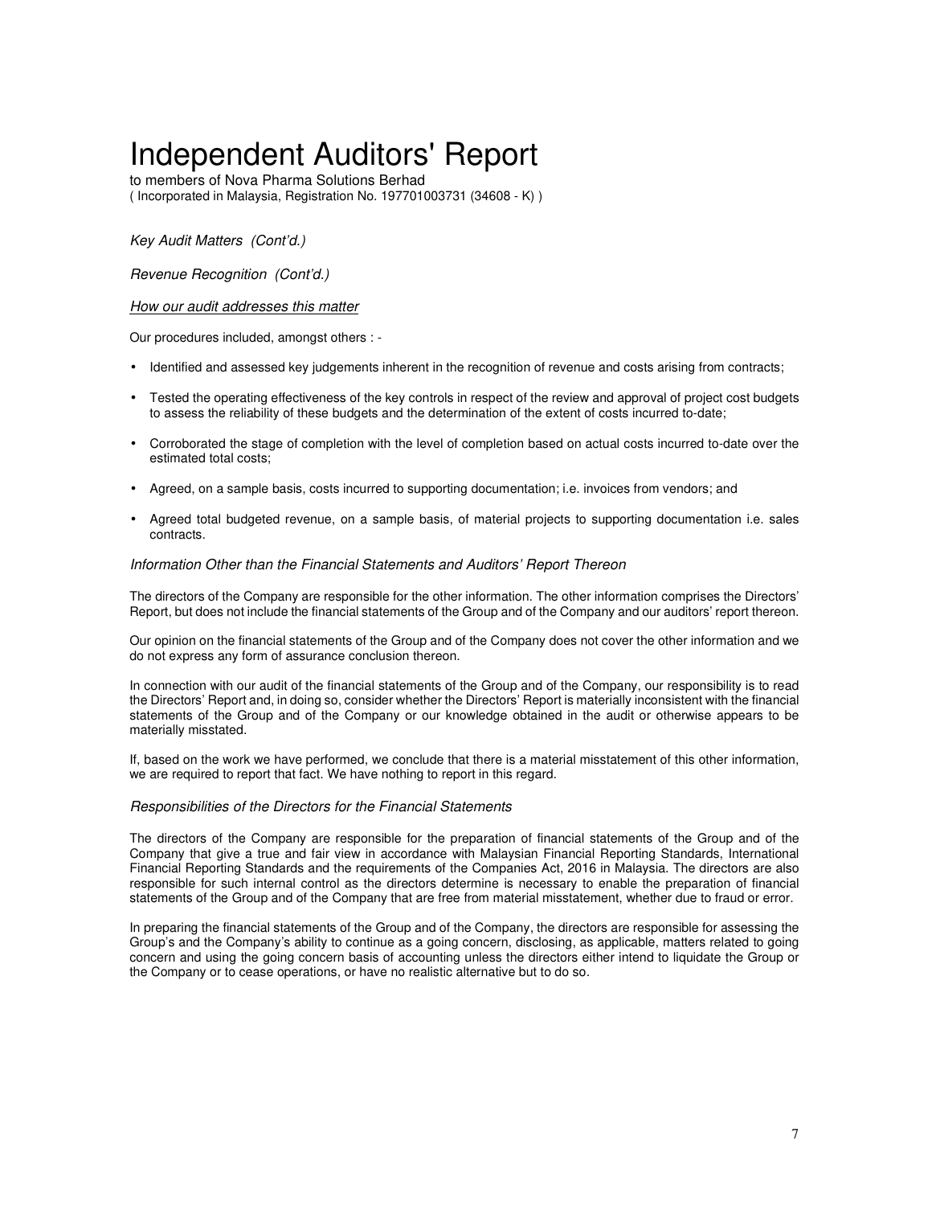# Independent Auditors' Report

to members of Nova Pharma Solutions Berhad
( Incorporated in Malaysia, Registration No. 197701003731 (34608 - K) )

*Key Audit Matters (Cont'd.)*

*Revenue Recognition (Cont'd.)*

*<u>How our audit addresses this matter</u>*

Our procedures included, amongst others : -

- Identified and assessed key judgements inherent in the recognition of revenue and costs arising from contracts;
- Tested the operating effectiveness of the key controls in respect of the review and approval of project cost budgets to assess the reliability of these budgets and the determination of the extent of costs incurred to-date;
- Corroborated the stage of completion with the level of completion based on actual costs incurred to-date over the estimated total costs;
- Agreed, on a sample basis, costs incurred to supporting documentation; i.e. invoices from vendors; and
- Agreed total budgeted revenue, on a sample basis, of material projects to supporting documentation i.e. sales contracts.

*Information Other than the Financial Statements and Auditors' Report Thereon*

The directors of the Company are responsible for the other information. The other information comprises the Directors' Report, but does not include the financial statements of the Group and of the Company and our auditors' report thereon.

Our opinion on the financial statements of the Group and of the Company does not cover the other information and we do not express any form of assurance conclusion thereon.

In connection with our audit of the financial statements of the Group and of the Company, our responsibility is to read the Directors' Report and, in doing so, consider whether the Directors' Report is materially inconsistent with the financial statements of the Group and of the Company or our knowledge obtained in the audit or otherwise appears to be materially misstated.

If, based on the work we have performed, we conclude that there is a material misstatement of this other information, we are required to report that fact. We have nothing to report in this regard.

*Responsibilities of the Directors for the Financial Statements*

The directors of the Company are responsible for the preparation of financial statements of the Group and of the Company that give a true and fair view in accordance with Malaysian Financial Reporting Standards, International Financial Reporting Standards and the requirements of the Companies Act, 2016 in Malaysia. The directors are also responsible for such internal control as the directors determine is necessary to enable the preparation of financial statements of the Group and of the Company that are free from material misstatement, whether due to fraud or error.

In preparing the financial statements of the Group and of the Company, the directors are responsible for assessing the Group's and the Company's ability to continue as a going concern, disclosing, as applicable, matters related to going concern and using the going concern basis of accounting unless the directors either intend to liquidate the Group or the Company or to cease operations, or have no realistic alternative but to do so.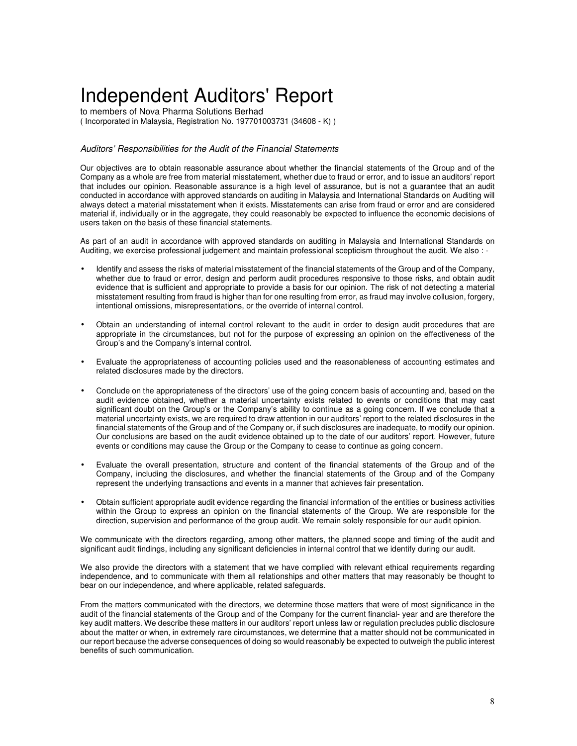# Independent Auditors' Report

to members of Nova Pharma Solutions Berhad
( Incorporated in Malaysia, Registration No. 197701003731 (34608 - K) )

*Auditors' Responsibilities for the Audit of the Financial Statements*

Our objectives are to obtain reasonable assurance about whether the financial statements of the Group and of the Company as a whole are free from material misstatement, whether due to fraud or error, and to issue an auditors' report that includes our opinion. Reasonable assurance is a high level of assurance, but is not a guarantee that an audit conducted in accordance with approved standards on auditing in Malaysia and International Standards on Auditing will always detect a material misstatement when it exists. Misstatements can arise from fraud or error and are considered material if, individually or in the aggregate, they could reasonably be expected to influence the economic decisions of users taken on the basis of these financial statements.

As part of an audit in accordance with approved standards on auditing in Malaysia and International Standards on Auditing, we exercise professional judgement and maintain professional scepticism throughout the audit. We also : -

- Identify and assess the risks of material misstatement of the financial statements of the Group and of the Company, whether due to fraud or error, design and perform audit procedures responsive to those risks, and obtain audit evidence that is sufficient and appropriate to provide a basis for our opinion. The risk of not detecting a material misstatement resulting from fraud is higher than for one resulting from error, as fraud may involve collusion, forgery, intentional omissions, misrepresentations, or the override of internal control.

- Obtain an understanding of internal control relevant to the audit in order to design audit procedures that are appropriate in the circumstances, but not for the purpose of expressing an opinion on the effectiveness of the Group's and the Company's internal control.

- Evaluate the appropriateness of accounting policies used and the reasonableness of accounting estimates and related disclosures made by the directors.

- Conclude on the appropriateness of the directors' use of the going concern basis of accounting and, based on the audit evidence obtained, whether a material uncertainty exists related to events or conditions that may cast significant doubt on the Group's or the Company's ability to continue as a going concern. If we conclude that a material uncertainty exists, we are required to draw attention in our auditors' report to the related disclosures in the financial statements of the Group and of the Company or, if such disclosures are inadequate, to modify our opinion. Our conclusions are based on the audit evidence obtained up to the date of our auditors' report. However, future events or conditions may cause the Group or the Company to cease to continue as going concern.

- Evaluate the overall presentation, structure and content of the financial statements of the Group and of the Company, including the disclosures, and whether the financial statements of the Group and of the Company represent the underlying transactions and events in a manner that achieves fair presentation.

- Obtain sufficient appropriate audit evidence regarding the financial information of the entities or business activities within the Group to express an opinion on the financial statements of the Group. We are responsible for the direction, supervision and performance of the group audit. We remain solely responsible for our audit opinion.

We communicate with the directors regarding, among other matters, the planned scope and timing of the audit and significant audit findings, including any significant deficiencies in internal control that we identify during our audit.

We also provide the directors with a statement that we have complied with relevant ethical requirements regarding independence, and to communicate with them all relationships and other matters that may reasonably be thought to bear on our independence, and where applicable, related safeguards.

From the matters communicated with the directors, we determine those matters that were of most significance in the audit of the financial statements of the Group and of the Company for the current financial- year and are therefore the key audit matters. We describe these matters in our auditors' report unless law or regulation precludes public disclosure about the matter or when, in extremely rare circumstances, we determine that a matter should not be communicated in our report because the adverse consequences of doing so would reasonably be expected to outweigh the public interest benefits of such communication.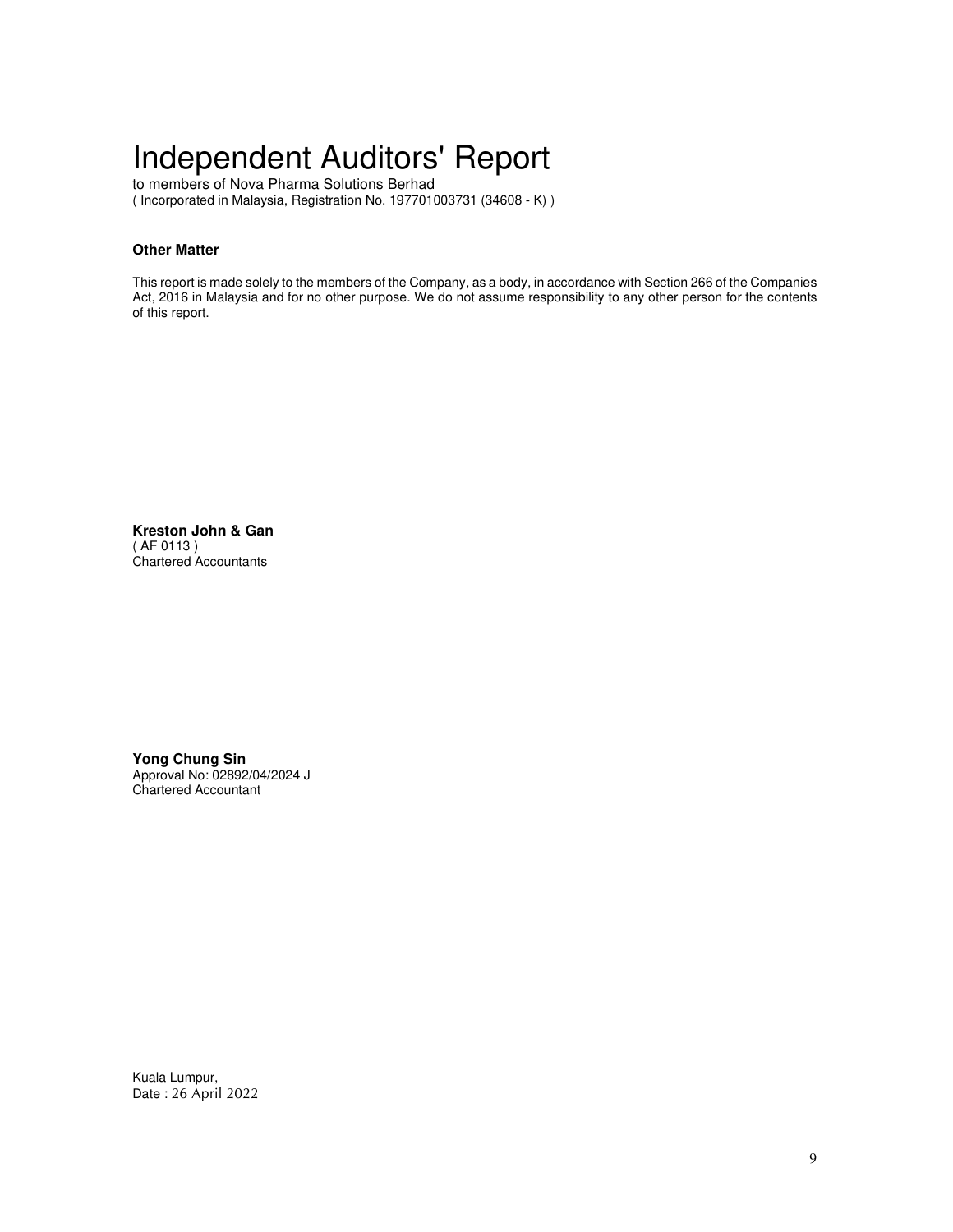# Independent Auditors' Report

to members of Nova Pharma Solutions Berhad
( Incorporated in Malaysia, Registration No. 197701003731 (34608 - K) )

**Other Matter**

This report is made solely to the members of the Company, as a body, in accordance with Section 266 of the Companies Act, 2016 in Malaysia and for no other purpose. We do not assume responsibility to any other person for the contents of this report.

**Kreston John & Gan**
( AF 0113 )
Chartered Accountants

**Yong Chung Sin**
Approval No: 02892/04/2024 J
Chartered Accountant

Kuala Lumpur,
Date : 26 April 2022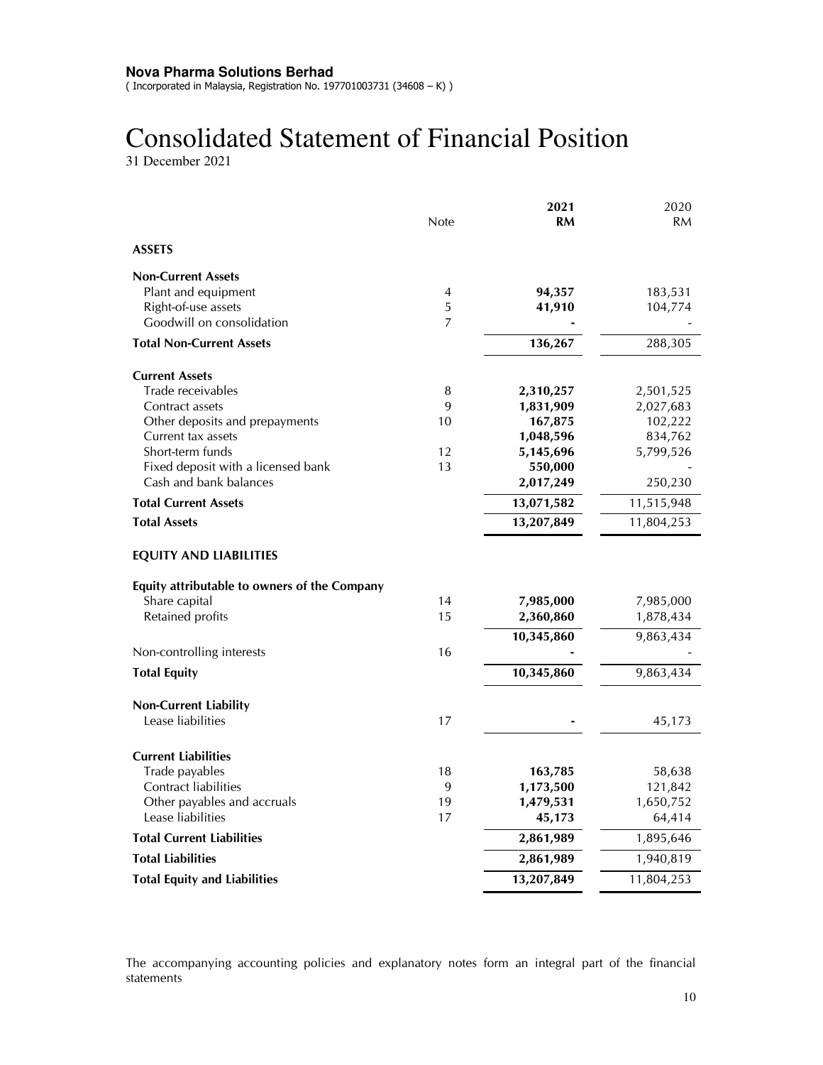**Nova Pharma Solutions Berhad**
( Incorporated in Malaysia, Registration No. 197701003731 (34608 – K) )

# Consolidated Statement of Financial Position

31 December 2021

| | Note | **2021 RM** | 2020 RM |
|---|---|---|---|
| **ASSETS** | | | |
| **Non-Current Assets** | | | |
| Plant and equipment | 4 | **94,357** | 183,531 |
| Right-of-use assets | 5 | **41,910** | 104,774 |
| Goodwill on consolidation | 7 | **-** | - |
| **Total Non-Current Assets** | | **136,267** | 288,305 |
| **Current Assets** | | | |
| Trade receivables | 8 | **2,310,257** | 2,501,525 |
| Contract assets | 9 | **1,831,909** | 2,027,683 |
| Other deposits and prepayments | 10 | **167,875** | 102,222 |
| Current tax assets | | **1,048,596** | 834,762 |
| Short-term funds | 12 | **5,145,696** | 5,799,526 |
| Fixed deposit with a licensed bank | 13 | **550,000** | - |
| Cash and bank balances | | **2,017,249** | 250,230 |
| **Total Current Assets** | | **13,071,582** | 11,515,948 |
| **Total Assets** | | **13,207,849** | 11,804,253 |
| **EQUITY AND LIABILITIES** | | | |
| **Equity attributable to owners of the Company** | | | |
| Share capital | 14 | **7,985,000** | 7,985,000 |
| Retained profits | 15 | **2,360,860** | 1,878,434 |
| | | **10,345,860** | 9,863,434 |
| Non-controlling interests | 16 | **-** | - |
| **Total Equity** | | **10,345,860** | 9,863,434 |
| **Non-Current Liability** | | | |
| Lease liabilities | 17 | **-** | 45,173 |
| **Current Liabilities** | | | |
| Trade payables | 18 | **163,785** | 58,638 |
| Contract liabilities | 9 | **1,173,500** | 121,842 |
| Other payables and accruals | 19 | **1,479,531** | 1,650,752 |
| Lease liabilities | 17 | **45,173** | 64,414 |
| **Total Current Liabilities** | | **2,861,989** | 1,895,646 |
| **Total Liabilities** | | **2,861,989** | 1,940,819 |
| **Total Equity and Liabilities** | | **13,207,849** | 11,804,253 |

The accompanying accounting policies and explanatory notes form an integral part of the financial statements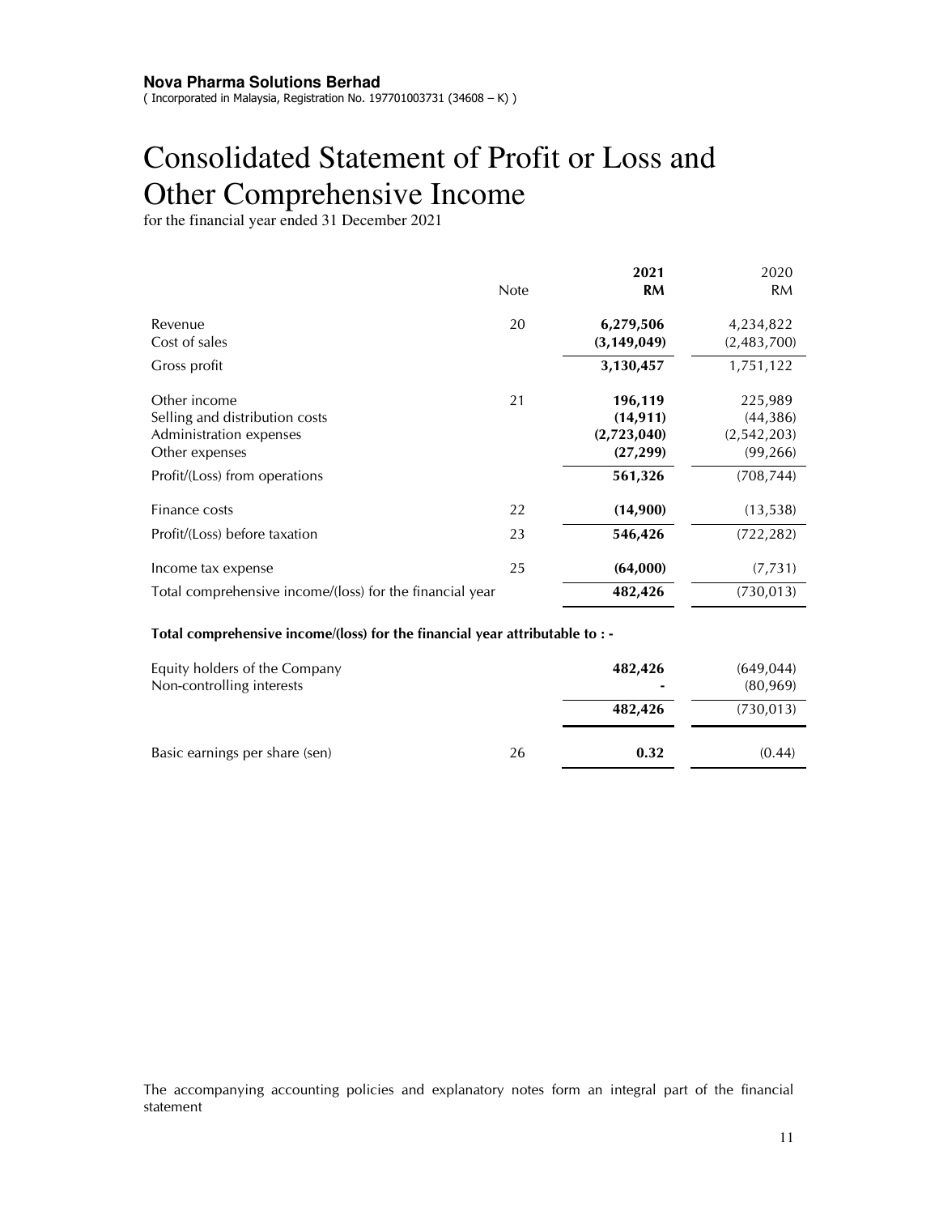**Nova Pharma Solutions Berhad**
( Incorporated in Malaysia, Registration No. 197701003731 (34608 – K) )

# Consolidated Statement of Profit or Loss and Other Comprehensive Income

for the financial year ended 31 December 2021

| | Note | **2021 RM** | 2020 RM |
|---|---|---|---|
| Revenue | 20 | **6,279,506** | 4,234,822 |
| Cost of sales | | **(3,149,049)** | (2,483,700) |
| Gross profit | | **3,130,457** | 1,751,122 |
| Other income | 21 | **196,119** | 225,989 |
| Selling and distribution costs | | **(14,911)** | (44,386) |
| Administration expenses | | **(2,723,040)** | (2,542,203) |
| Other expenses | | **(27,299)** | (99,266) |
| Profit/(Loss) from operations | | **561,326** | (708,744) |
| Finance costs | 22 | **(14,900)** | (13,538) |
| Profit/(Loss) before taxation | 23 | **546,426** | (722,282) |
| Income tax expense | 25 | **(64,000)** | (7,731) |
| Total comprehensive income/(loss) for the financial year | | **482,426** | (730,013) |

**Total comprehensive income/(loss) for the financial year attributable to : -**

| | Note | **2021 RM** | 2020 RM |
|---|---|---|---|
| Equity holders of the Company | | **482,426** | (649,044) |
| Non-controlling interests | | **-** | (80,969) |
| | | **482,426** | (730,013) |
| Basic earnings per share (sen) | 26 | **0.32** | (0.44) |

The accompanying accounting policies and explanatory notes form an integral part of the financial statement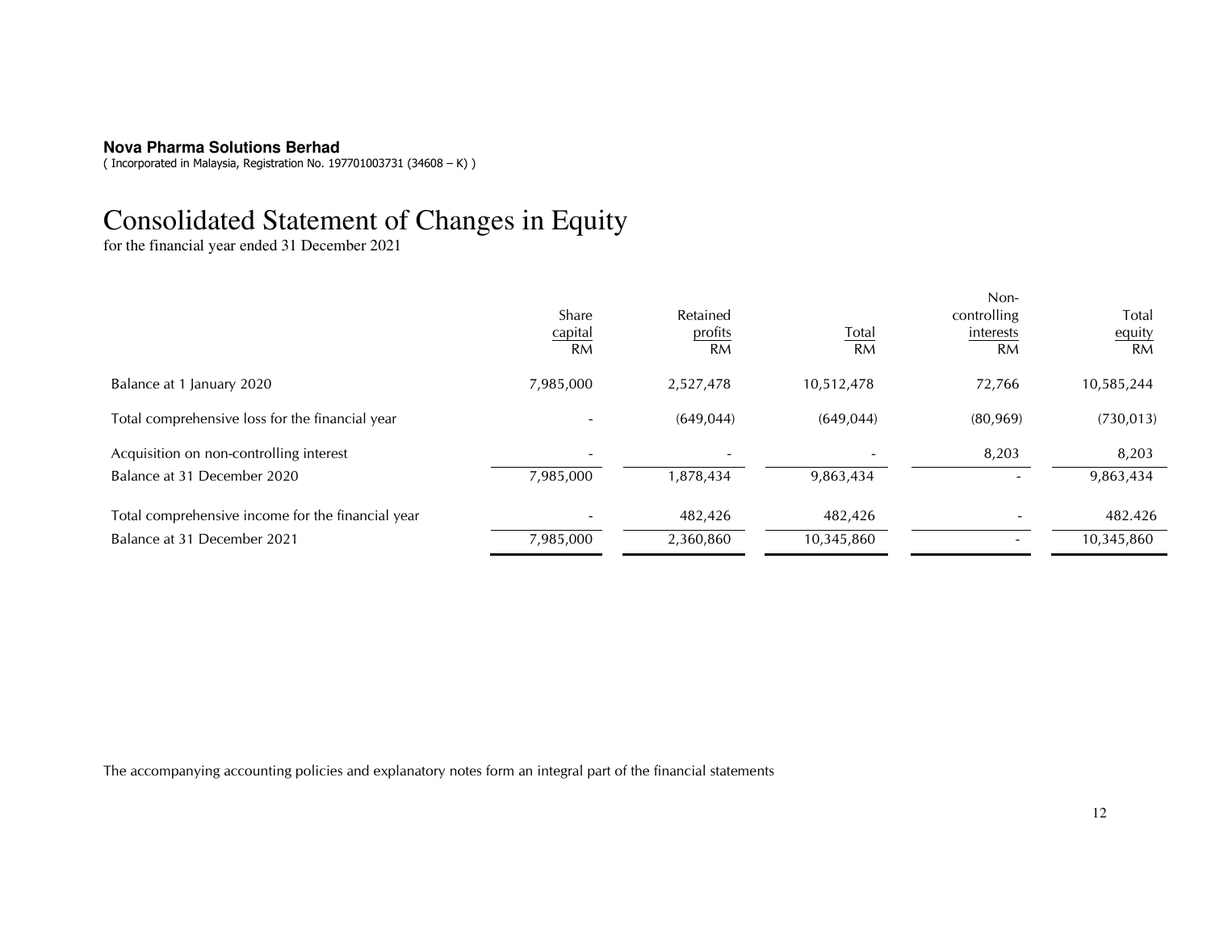**Nova Pharma Solutions Berhad**
( Incorporated in Malaysia, Registration No. 197701003731 (34608 – K) )

# Consolidated Statement of Changes in Equity

for the financial year ended 31 December 2021

| | Share capital RM | Retained profits RM | Total RM | Non-controlling interests RM | Total equity RM |
|---|---|---|---|---|---|
| Balance at 1 January 2020 | 7,985,000 | 2,527,478 | 10,512,478 | 72,766 | 10,585,244 |
| Total comprehensive loss for the financial year | - | (649,044) | (649,044) | (80,969) | (730,013) |
| Acquisition on non-controlling interest | - | - | - | 8,203 | 8,203 |
| Balance at 31 December 2020 | 7,985,000 | 1,878,434 | 9,863,434 | - | 9,863,434 |
| Total comprehensive income for the financial year | - | 482,426 | 482,426 | - | 482.426 |
| Balance at 31 December 2021 | 7,985,000 | 2,360,860 | 10,345,860 | - | 10,345,860 |

The accompanying accounting policies and explanatory notes form an integral part of the financial statements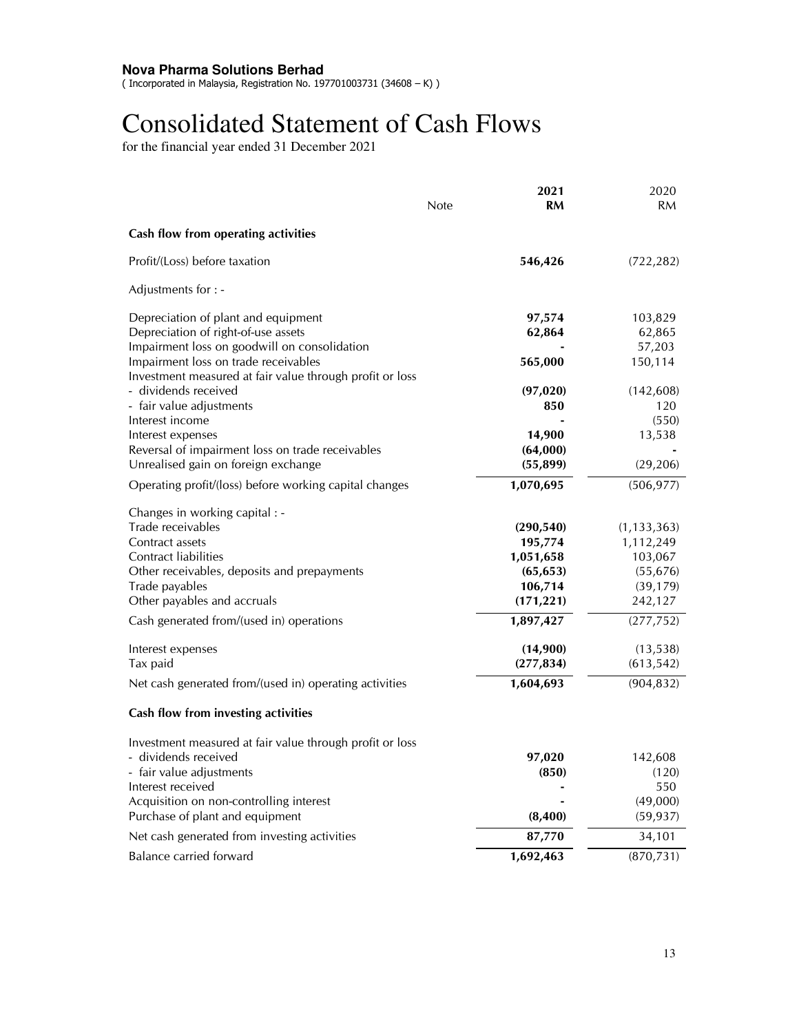**Nova Pharma Solutions Berhad**
( Incorporated in Malaysia, Registration No. 197701003731 (34608 – K) )

# Consolidated Statement of Cash Flows

for the financial year ended 31 December 2021

| | Note | 2021 RM | 2020 RM |
|---|---|---|---|
| **Cash flow from operating activities** | | | |
| Profit/(Loss) before taxation | | **546,426** | (722,282) |
| Adjustments for : - | | | |
| Depreciation of plant and equipment | | **97,574** | 103,829 |
| Depreciation of right-of-use assets | | **62,864** | 62,865 |
| Impairment loss on goodwill on consolidation | | **-** | 57,203 |
| Impairment loss on trade receivables | | **565,000** | 150,114 |
| Investment measured at fair value through profit or loss | | | |
| - dividends received | | **(97,020)** | (142,608) |
| - fair value adjustments | | **850** | 120 |
| Interest income | | **-** | (550) |
| Interest expenses | | **14,900** | 13,538 |
| Reversal of impairment loss on trade receivables | | **(64,000)** | - |
| Unrealised gain on foreign exchange | | **(55,899)** | (29,206) |
| Operating profit/(loss) before working capital changes | | **1,070,695** | (506,977) |
| Changes in working capital : - | | | |
| Trade receivables | | **(290,540)** | (1,133,363) |
| Contract assets | | **195,774** | 1,112,249 |
| Contract liabilities | | **1,051,658** | 103,067 |
| Other receivables, deposits and prepayments | | **(65,653)** | (55,676) |
| Trade payables | | **106,714** | (39,179) |
| Other payables and accruals | | **(171,221)** | 242,127 |
| Cash generated from/(used in) operations | | **1,897,427** | (277,752) |
| Interest expenses | | **(14,900)** | (13,538) |
| Tax paid | | **(277,834)** | (613,542) |
| Net cash generated from/(used in) operating activities | | **1,604,693** | (904,832) |
| **Cash flow from investing activities** | | | |
| Investment measured at fair value through profit or loss | | | |
| - dividends received | | **97,020** | 142,608 |
| - fair value adjustments | | **(850)** | (120) |
| Interest received | | **-** | 550 |
| Acquisition on non-controlling interest | | **-** | (49,000) |
| Purchase of plant and equipment | | **(8,400)** | (59,937) |
| Net cash generated from investing activities | | **87,770** | 34,101 |
| Balance carried forward | | **1,692,463** | (870,731) |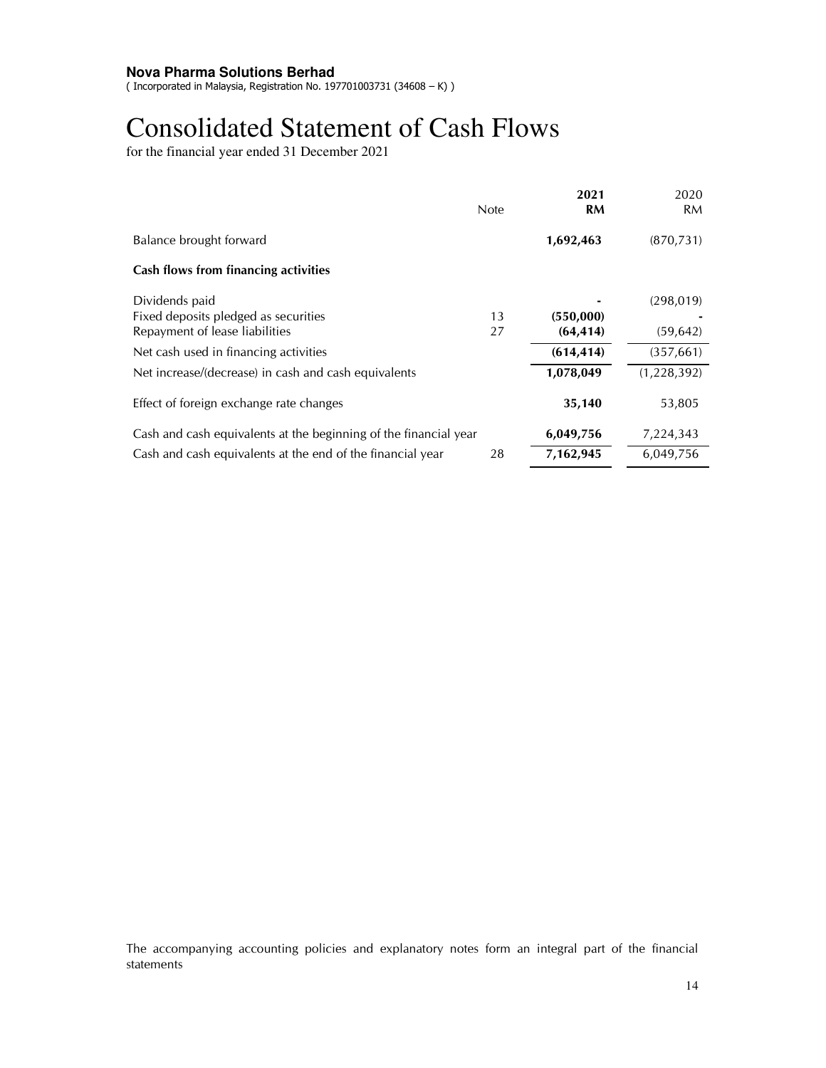**Nova Pharma Solutions Berhad**
( Incorporated in Malaysia, Registration No. 197701003731 (34608 – K) )

# Consolidated Statement of Cash Flows

for the financial year ended 31 December 2021

| | Note | 2021 RM | 2020 RM |
|---|---|---|---|
| Balance brought forward | | **1,692,463** | (870,731) |
| **Cash flows from financing activities** | | | |
| Dividends paid | | **-** | (298,019) |
| Fixed deposits pledged as securities | 13 | **(550,000)** | - |
| Repayment of lease liabilities | 27 | **(64,414)** | (59,642) |
| Net cash used in financing activities | | **(614,414)** | (357,661) |
| Net increase/(decrease) in cash and cash equivalents | | **1,078,049** | (1,228,392) |
| Effect of foreign exchange rate changes | | **35,140** | 53,805 |
| Cash and cash equivalents at the beginning of the financial year | | **6,049,756** | 7,224,343 |
| Cash and cash equivalents at the end of the financial year | 28 | **7,162,945** | 6,049,756 |

The accompanying accounting policies and explanatory notes form an integral part of the financial statements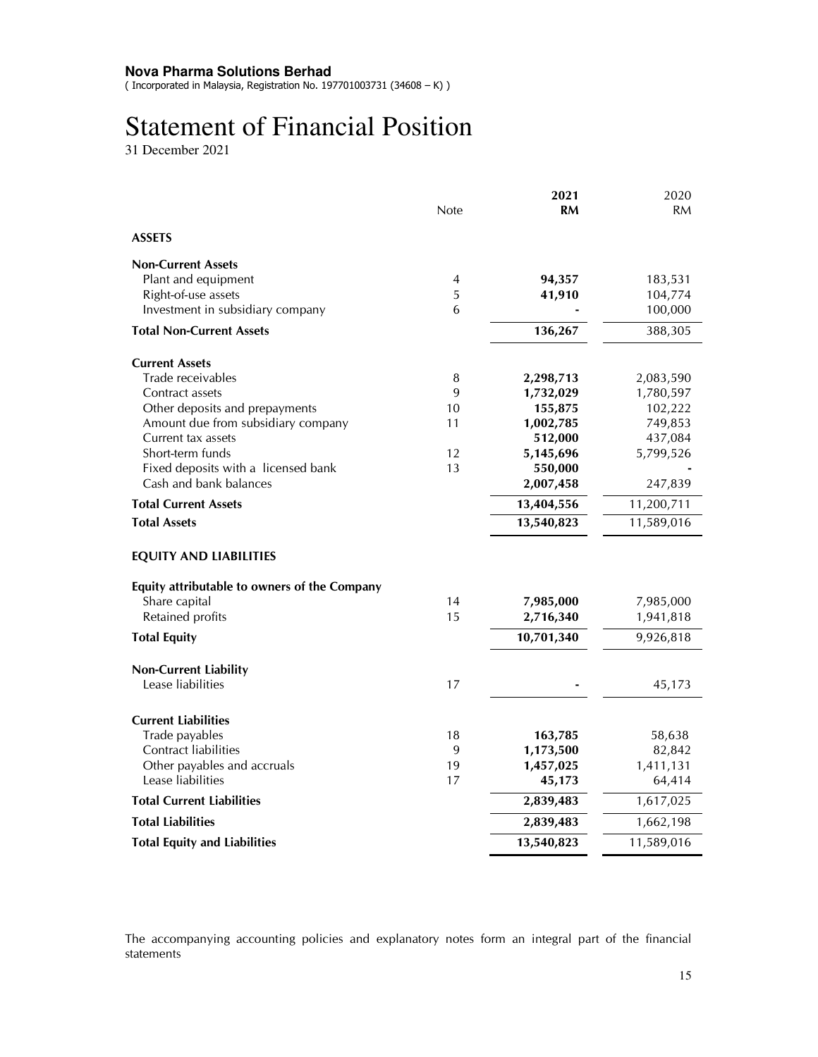**Nova Pharma Solutions Berhad**
( Incorporated in Malaysia, Registration No. 197701003731 (34608 – K) )

# Statement of Financial Position

31 December 2021

| | Note | **2021 RM** | 2020 RM |
|---|---|---|---|
| **ASSETS** | | | |
| **Non-Current Assets** | | | |
| Plant and equipment | 4 | **94,357** | 183,531 |
| Right-of-use assets | 5 | **41,910** | 104,774 |
| Investment in subsidiary company | 6 | **-** | 100,000 |
| **Total Non-Current Assets** | | **136,267** | 388,305 |
| **Current Assets** | | | |
| Trade receivables | 8 | **2,298,713** | 2,083,590 |
| Contract assets | 9 | **1,732,029** | 1,780,597 |
| Other deposits and prepayments | 10 | **155,875** | 102,222 |
| Amount due from subsidiary company | 11 | **1,002,785** | 749,853 |
| Current tax assets | | **512,000** | 437,084 |
| Short-term funds | 12 | **5,145,696** | 5,799,526 |
| Fixed deposits with a licensed bank | 13 | **550,000** | - |
| Cash and bank balances | | **2,007,458** | 247,839 |
| **Total Current Assets** | | **13,404,556** | 11,200,711 |
| **Total Assets** | | **13,540,823** | 11,589,016 |
| **EQUITY AND LIABILITIES** | | | |
| **Equity attributable to owners of the Company** | | | |
| Share capital | 14 | **7,985,000** | 7,985,000 |
| Retained profits | 15 | **2,716,340** | 1,941,818 |
| **Total Equity** | | **10,701,340** | 9,926,818 |
| **Non-Current Liability** | | | |
| Lease liabilities | 17 | **-** | 45,173 |
| **Current Liabilities** | | | |
| Trade payables | 18 | **163,785** | 58,638 |
| Contract liabilities | 9 | **1,173,500** | 82,842 |
| Other payables and accruals | 19 | **1,457,025** | 1,411,131 |
| Lease liabilities | 17 | **45,173** | 64,414 |
| **Total Current Liabilities** | | **2,839,483** | 1,617,025 |
| **Total Liabilities** | | **2,839,483** | 1,662,198 |
| **Total Equity and Liabilities** | | **13,540,823** | 11,589,016 |

The accompanying accounting policies and explanatory notes form an integral part of the financial statements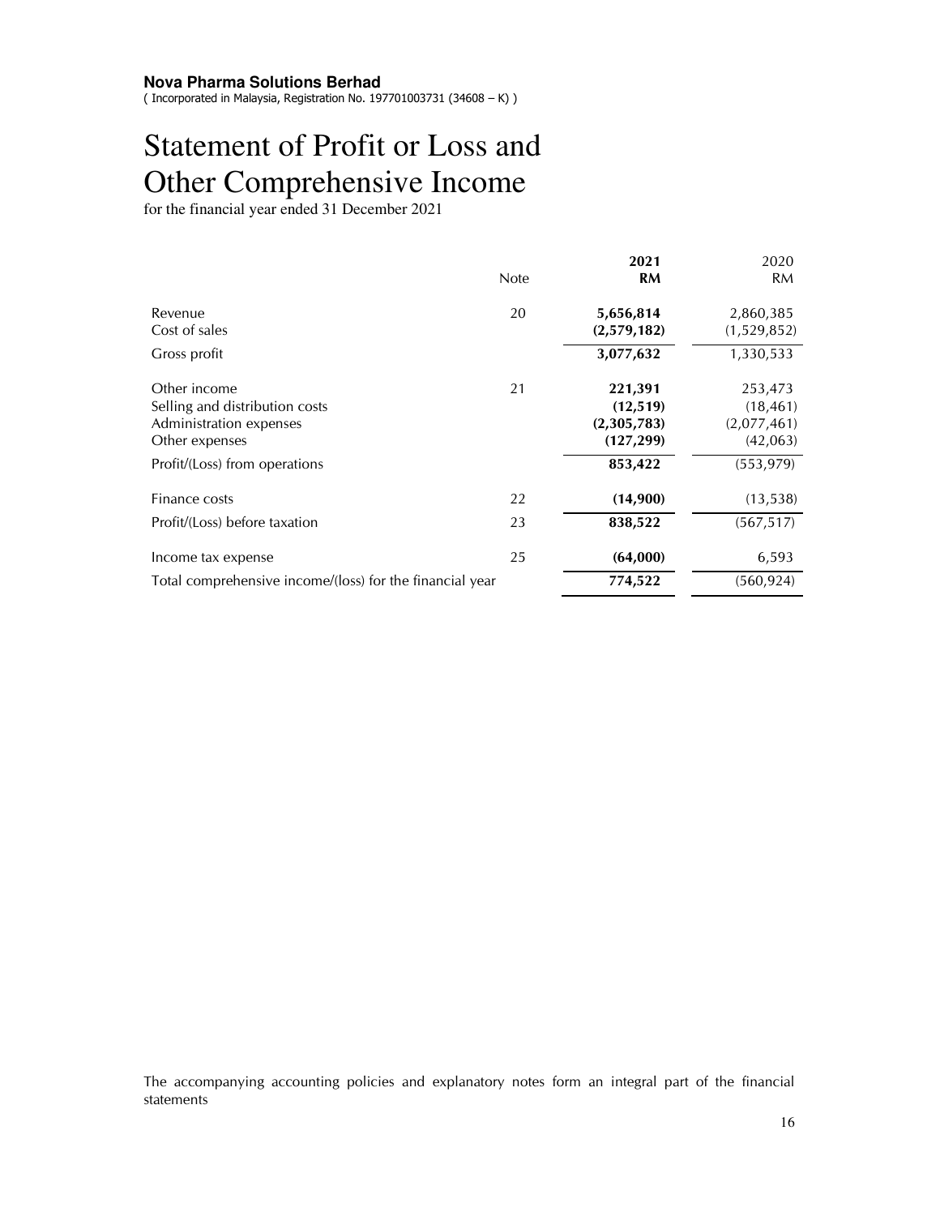**Nova Pharma Solutions Berhad**
( Incorporated in Malaysia, Registration No. 197701003731 (34608 – K) )

# Statement of Profit or Loss and Other Comprehensive Income

for the financial year ended 31 December 2021

| | Note | 2021 RM | 2020 RM |
|---|---|---|---|
| Revenue | 20 | **5,656,814** | 2,860,385 |
| Cost of sales | | **(2,579,182)** | (1,529,852) |
| Gross profit | | **3,077,632** | 1,330,533 |
| Other income | 21 | **221,391** | 253,473 |
| Selling and distribution costs | | **(12,519)** | (18,461) |
| Administration expenses | | **(2,305,783)** | (2,077,461) |
| Other expenses | | **(127,299)** | (42,063) |
| Profit/(Loss) from operations | | **853,422** | (553,979) |
| Finance costs | 22 | **(14,900)** | (13,538) |
| Profit/(Loss) before taxation | 23 | **838,522** | (567,517) |
| Income tax expense | 25 | **(64,000)** | 6,593 |
| Total comprehensive income/(loss) for the financial year | | **774,522** | (560,924) |

The accompanying accounting policies and explanatory notes form an integral part of the financial statements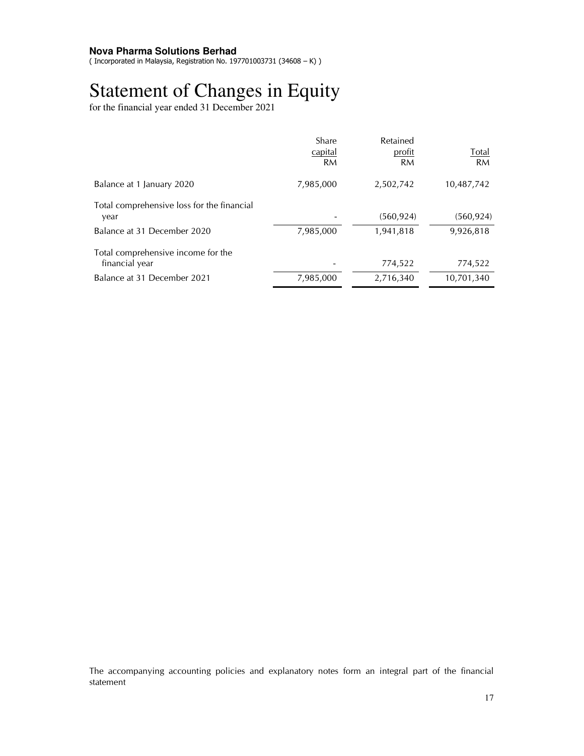**Nova Pharma Solutions Berhad**
( Incorporated in Malaysia, Registration No. 197701003731 (34608 – K) )

# Statement of Changes in Equity

for the financial year ended 31 December 2021

| | Share capital RM | Retained profit RM | Total RM |
|---|---|---|---|
| Balance at 1 January 2020 | 7,985,000 | 2,502,742 | 10,487,742 |
| Total comprehensive loss for the financial year | - | (560,924) | (560,924) |
| Balance at 31 December 2020 | 7,985,000 | 1,941,818 | 9,926,818 |
| Total comprehensive income for the financial year | - | 774,522 | 774,522 |
| Balance at 31 December 2021 | 7,985,000 | 2,716,340 | 10,701,340 |

The accompanying accounting policies and explanatory notes form an integral part of the financial statement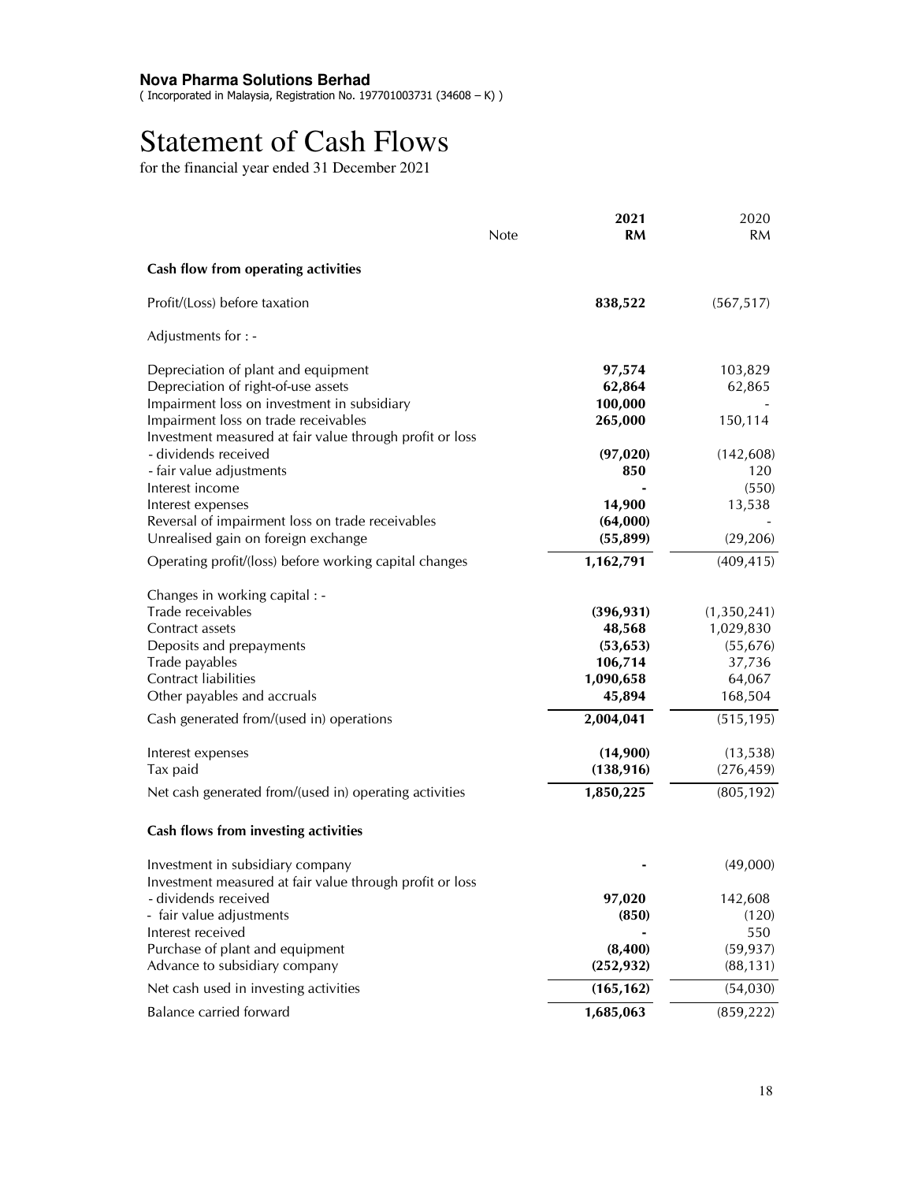**Nova Pharma Solutions Berhad**
( Incorporated in Malaysia, Registration No. 197701003731 (34608 – K) )

# Statement of Cash Flows

for the financial year ended 31 December 2021

| | Note | 2021 RM | 2020 RM |
|---|---|---|---|
| **Cash flow from operating activities** | | | |
| Profit/(Loss) before taxation | | **838,522** | (567,517) |
| Adjustments for : - | | | |
| Depreciation of plant and equipment | | **97,574** | 103,829 |
| Depreciation of right-of-use assets | | **62,864** | 62,865 |
| Impairment loss on investment in subsidiary | | **100,000** | - |
| Impairment loss on trade receivables | | **265,000** | 150,114 |
| Investment measured at fair value through profit or loss | | | |
| - dividends received | | **(97,020)** | (142,608) |
| - fair value adjustments | | **850** | 120 |
| Interest income | | **-** | (550) |
| Interest expenses | | **14,900** | 13,538 |
| Reversal of impairment loss on trade receivables | | **(64,000)** | - |
| Unrealised gain on foreign exchange | | **(55,899)** | (29,206) |
| Operating profit/(loss) before working capital changes | | **1,162,791** | (409,415) |
| Changes in working capital : - | | | |
| Trade receivables | | **(396,931)** | (1,350,241) |
| Contract assets | | **48,568** | 1,029,830 |
| Deposits and prepayments | | **(53,653)** | (55,676) |
| Trade payables | | **106,714** | 37,736 |
| Contract liabilities | | **1,090,658** | 64,067 |
| Other payables and accruals | | **45,894** | 168,504 |
| Cash generated from/(used in) operations | | **2,004,041** | (515,195) |
| Interest expenses | | **(14,900)** | (13,538) |
| Tax paid | | **(138,916)** | (276,459) |
| Net cash generated from/(used in) operating activities | | **1,850,225** | (805,192) |
| **Cash flows from investing activities** | | | |
| Investment in subsidiary company | | **-** | (49,000) |
| Investment measured at fair value through profit or loss | | | |
| - dividends received | | **97,020** | 142,608 |
| - fair value adjustments | | **(850)** | (120) |
| Interest received | | **-** | 550 |
| Purchase of plant and equipment | | **(8,400)** | (59,937) |
| Advance to subsidiary company | | **(252,932)** | (88,131) |
| Net cash used in investing activities | | **(165,162)** | (54,030) |
| Balance carried forward | | **1,685,063** | (859,222) |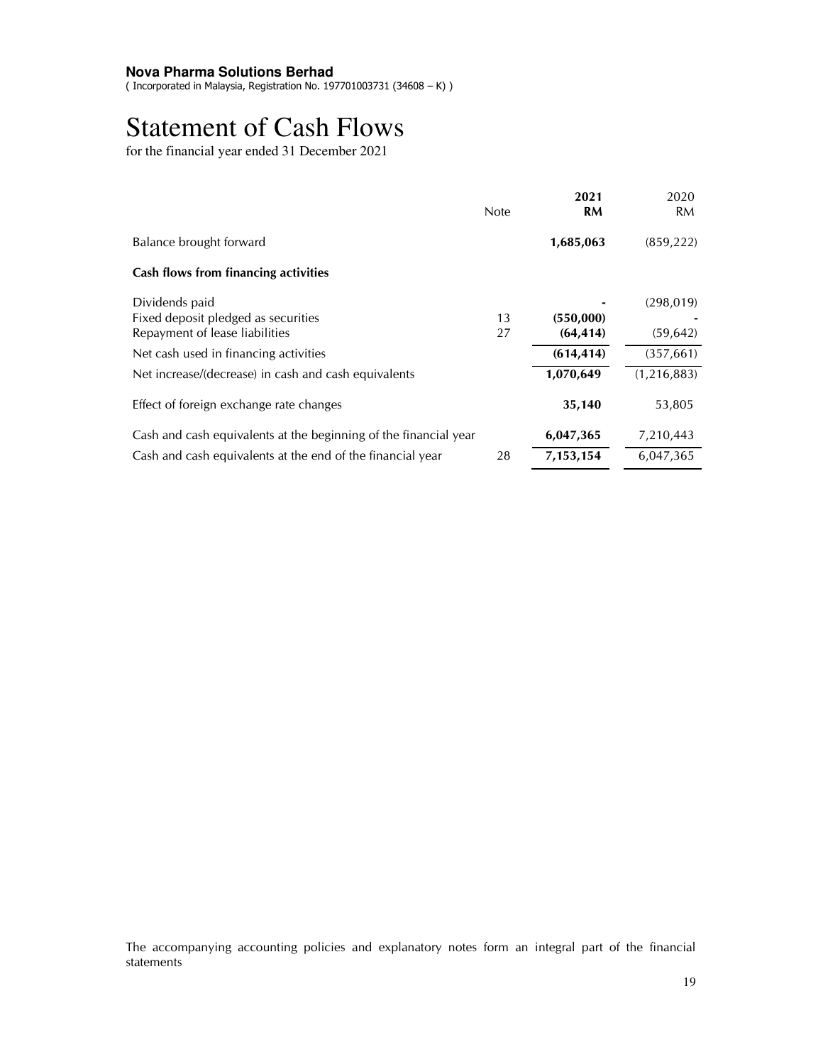**Nova Pharma Solutions Berhad**
( Incorporated in Malaysia, Registration No. 197701003731 (34608 – K) )

# Statement of Cash Flows

for the financial year ended 31 December 2021

| | Note | 2021 RM | 2020 RM |
|---|---|---|---|
| Balance brought forward | | **1,685,063** | (859,222) |
| **Cash flows from financing activities** | | | |
| Dividends paid | | **-** | (298,019) |
| Fixed deposit pledged as securities | 13 | **(550,000)** | - |
| Repayment of lease liabilities | 27 | **(64,414)** | (59,642) |
| Net cash used in financing activities | | **(614,414)** | (357,661) |
| Net increase/(decrease) in cash and cash equivalents | | **1,070,649** | (1,216,883) |
| Effect of foreign exchange rate changes | | **35,140** | 53,805 |
| Cash and cash equivalents at the beginning of the financial year | | **6,047,365** | 7,210,443 |
| Cash and cash equivalents at the end of the financial year | 28 | **7,153,154** | 6,047,365 |

The accompanying accounting policies and explanatory notes form an integral part of the financial statements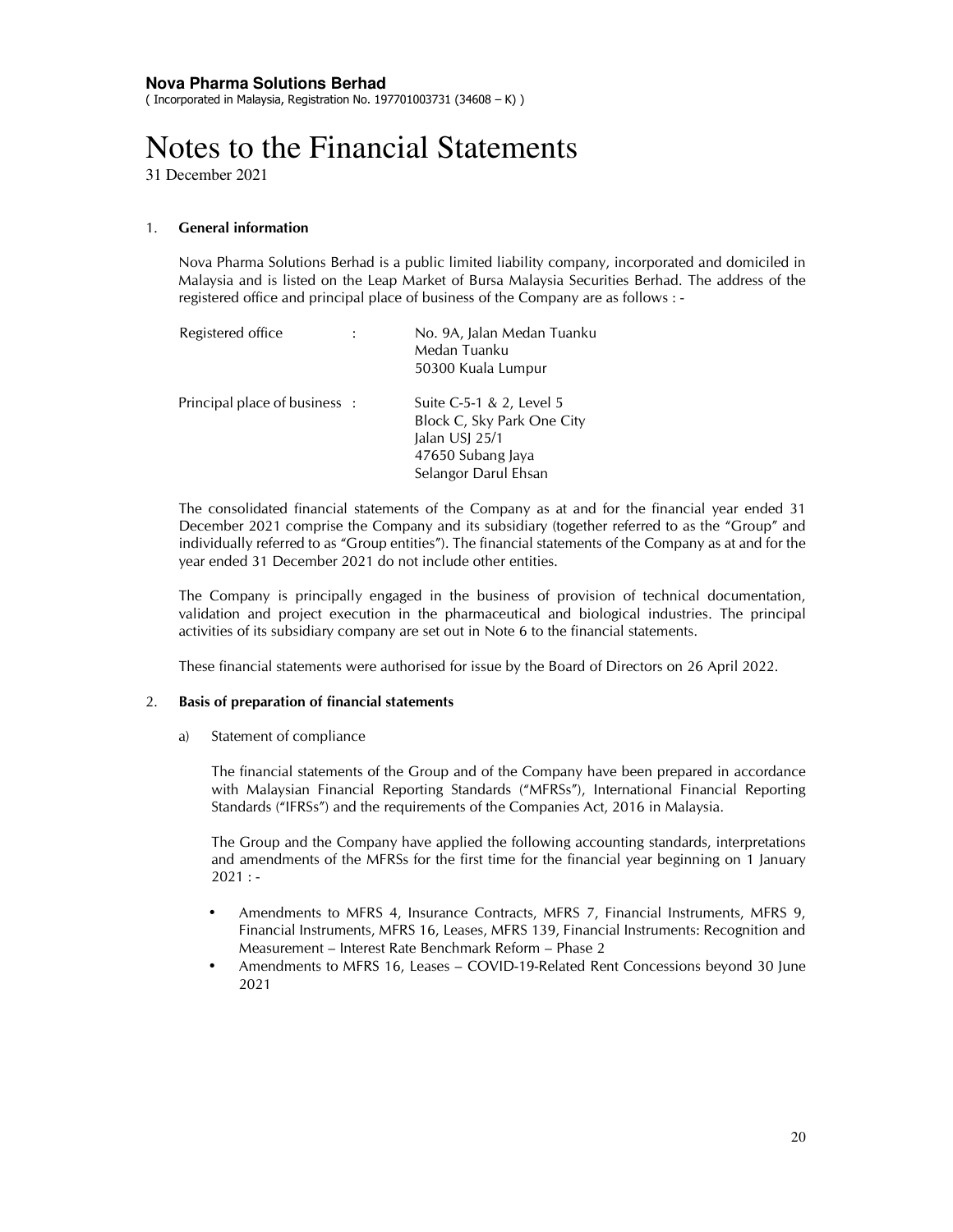**Nova Pharma Solutions Berhad**
( Incorporated in Malaysia, Registration No. 197701003731 (34608 – K) )

# Notes to the Financial Statements

31 December 2021

1. **General information**

Nova Pharma Solutions Berhad is a public limited liability company, incorporated and domiciled in Malaysia and is listed on the Leap Market of Bursa Malaysia Securities Berhad. The address of the registered office and principal place of business of the Company are as follows : -

| | | |
|---|---|---|
| Registered office | : | No. 9A, Jalan Medan Tuanku<br>Medan Tuanku<br>50300 Kuala Lumpur |
| Principal place of business | : | Suite C-5-1 & 2, Level 5<br>Block C, Sky Park One City<br>Jalan USJ 25/1<br>47650 Subang Jaya<br>Selangor Darul Ehsan |

The consolidated financial statements of the Company as at and for the financial year ended 31 December 2021 comprise the Company and its subsidiary (together referred to as the "Group" and individually referred to as "Group entities"). The financial statements of the Company as at and for the year ended 31 December 2021 do not include other entities.

The Company is principally engaged in the business of provision of technical documentation, validation and project execution in the pharmaceutical and biological industries. The principal activities of its subsidiary company are set out in Note 6 to the financial statements.

These financial statements were authorised for issue by the Board of Directors on 26 April 2022.

2. **Basis of preparation of financial statements**

a) Statement of compliance

The financial statements of the Group and of the Company have been prepared in accordance with Malaysian Financial Reporting Standards ("MFRSs"), International Financial Reporting Standards ("IFRSs") and the requirements of the Companies Act, 2016 in Malaysia.

The Group and the Company have applied the following accounting standards, interpretations and amendments of the MFRSs for the first time for the financial year beginning on 1 January 2021 : -

- Amendments to MFRS 4, Insurance Contracts, MFRS 7, Financial Instruments, MFRS 9, Financial Instruments, MFRS 16, Leases, MFRS 139, Financial Instruments: Recognition and Measurement – Interest Rate Benchmark Reform – Phase 2
- Amendments to MFRS 16, Leases – COVID-19-Related Rent Concessions beyond 30 June 2021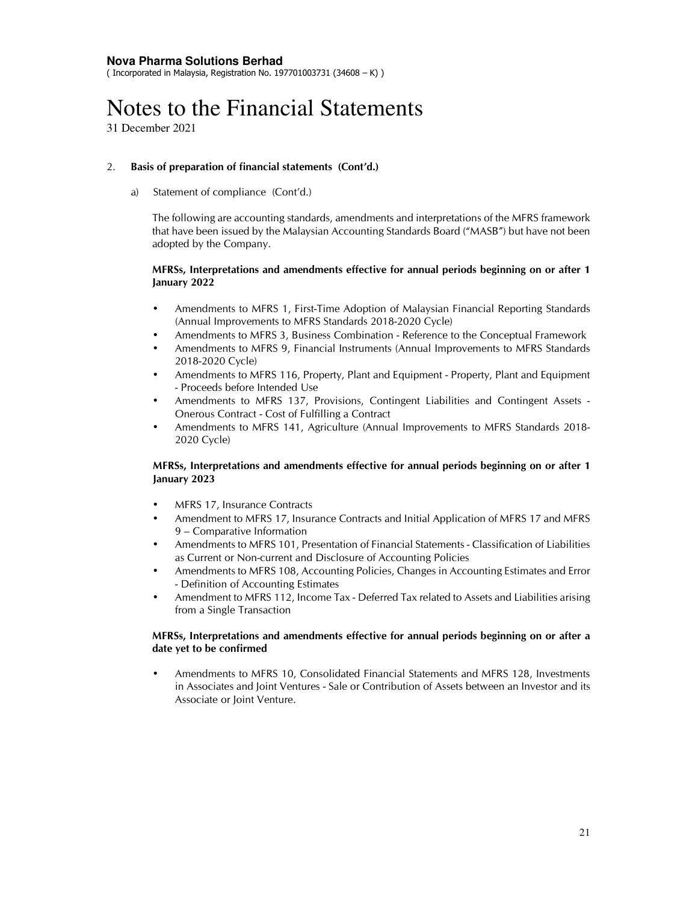**Nova Pharma Solutions Berhad**
( Incorporated in Malaysia, Registration No. 197701003731 (34608 – K) )

# Notes to the Financial Statements

31 December 2021

2. **Basis of preparation of financial statements (Cont'd.)**

   a) Statement of compliance (Cont'd.)

   The following are accounting standards, amendments and interpretations of the MFRS framework that have been issued by the Malaysian Accounting Standards Board ("MASB") but have not been adopted by the Company.

   **MFRSs, Interpretations and amendments effective for annual periods beginning on or after 1 January 2022**

   - Amendments to MFRS 1, First-Time Adoption of Malaysian Financial Reporting Standards (Annual Improvements to MFRS Standards 2018-2020 Cycle)
   - Amendments to MFRS 3, Business Combination - Reference to the Conceptual Framework
   - Amendments to MFRS 9, Financial Instruments (Annual Improvements to MFRS Standards 2018-2020 Cycle)
   - Amendments to MFRS 116, Property, Plant and Equipment - Property, Plant and Equipment - Proceeds before Intended Use
   - Amendments to MFRS 137, Provisions, Contingent Liabilities and Contingent Assets - Onerous Contract - Cost of Fulfilling a Contract
   - Amendments to MFRS 141, Agriculture (Annual Improvements to MFRS Standards 2018-2020 Cycle)

   **MFRSs, Interpretations and amendments effective for annual periods beginning on or after 1 January 2023**

   - MFRS 17, Insurance Contracts
   - Amendment to MFRS 17, Insurance Contracts and Initial Application of MFRS 17 and MFRS 9 – Comparative Information
   - Amendments to MFRS 101, Presentation of Financial Statements - Classification of Liabilities as Current or Non-current and Disclosure of Accounting Policies
   - Amendments to MFRS 108, Accounting Policies, Changes in Accounting Estimates and Error - Definition of Accounting Estimates
   - Amendment to MFRS 112, Income Tax - Deferred Tax related to Assets and Liabilities arising from a Single Transaction

   **MFRSs, Interpretations and amendments effective for annual periods beginning on or after a date yet to be confirmed**

   - Amendments to MFRS 10, Consolidated Financial Statements and MFRS 128, Investments in Associates and Joint Ventures - Sale or Contribution of Assets between an Investor and its Associate or Joint Venture.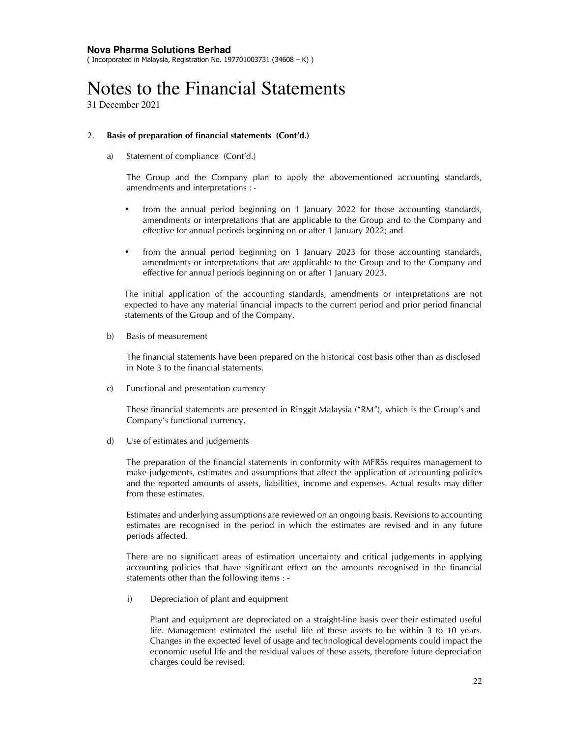2. **Basis of preparation of financial statements (Cont'd.)**

   a) Statement of compliance (Cont'd.)

   The Group and the Company plan to apply the abovementioned accounting standards, amendments and interpretations : -

   - from the annual period beginning on 1 January 2022 for those accounting standards, amendments or interpretations that are applicable to the Group and to the Company and effective for annual periods beginning on or after 1 January 2022; and

   - from the annual period beginning on 1 January 2023 for those accounting standards, amendments or interpretations that are applicable to the Group and to the Company and effective for annual periods beginning on or after 1 January 2023.

   The initial application of the accounting standards, amendments or interpretations are not expected to have any material financial impacts to the current period and prior period financial statements of the Group and of the Company.

   b) Basis of measurement

   The financial statements have been prepared on the historical cost basis other than as disclosed in Note 3 to the financial statements.

   c) Functional and presentation currency

   These financial statements are presented in Ringgit Malaysia ("RM"), which is the Group's and Company's functional currency.

   d) Use of estimates and judgements

   The preparation of the financial statements in conformity with MFRSs requires management to make judgements, estimates and assumptions that affect the application of accounting policies and the reported amounts of assets, liabilities, income and expenses. Actual results may differ from these estimates.

   Estimates and underlying assumptions are reviewed on an ongoing basis. Revisions to accounting estimates are recognised in the period in which the estimates are revised and in any future periods affected.

   There are no significant areas of estimation uncertainty and critical judgements in applying accounting policies that have significant effect on the amounts recognised in the financial statements other than the following items : -

   i) Depreciation of plant and equipment

   Plant and equipment are depreciated on a straight-line basis over their estimated useful life. Management estimated the useful life of these assets to be within 3 to 10 years. Changes in the expected level of usage and technological developments could impact the economic useful life and the residual values of these assets, therefore future depreciation charges could be revised.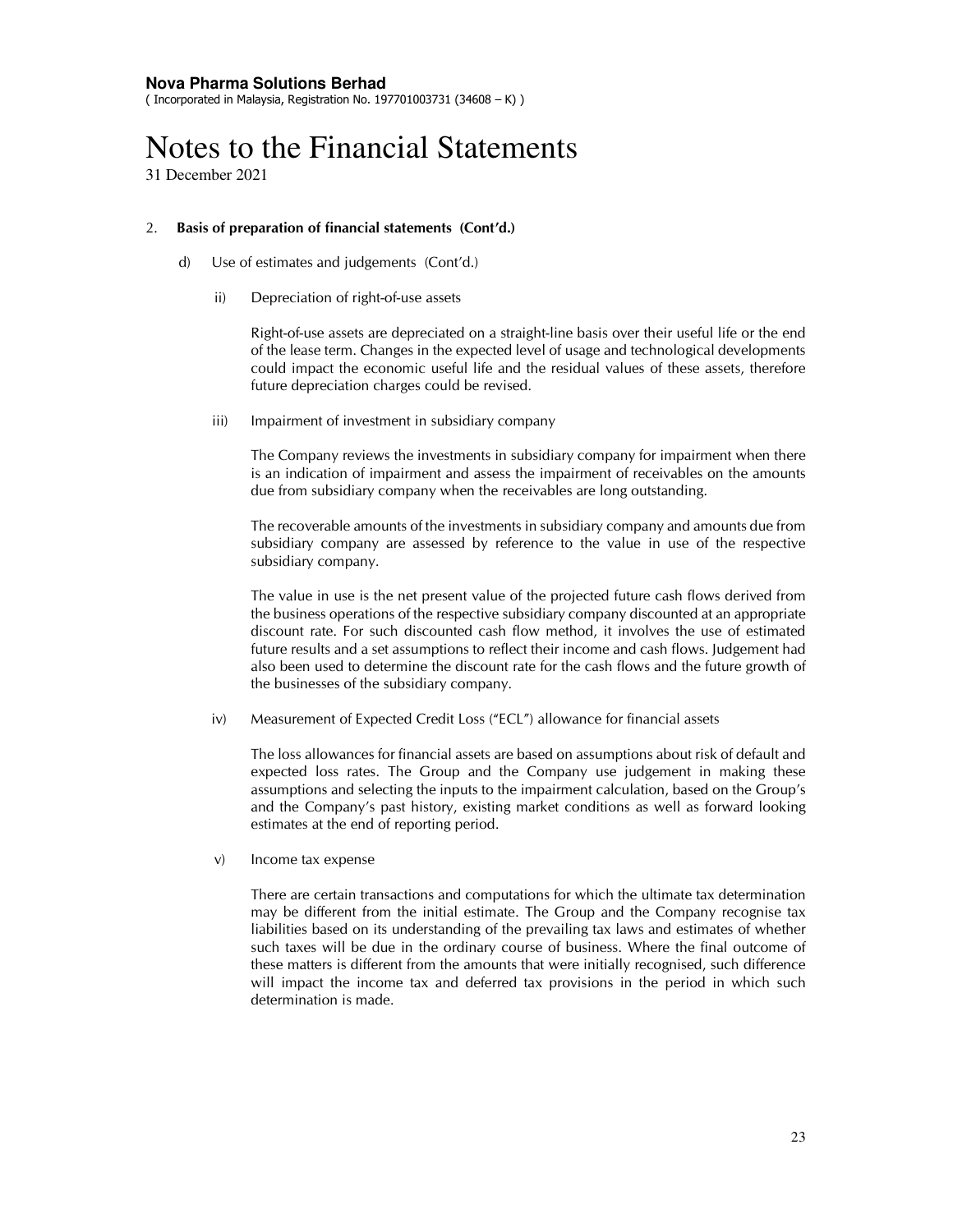## 2. Basis of preparation of financial statements (Cont'd.)

d) Use of estimates and judgements (Cont'd.)

ii) Depreciation of right-of-use assets

Right-of-use assets are depreciated on a straight-line basis over their useful life or the end of the lease term. Changes in the expected level of usage and technological developments could impact the economic useful life and the residual values of these assets, therefore future depreciation charges could be revised.

iii) Impairment of investment in subsidiary company

The Company reviews the investments in subsidiary company for impairment when there is an indication of impairment and assess the impairment of receivables on the amounts due from subsidiary company when the receivables are long outstanding.

The recoverable amounts of the investments in subsidiary company and amounts due from subsidiary company are assessed by reference to the value in use of the respective subsidiary company.

The value in use is the net present value of the projected future cash flows derived from the business operations of the respective subsidiary company discounted at an appropriate discount rate. For such discounted cash flow method, it involves the use of estimated future results and a set assumptions to reflect their income and cash flows. Judgement had also been used to determine the discount rate for the cash flows and the future growth of the businesses of the subsidiary company.

iv) Measurement of Expected Credit Loss ("ECL") allowance for financial assets

The loss allowances for financial assets are based on assumptions about risk of default and expected loss rates. The Group and the Company use judgement in making these assumptions and selecting the inputs to the impairment calculation, based on the Group's and the Company's past history, existing market conditions as well as forward looking estimates at the end of reporting period.

v) Income tax expense

There are certain transactions and computations for which the ultimate tax determination may be different from the initial estimate. The Group and the Company recognise tax liabilities based on its understanding of the prevailing tax laws and estimates of whether such taxes will be due in the ordinary course of business. Where the final outcome of these matters is different from the amounts that were initially recognised, such difference will impact the income tax and deferred tax provisions in the period in which such determination is made.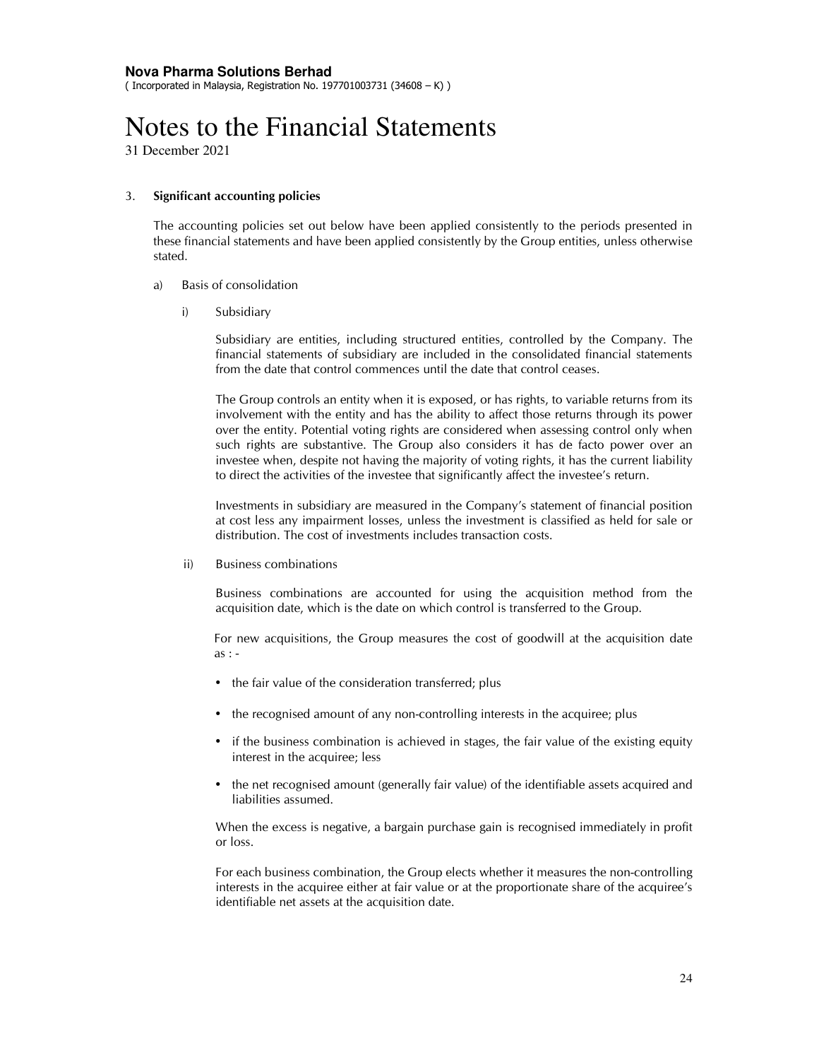**Nova Pharma Solutions Berhad**
( Incorporated in Malaysia, Registration No. 197701003731 (34608 – K) )

# Notes to the Financial Statements

31 December 2021

3. **Significant accounting policies**

The accounting policies set out below have been applied consistently to the periods presented in these financial statements and have been applied consistently by the Group entities, unless otherwise stated.

a) Basis of consolidation

i) Subsidiary

Subsidiary are entities, including structured entities, controlled by the Company. The financial statements of subsidiary are included in the consolidated financial statements from the date that control commences until the date that control ceases.

The Group controls an entity when it is exposed, or has rights, to variable returns from its involvement with the entity and has the ability to affect those returns through its power over the entity. Potential voting rights are considered when assessing control only when such rights are substantive. The Group also considers it has de facto power over an investee when, despite not having the majority of voting rights, it has the current liability to direct the activities of the investee that significantly affect the investee's return.

Investments in subsidiary are measured in the Company's statement of financial position at cost less any impairment losses, unless the investment is classified as held for sale or distribution. The cost of investments includes transaction costs.

ii) Business combinations

Business combinations are accounted for using the acquisition method from the acquisition date, which is the date on which control is transferred to the Group.

For new acquisitions, the Group measures the cost of goodwill at the acquisition date as : -

- the fair value of the consideration transferred; plus
- the recognised amount of any non-controlling interests in the acquiree; plus
- if the business combination is achieved in stages, the fair value of the existing equity interest in the acquiree; less
- the net recognised amount (generally fair value) of the identifiable assets acquired and liabilities assumed.

When the excess is negative, a bargain purchase gain is recognised immediately in profit or loss.

For each business combination, the Group elects whether it measures the non-controlling interests in the acquiree either at fair value or at the proportionate share of the acquiree's identifiable net assets at the acquisition date.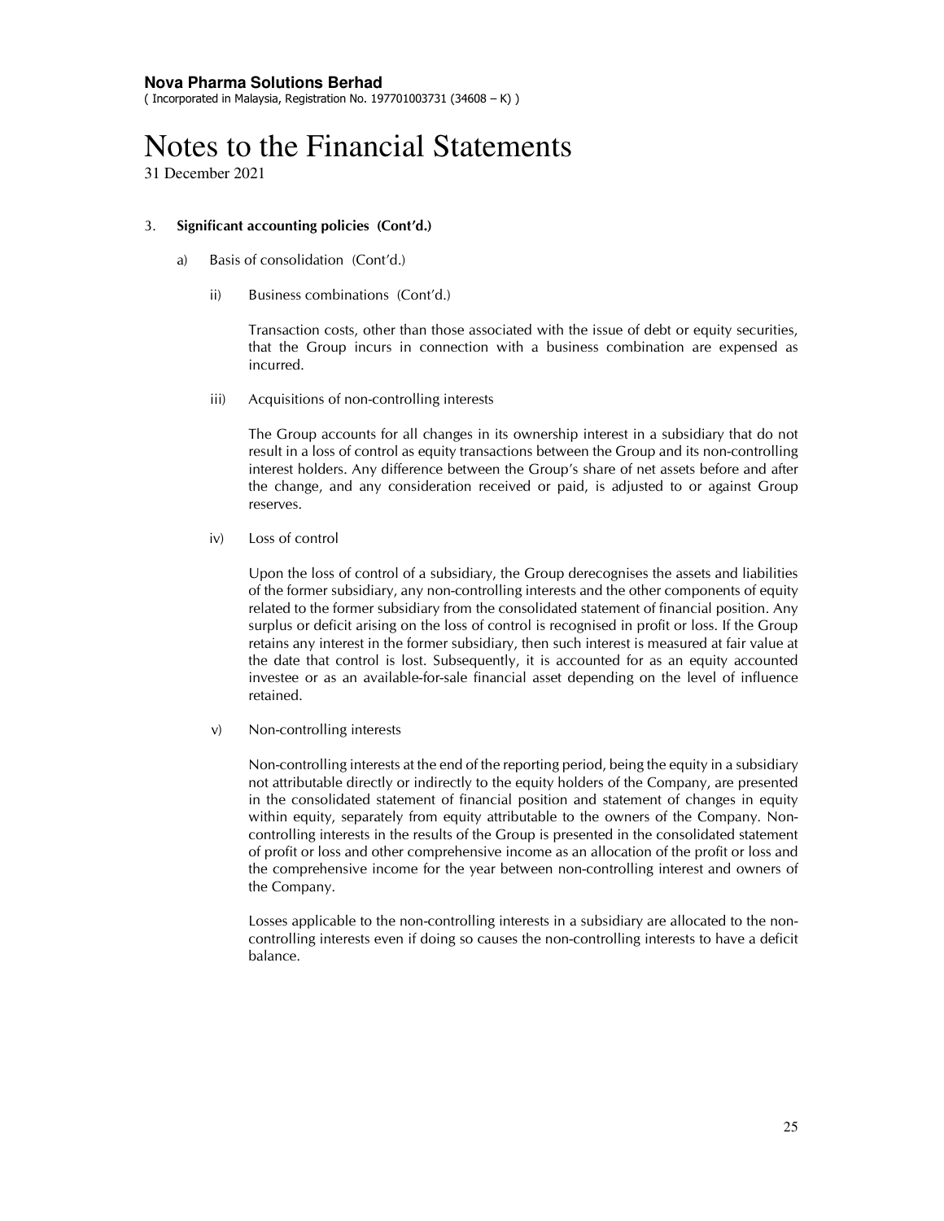# Notes to the Financial Statements

31 December 2021

3. **Significant accounting policies (Cont'd.)**

   a) Basis of consolidation (Cont'd.)

      ii) Business combinations (Cont'd.)

      Transaction costs, other than those associated with the issue of debt or equity securities, that the Group incurs in connection with a business combination are expensed as incurred.

      iii) Acquisitions of non-controlling interests

      The Group accounts for all changes in its ownership interest in a subsidiary that do not result in a loss of control as equity transactions between the Group and its non-controlling interest holders. Any difference between the Group's share of net assets before and after the change, and any consideration received or paid, is adjusted to or against Group reserves.

      iv) Loss of control

      Upon the loss of control of a subsidiary, the Group derecognises the assets and liabilities of the former subsidiary, any non-controlling interests and the other components of equity related to the former subsidiary from the consolidated statement of financial position. Any surplus or deficit arising on the loss of control is recognised in profit or loss. If the Group retains any interest in the former subsidiary, then such interest is measured at fair value at the date that control is lost. Subsequently, it is accounted for as an equity accounted investee or as an available-for-sale financial asset depending on the level of influence retained.

      v) Non-controlling interests

      Non-controlling interests at the end of the reporting period, being the equity in a subsidiary not attributable directly or indirectly to the equity holders of the Company, are presented in the consolidated statement of financial position and statement of changes in equity within equity, separately from equity attributable to the owners of the Company. Non-controlling interests in the results of the Group is presented in the consolidated statement of profit or loss and other comprehensive income as an allocation of the profit or loss and the comprehensive income for the year between non-controlling interest and owners of the Company.

      Losses applicable to the non-controlling interests in a subsidiary are allocated to the non-controlling interests even if doing so causes the non-controlling interests to have a deficit balance.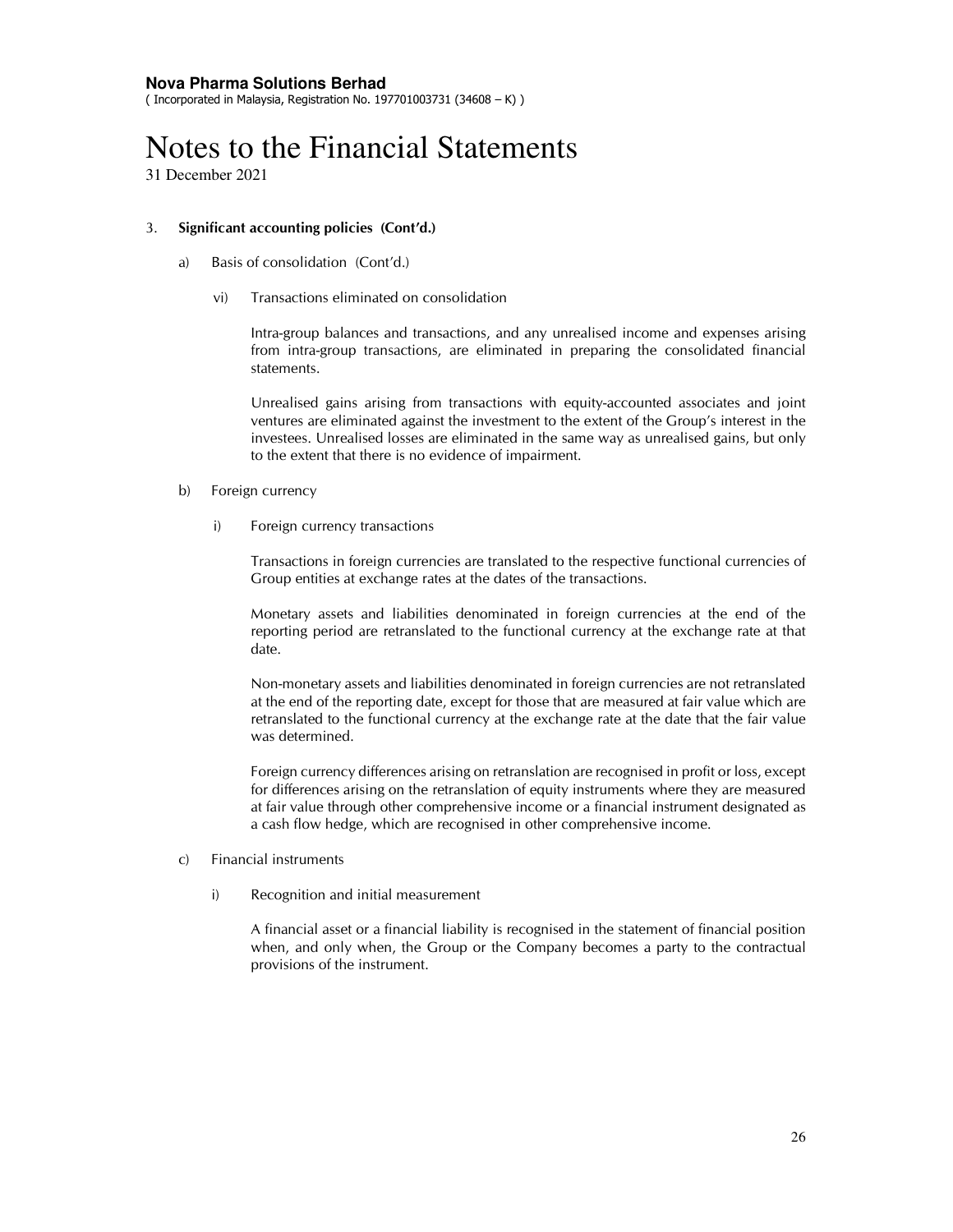**Nova Pharma Solutions Berhad**
( Incorporated in Malaysia, Registration No. 197701003731 (34608 – K) )

# Notes to the Financial Statements

31 December 2021

3. **Significant accounting policies (Cont'd.)**

   a) Basis of consolidation (Cont'd.)

      vi) Transactions eliminated on consolidation

      Intra-group balances and transactions, and any unrealised income and expenses arising from intra-group transactions, are eliminated in preparing the consolidated financial statements.

      Unrealised gains arising from transactions with equity-accounted associates and joint ventures are eliminated against the investment to the extent of the Group's interest in the investees. Unrealised losses are eliminated in the same way as unrealised gains, but only to the extent that there is no evidence of impairment.

   b) Foreign currency

      i) Foreign currency transactions

      Transactions in foreign currencies are translated to the respective functional currencies of Group entities at exchange rates at the dates of the transactions.

      Monetary assets and liabilities denominated in foreign currencies at the end of the reporting period are retranslated to the functional currency at the exchange rate at that date.

      Non-monetary assets and liabilities denominated in foreign currencies are not retranslated at the end of the reporting date, except for those that are measured at fair value which are retranslated to the functional currency at the exchange rate at the date that the fair value was determined.

      Foreign currency differences arising on retranslation are recognised in profit or loss, except for differences arising on the retranslation of equity instruments where they are measured at fair value through other comprehensive income or a financial instrument designated as a cash flow hedge, which are recognised in other comprehensive income.

   c) Financial instruments

      i) Recognition and initial measurement

      A financial asset or a financial liability is recognised in the statement of financial position when, and only when, the Group or the Company becomes a party to the contractual provisions of the instrument.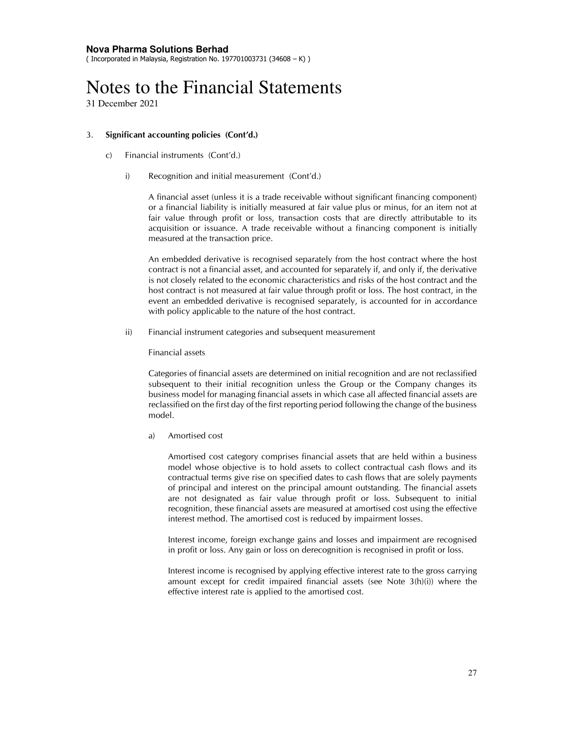**Nova Pharma Solutions Berhad**
( Incorporated in Malaysia, Registration No. 197701003731 (34608 – K) )

# Notes to the Financial Statements

31 December 2021

3. **Significant accounting policies (Cont'd.)**

   c) Financial instruments (Cont'd.)

      i) Recognition and initial measurement (Cont'd.)

         A financial asset (unless it is a trade receivable without significant financing component) or a financial liability is initially measured at fair value plus or minus, for an item not at fair value through profit or loss, transaction costs that are directly attributable to its acquisition or issuance. A trade receivable without a financing component is initially measured at the transaction price.

         An embedded derivative is recognised separately from the host contract where the host contract is not a financial asset, and accounted for separately if, and only if, the derivative is not closely related to the economic characteristics and risks of the host contract and the host contract is not measured at fair value through profit or loss. The host contract, in the event an embedded derivative is recognised separately, is accounted for in accordance with policy applicable to the nature of the host contract.

      ii) Financial instrument categories and subsequent measurement

         Financial assets

         Categories of financial assets are determined on initial recognition and are not reclassified subsequent to their initial recognition unless the Group or the Company changes its business model for managing financial assets in which case all affected financial assets are reclassified on the first day of the first reporting period following the change of the business model.

         a) Amortised cost

            Amortised cost category comprises financial assets that are held within a business model whose objective is to hold assets to collect contractual cash flows and its contractual terms give rise on specified dates to cash flows that are solely payments of principal and interest on the principal amount outstanding. The financial assets are not designated as fair value through profit or loss. Subsequent to initial recognition, these financial assets are measured at amortised cost using the effective interest method. The amortised cost is reduced by impairment losses.

            Interest income, foreign exchange gains and losses and impairment are recognised in profit or loss. Any gain or loss on derecognition is recognised in profit or loss.

            Interest income is recognised by applying effective interest rate to the gross carrying amount except for credit impaired financial assets (see Note 3(h)(i)) where the effective interest rate is applied to the amortised cost.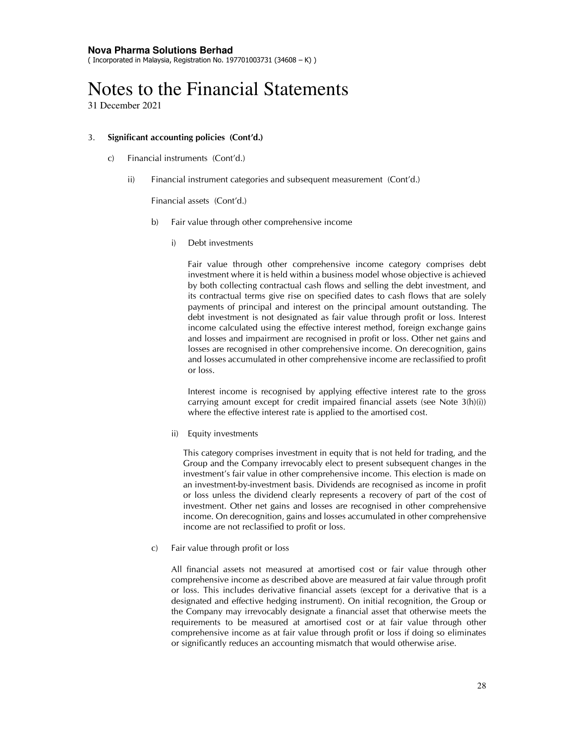### 3. Significant accounting policies (Cont'd.)

c) Financial instruments (Cont'd.)

ii) Financial instrument categories and subsequent measurement (Cont'd.)

Financial assets (Cont'd.)

b) Fair value through other comprehensive income

i) Debt investments

Fair value through other comprehensive income category comprises debt investment where it is held within a business model whose objective is achieved by both collecting contractual cash flows and selling the debt investment, and its contractual terms give rise on specified dates to cash flows that are solely payments of principal and interest on the principal amount outstanding. The debt investment is not designated as fair value through profit or loss. Interest income calculated using the effective interest method, foreign exchange gains and losses and impairment are recognised in profit or loss. Other net gains and losses are recognised in other comprehensive income. On derecognition, gains and losses accumulated in other comprehensive income are reclassified to profit or loss.

Interest income is recognised by applying effective interest rate to the gross carrying amount except for credit impaired financial assets (see Note 3(h)(i)) where the effective interest rate is applied to the amortised cost.

ii) Equity investments

This category comprises investment in equity that is not held for trading, and the Group and the Company irrevocably elect to present subsequent changes in the investment's fair value in other comprehensive income. This election is made on an investment-by-investment basis. Dividends are recognised as income in profit or loss unless the dividend clearly represents a recovery of part of the cost of investment. Other net gains and losses are recognised in other comprehensive income. On derecognition, gains and losses accumulated in other comprehensive income are not reclassified to profit or loss.

c) Fair value through profit or loss

All financial assets not measured at amortised cost or fair value through other comprehensive income as described above are measured at fair value through profit or loss. This includes derivative financial assets (except for a derivative that is a designated and effective hedging instrument). On initial recognition, the Group or the Company may irrevocably designate a financial asset that otherwise meets the requirements to be measured at amortised cost or at fair value through other comprehensive income as at fair value through profit or loss if doing so eliminates or significantly reduces an accounting mismatch that would otherwise arise.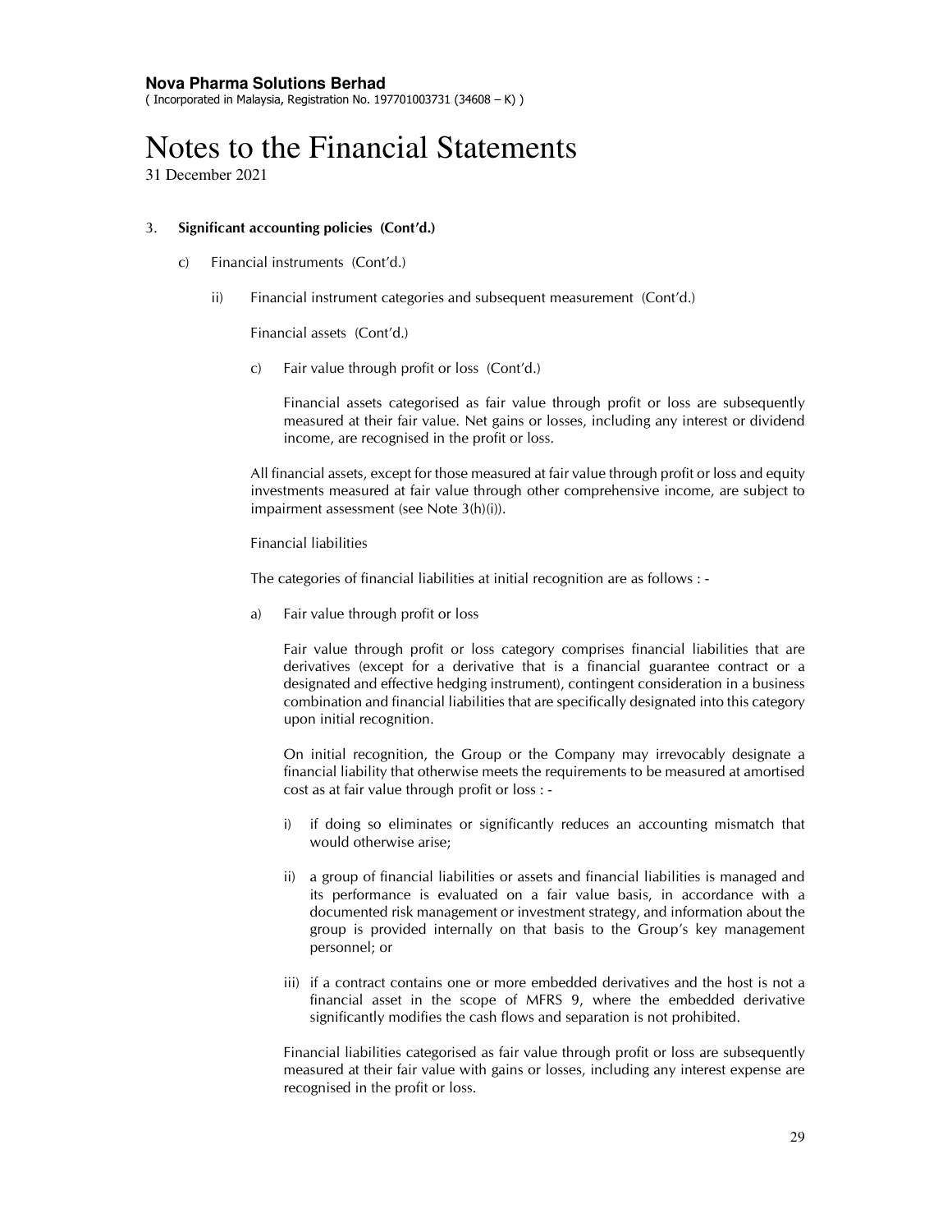**Nova Pharma Solutions Berhad**
( Incorporated in Malaysia, Registration No. 197701003731 (34608 – K) )

# Notes to the Financial Statements

31 December 2021

3. **Significant accounting policies (Cont'd.)**

   c) Financial instruments (Cont'd.)

      ii) Financial instrument categories and subsequent measurement (Cont'd.)

         Financial assets (Cont'd.)

         c) Fair value through profit or loss (Cont'd.)

            Financial assets categorised as fair value through profit or loss are subsequently measured at their fair value. Net gains or losses, including any interest or dividend income, are recognised in the profit or loss.

         All financial assets, except for those measured at fair value through profit or loss and equity investments measured at fair value through other comprehensive income, are subject to impairment assessment (see Note 3(h)(i)).

         Financial liabilities

         The categories of financial liabilities at initial recognition are as follows : -

         a) Fair value through profit or loss

            Fair value through profit or loss category comprises financial liabilities that are derivatives (except for a derivative that is a financial guarantee contract or a designated and effective hedging instrument), contingent consideration in a business combination and financial liabilities that are specifically designated into this category upon initial recognition.

            On initial recognition, the Group or the Company may irrevocably designate a financial liability that otherwise meets the requirements to be measured at amortised cost as at fair value through profit or loss : -

            i) if doing so eliminates or significantly reduces an accounting mismatch that would otherwise arise;

            ii) a group of financial liabilities or assets and financial liabilities is managed and its performance is evaluated on a fair value basis, in accordance with a documented risk management or investment strategy, and information about the group is provided internally on that basis to the Group's key management personnel; or

            iii) if a contract contains one or more embedded derivatives and the host is not a financial asset in the scope of MFRS 9, where the embedded derivative significantly modifies the cash flows and separation is not prohibited.

            Financial liabilities categorised as fair value through profit or loss are subsequently measured at their fair value with gains or losses, including any interest expense are recognised in the profit or loss.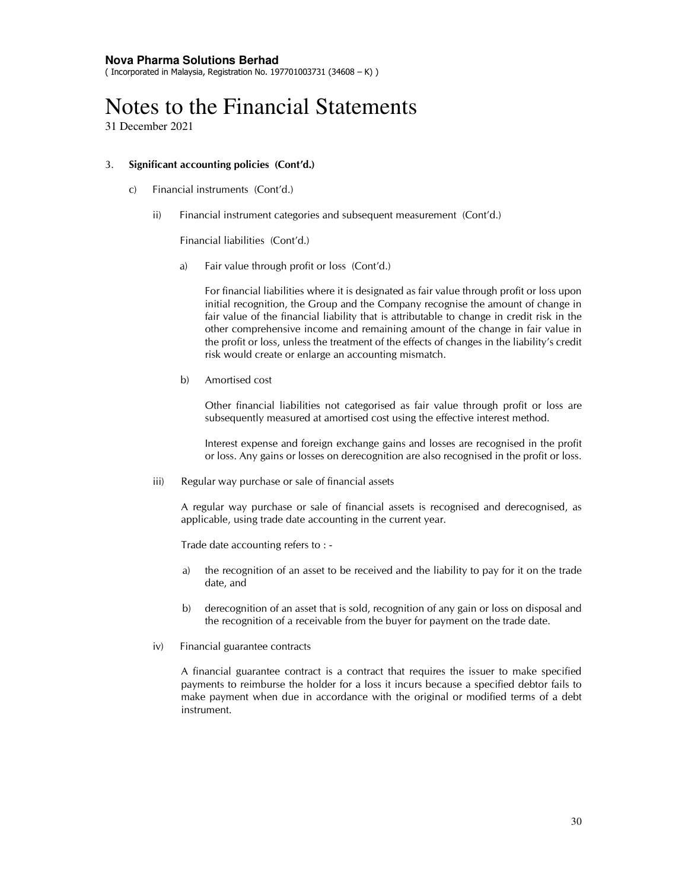**Nova Pharma Solutions Berhad**
( Incorporated in Malaysia, Registration No. 197701003731 (34608 – K) )

# Notes to the Financial Statements

31 December 2021

3. **Significant accounting policies (Cont'd.)**

   c) Financial instruments (Cont'd.)

      ii) Financial instrument categories and subsequent measurement (Cont'd.)

         Financial liabilities (Cont'd.)

         a) Fair value through profit or loss (Cont'd.)

            For financial liabilities where it is designated as fair value through profit or loss upon initial recognition, the Group and the Company recognise the amount of change in fair value of the financial liability that is attributable to change in credit risk in the other comprehensive income and remaining amount of the change in fair value in the profit or loss, unless the treatment of the effects of changes in the liability's credit risk would create or enlarge an accounting mismatch.

         b) Amortised cost

            Other financial liabilities not categorised as fair value through profit or loss are subsequently measured at amortised cost using the effective interest method.

            Interest expense and foreign exchange gains and losses are recognised in the profit or loss. Any gains or losses on derecognition are also recognised in the profit or loss.

      iii) Regular way purchase or sale of financial assets

         A regular way purchase or sale of financial assets is recognised and derecognised, as applicable, using trade date accounting in the current year.

         Trade date accounting refers to : -

         a) the recognition of an asset to be received and the liability to pay for it on the trade date, and

         b) derecognition of an asset that is sold, recognition of any gain or loss on disposal and the recognition of a receivable from the buyer for payment on the trade date.

      iv) Financial guarantee contracts

         A financial guarantee contract is a contract that requires the issuer to make specified payments to reimburse the holder for a loss it incurs because a specified debtor fails to make payment when due in accordance with the original or modified terms of a debt instrument.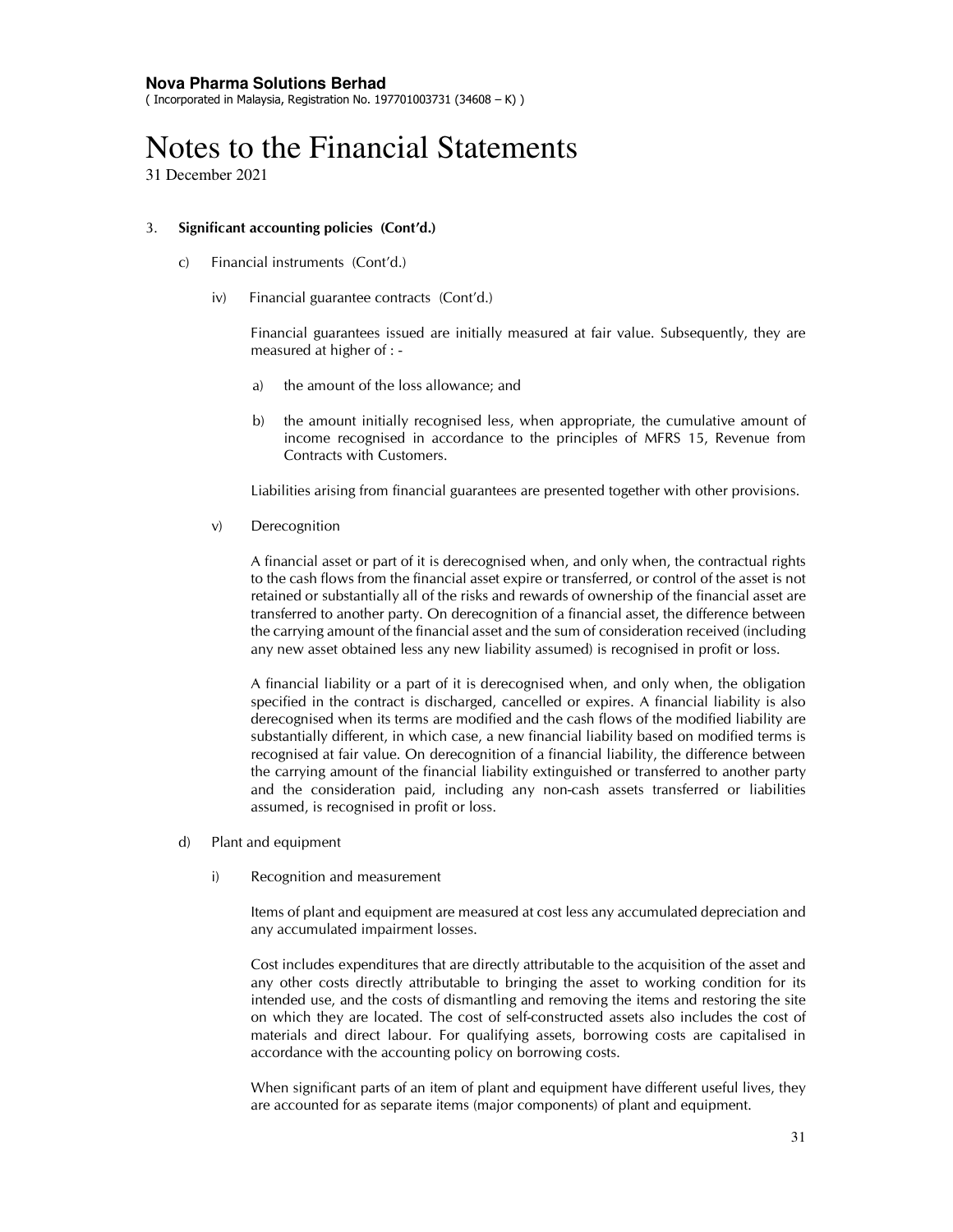**Nova Pharma Solutions Berhad**
( Incorporated in Malaysia, Registration No. 197701003731 (34608 – K) )

# Notes to the Financial Statements

31 December 2021

3. **Significant accounting policies (Cont'd.)**

   c) Financial instruments (Cont'd.)

      iv) Financial guarantee contracts (Cont'd.)

      Financial guarantees issued are initially measured at fair value. Subsequently, they are measured at higher of : -

      a) the amount of the loss allowance; and

      b) the amount initially recognised less, when appropriate, the cumulative amount of income recognised in accordance to the principles of MFRS 15, Revenue from Contracts with Customers.

      Liabilities arising from financial guarantees are presented together with other provisions.

      v) Derecognition

      A financial asset or part of it is derecognised when, and only when, the contractual rights to the cash flows from the financial asset expire or transferred, or control of the asset is not retained or substantially all of the risks and rewards of ownership of the financial asset are transferred to another party. On derecognition of a financial asset, the difference between the carrying amount of the financial asset and the sum of consideration received (including any new asset obtained less any new liability assumed) is recognised in profit or loss.

      A financial liability or a part of it is derecognised when, and only when, the obligation specified in the contract is discharged, cancelled or expires. A financial liability is also derecognised when its terms are modified and the cash flows of the modified liability are substantially different, in which case, a new financial liability based on modified terms is recognised at fair value. On derecognition of a financial liability, the difference between the carrying amount of the financial liability extinguished or transferred to another party and the consideration paid, including any non-cash assets transferred or liabilities assumed, is recognised in profit or loss.

   d) Plant and equipment

      i) Recognition and measurement

      Items of plant and equipment are measured at cost less any accumulated depreciation and any accumulated impairment losses.

      Cost includes expenditures that are directly attributable to the acquisition of the asset and any other costs directly attributable to bringing the asset to working condition for its intended use, and the costs of dismantling and removing the items and restoring the site on which they are located. The cost of self-constructed assets also includes the cost of materials and direct labour. For qualifying assets, borrowing costs are capitalised in accordance with the accounting policy on borrowing costs.

      When significant parts of an item of plant and equipment have different useful lives, they are accounted for as separate items (major components) of plant and equipment.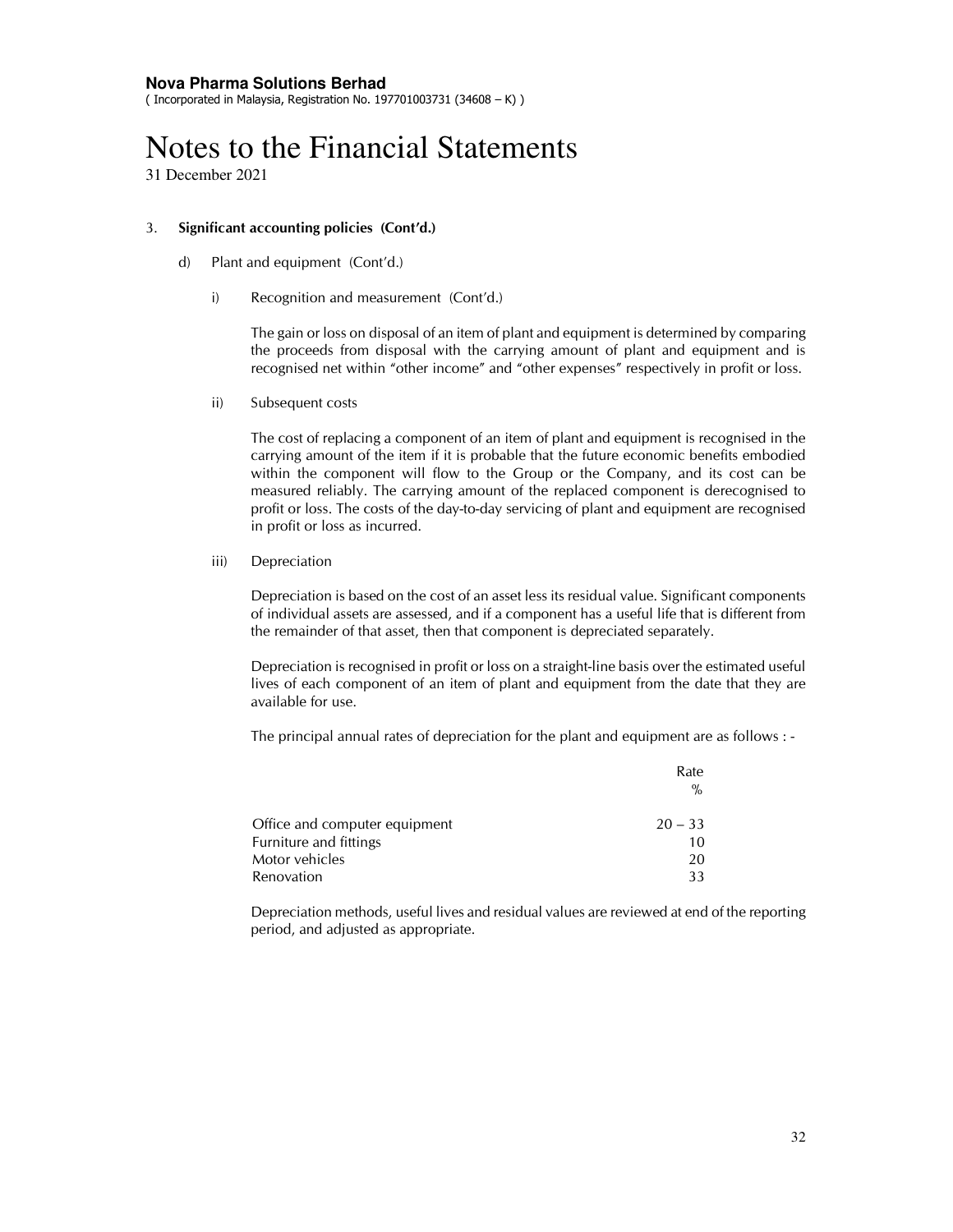**Nova Pharma Solutions Berhad**
( Incorporated in Malaysia, Registration No. 197701003731 (34608 – K) )

# Notes to the Financial Statements

31 December 2021

3. **Significant accounting policies (Cont'd.)**

   d) Plant and equipment (Cont'd.)

      i) Recognition and measurement (Cont'd.)

         The gain or loss on disposal of an item of plant and equipment is determined by comparing the proceeds from disposal with the carrying amount of plant and equipment and is recognised net within "other income" and "other expenses" respectively in profit or loss.

      ii) Subsequent costs

         The cost of replacing a component of an item of plant and equipment is recognised in the carrying amount of the item if it is probable that the future economic benefits embodied within the component will flow to the Group or the Company, and its cost can be measured reliably. The carrying amount of the replaced component is derecognised to profit or loss. The costs of the day-to-day servicing of plant and equipment are recognised in profit or loss as incurred.

      iii) Depreciation

         Depreciation is based on the cost of an asset less its residual value. Significant components of individual assets are assessed, and if a component has a useful life that is different from the remainder of that asset, then that component is depreciated separately.

         Depreciation is recognised in profit or loss on a straight-line basis over the estimated useful lives of each component of an item of plant and equipment from the date that they are available for use.

         The principal annual rates of depreciation for the plant and equipment are as follows : -

| | Rate % |
|---|---|
| Office and computer equipment | 20 – 33 |
| Furniture and fittings | 10 |
| Motor vehicles | 20 |
| Renovation | 33 |

         Depreciation methods, useful lives and residual values are reviewed at end of the reporting period, and adjusted as appropriate.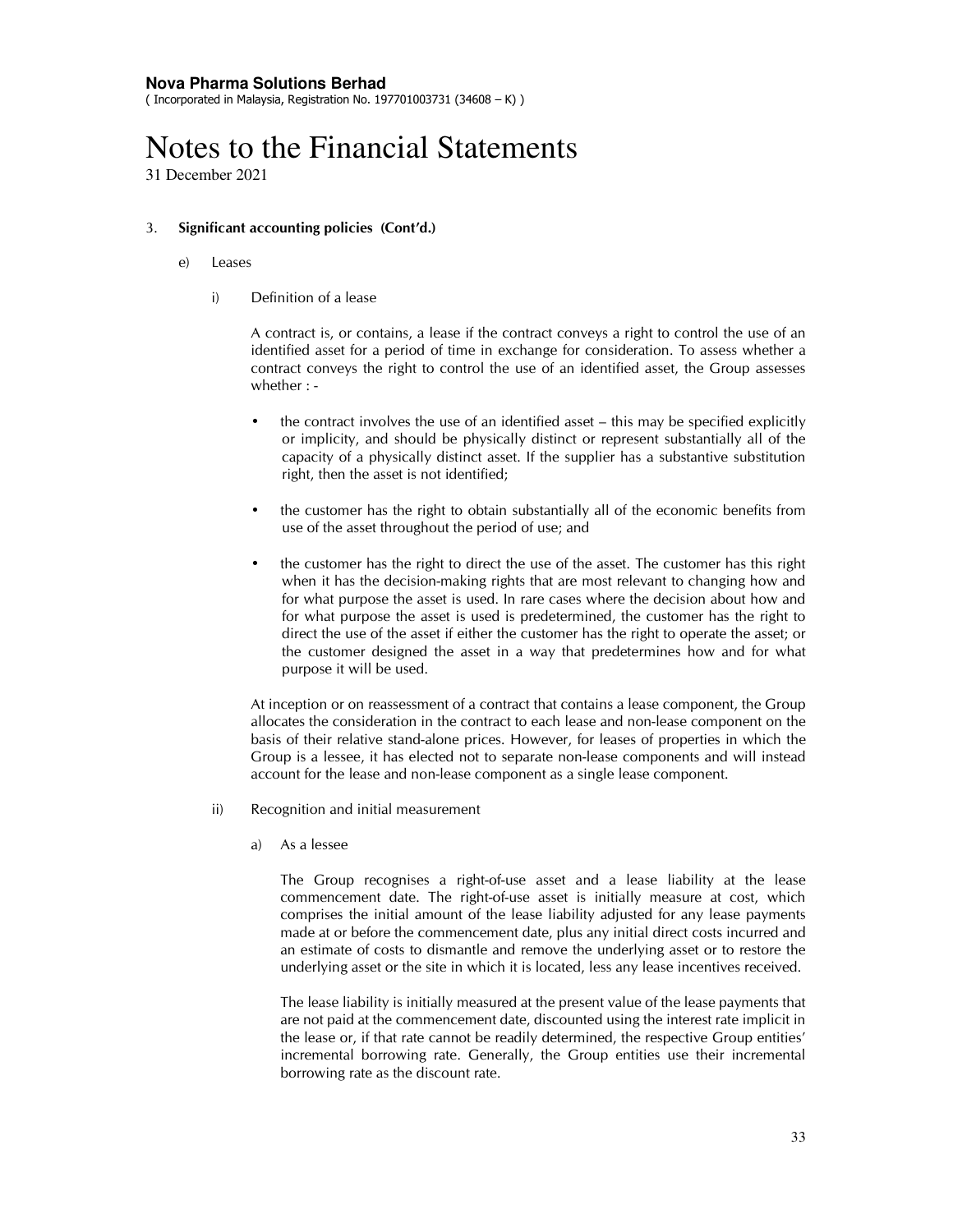**Nova Pharma Solutions Berhad**
( Incorporated in Malaysia, Registration No. 197701003731 (34608 – K) )

# Notes to the Financial Statements

31 December 2021

3. **Significant accounting policies (Cont'd.)**

   e) Leases

      i) Definition of a lease

         A contract is, or contains, a lease if the contract conveys a right to control the use of an identified asset for a period of time in exchange for consideration. To assess whether a contract conveys the right to control the use of an identified asset, the Group assesses whether : -

         - the contract involves the use of an identified asset – this may be specified explicitly or implicity, and should be physically distinct or represent substantially all of the capacity of a physically distinct asset. If the supplier has a substantive substitution right, then the asset is not identified;

         - the customer has the right to obtain substantially all of the economic benefits from use of the asset throughout the period of use; and

         - the customer has the right to direct the use of the asset. The customer has this right when it has the decision-making rights that are most relevant to changing how and for what purpose the asset is used. In rare cases where the decision about how and for what purpose the asset is used is predetermined, the customer has the right to direct the use of the asset if either the customer has the right to operate the asset; or the customer designed the asset in a way that predetermines how and for what purpose it will be used.

         At inception or on reassessment of a contract that contains a lease component, the Group allocates the consideration in the contract to each lease and non-lease component on the basis of their relative stand-alone prices. However, for leases of properties in which the Group is a lessee, it has elected not to separate non-lease components and will instead account for the lease and non-lease component as a single lease component.

      ii) Recognition and initial measurement

         a) As a lessee

            The Group recognises a right-of-use asset and a lease liability at the lease commencement date. The right-of-use asset is initially measure at cost, which comprises the initial amount of the lease liability adjusted for any lease payments made at or before the commencement date, plus any initial direct costs incurred and an estimate of costs to dismantle and remove the underlying asset or to restore the underlying asset or the site in which it is located, less any lease incentives received.

            The lease liability is initially measured at the present value of the lease payments that are not paid at the commencement date, discounted using the interest rate implicit in the lease or, if that rate cannot be readily determined, the respective Group entities' incremental borrowing rate. Generally, the Group entities use their incremental borrowing rate as the discount rate.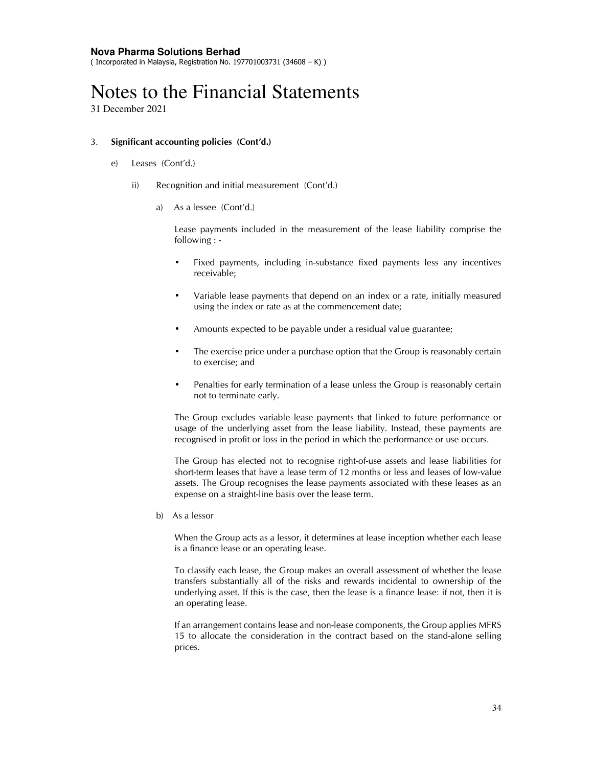# Notes to the Financial Statements

31 December 2021

3. **Significant accounting policies (Cont'd.)**

   e) Leases (Cont'd.)

      ii) Recognition and initial measurement (Cont'd.)

         a) As a lessee (Cont'd.)

            Lease payments included in the measurement of the lease liability comprise the following : -

            - Fixed payments, including in-substance fixed payments less any incentives receivable;
            - Variable lease payments that depend on an index or a rate, initially measured using the index or rate as at the commencement date;
            - Amounts expected to be payable under a residual value guarantee;
            - The exercise price under a purchase option that the Group is reasonably certain to exercise; and
            - Penalties for early termination of a lease unless the Group is reasonably certain not to terminate early.

            The Group excludes variable lease payments that linked to future performance or usage of the underlying asset from the lease liability. Instead, these payments are recognised in profit or loss in the period in which the performance or use occurs.

            The Group has elected not to recognise right-of-use assets and lease liabilities for short-term leases that have a lease term of 12 months or less and leases of low-value assets. The Group recognises the lease payments associated with these leases as an expense on a straight-line basis over the lease term.

         b) As a lessor

            When the Group acts as a lessor, it determines at lease inception whether each lease is a finance lease or an operating lease.

            To classify each lease, the Group makes an overall assessment of whether the lease transfers substantially all of the risks and rewards incidental to ownership of the underlying asset. If this is the case, then the lease is a finance lease: if not, then it is an operating lease.

            If an arrangement contains lease and non-lease components, the Group applies MFRS 15 to allocate the consideration in the contract based on the stand-alone selling prices.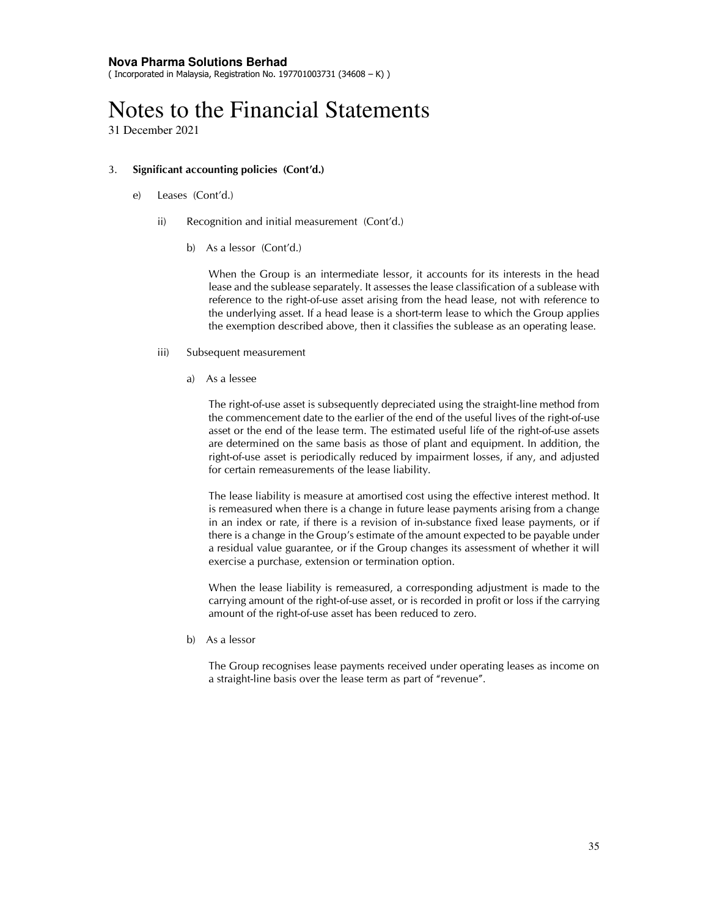3. **Significant accounting policies (Cont'd.)**

   e) Leases (Cont'd.)

      ii) Recognition and initial measurement (Cont'd.)

         b) As a lessor (Cont'd.)

         When the Group is an intermediate lessor, it accounts for its interests in the head lease and the sublease separately. It assesses the lease classification of a sublease with reference to the right-of-use asset arising from the head lease, not with reference to the underlying asset. If a head lease is a short-term lease to which the Group applies the exemption described above, then it classifies the sublease as an operating lease.

      iii) Subsequent measurement

         a) As a lessee

         The right-of-use asset is subsequently depreciated using the straight-line method from the commencement date to the earlier of the end of the useful lives of the right-of-use asset or the end of the lease term. The estimated useful life of the right-of-use assets are determined on the same basis as those of plant and equipment. In addition, the right-of-use asset is periodically reduced by impairment losses, if any, and adjusted for certain remeasurements of the lease liability.

         The lease liability is measure at amortised cost using the effective interest method. It is remeasured when there is a change in future lease payments arising from a change in an index or rate, if there is a revision of in-substance fixed lease payments, or if there is a change in the Group's estimate of the amount expected to be payable under a residual value guarantee, or if the Group changes its assessment of whether it will exercise a purchase, extension or termination option.

         When the lease liability is remeasured, a corresponding adjustment is made to the carrying amount of the right-of-use asset, or is recorded in profit or loss if the carrying amount of the right-of-use asset has been reduced to zero.

         b) As a lessor

         The Group recognises lease payments received under operating leases as income on a straight-line basis over the lease term as part of "revenue".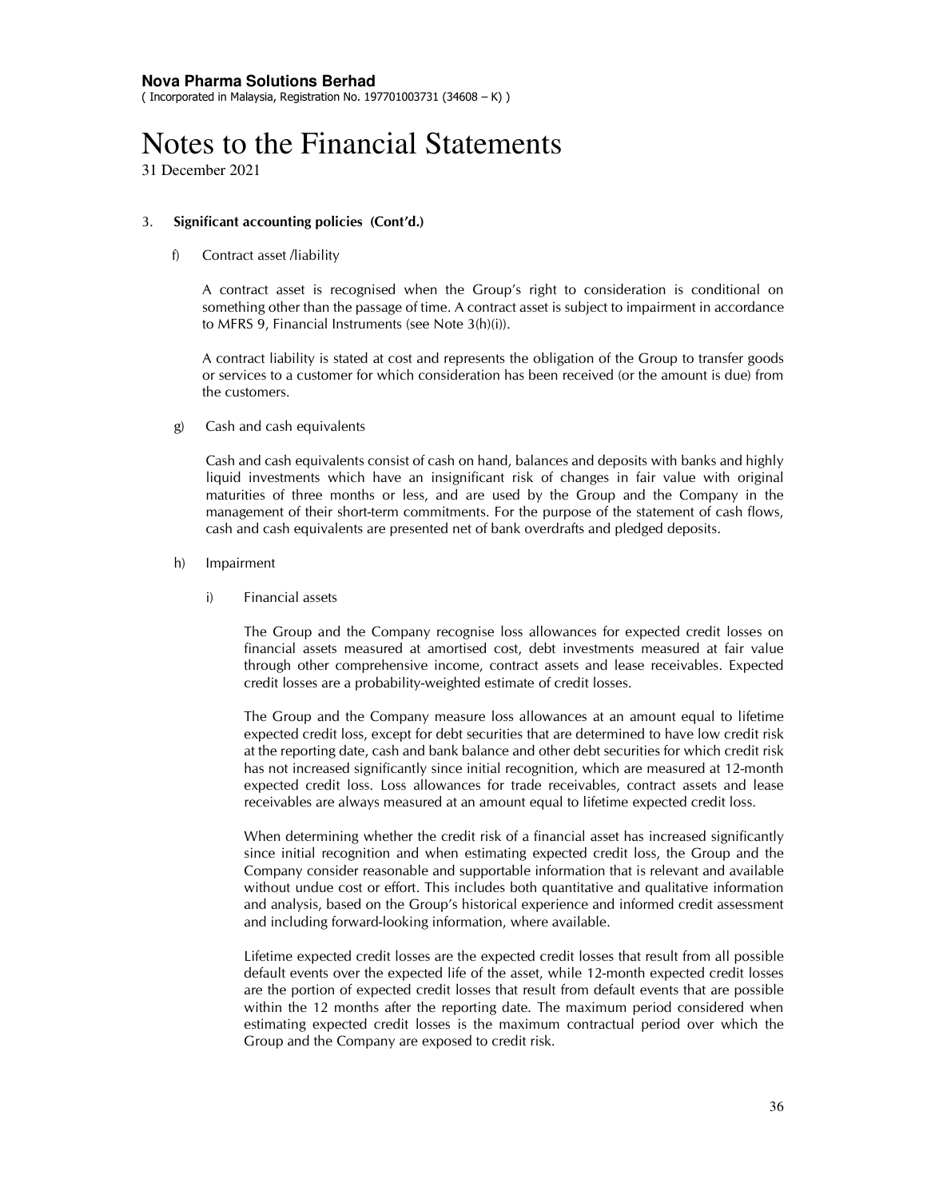### 3. Significant accounting policies (Cont'd.)

f) Contract asset /liability

A contract asset is recognised when the Group's right to consideration is conditional on something other than the passage of time. A contract asset is subject to impairment in accordance to MFRS 9, Financial Instruments (see Note 3(h)(i)).

A contract liability is stated at cost and represents the obligation of the Group to transfer goods or services to a customer for which consideration has been received (or the amount is due) from the customers.

g) Cash and cash equivalents

Cash and cash equivalents consist of cash on hand, balances and deposits with banks and highly liquid investments which have an insignificant risk of changes in fair value with original maturities of three months or less, and are used by the Group and the Company in the management of their short-term commitments. For the purpose of the statement of cash flows, cash and cash equivalents are presented net of bank overdrafts and pledged deposits.

h) Impairment

i) Financial assets

The Group and the Company recognise loss allowances for expected credit losses on financial assets measured at amortised cost, debt investments measured at fair value through other comprehensive income, contract assets and lease receivables. Expected credit losses are a probability-weighted estimate of credit losses.

The Group and the Company measure loss allowances at an amount equal to lifetime expected credit loss, except for debt securities that are determined to have low credit risk at the reporting date, cash and bank balance and other debt securities for which credit risk has not increased significantly since initial recognition, which are measured at 12-month expected credit loss. Loss allowances for trade receivables, contract assets and lease receivables are always measured at an amount equal to lifetime expected credit loss.

When determining whether the credit risk of a financial asset has increased significantly since initial recognition and when estimating expected credit loss, the Group and the Company consider reasonable and supportable information that is relevant and available without undue cost or effort. This includes both quantitative and qualitative information and analysis, based on the Group's historical experience and informed credit assessment and including forward-looking information, where available.

Lifetime expected credit losses are the expected credit losses that result from all possible default events over the expected life of the asset, while 12-month expected credit losses are the portion of expected credit losses that result from default events that are possible within the 12 months after the reporting date. The maximum period considered when estimating expected credit losses is the maximum contractual period over which the Group and the Company are exposed to credit risk.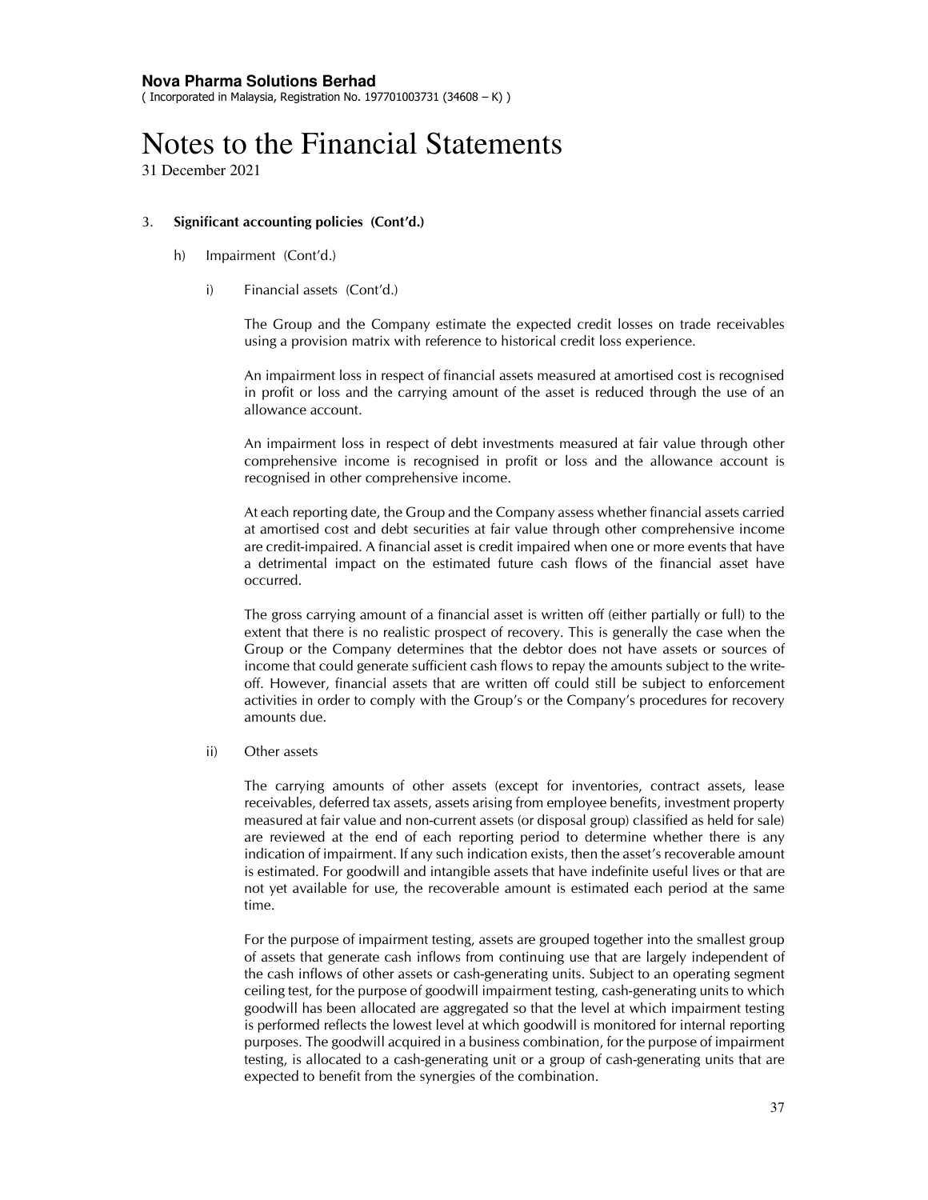**Nova Pharma Solutions Berhad**
( Incorporated in Malaysia, Registration No. 197701003731 (34608 – K) )

# Notes to the Financial Statements

31 December 2021

3. **Significant accounting policies (Cont'd.)**

   h) Impairment (Cont'd.)

      i) Financial assets (Cont'd.)

         The Group and the Company estimate the expected credit losses on trade receivables using a provision matrix with reference to historical credit loss experience.

         An impairment loss in respect of financial assets measured at amortised cost is recognised in profit or loss and the carrying amount of the asset is reduced through the use of an allowance account.

         An impairment loss in respect of debt investments measured at fair value through other comprehensive income is recognised in profit or loss and the allowance account is recognised in other comprehensive income.

         At each reporting date, the Group and the Company assess whether financial assets carried at amortised cost and debt securities at fair value through other comprehensive income are credit-impaired. A financial asset is credit impaired when one or more events that have a detrimental impact on the estimated future cash flows of the financial asset have occurred.

         The gross carrying amount of a financial asset is written off (either partially or full) to the extent that there is no realistic prospect of recovery. This is generally the case when the Group or the Company determines that the debtor does not have assets or sources of income that could generate sufficient cash flows to repay the amounts subject to the write-off. However, financial assets that are written off could still be subject to enforcement activities in order to comply with the Group's or the Company's procedures for recovery amounts due.

      ii) Other assets

         The carrying amounts of other assets (except for inventories, contract assets, lease receivables, deferred tax assets, assets arising from employee benefits, investment property measured at fair value and non-current assets (or disposal group) classified as held for sale) are reviewed at the end of each reporting period to determine whether there is any indication of impairment. If any such indication exists, then the asset's recoverable amount is estimated. For goodwill and intangible assets that have indefinite useful lives or that are not yet available for use, the recoverable amount is estimated each period at the same time.

         For the purpose of impairment testing, assets are grouped together into the smallest group of assets that generate cash inflows from continuing use that are largely independent of the cash inflows of other assets or cash-generating units. Subject to an operating segment ceiling test, for the purpose of goodwill impairment testing, cash-generating units to which goodwill has been allocated are aggregated so that the level at which impairment testing is performed reflects the lowest level at which goodwill is monitored for internal reporting purposes. The goodwill acquired in a business combination, for the purpose of impairment testing, is allocated to a cash-generating unit or a group of cash-generating units that are expected to benefit from the synergies of the combination.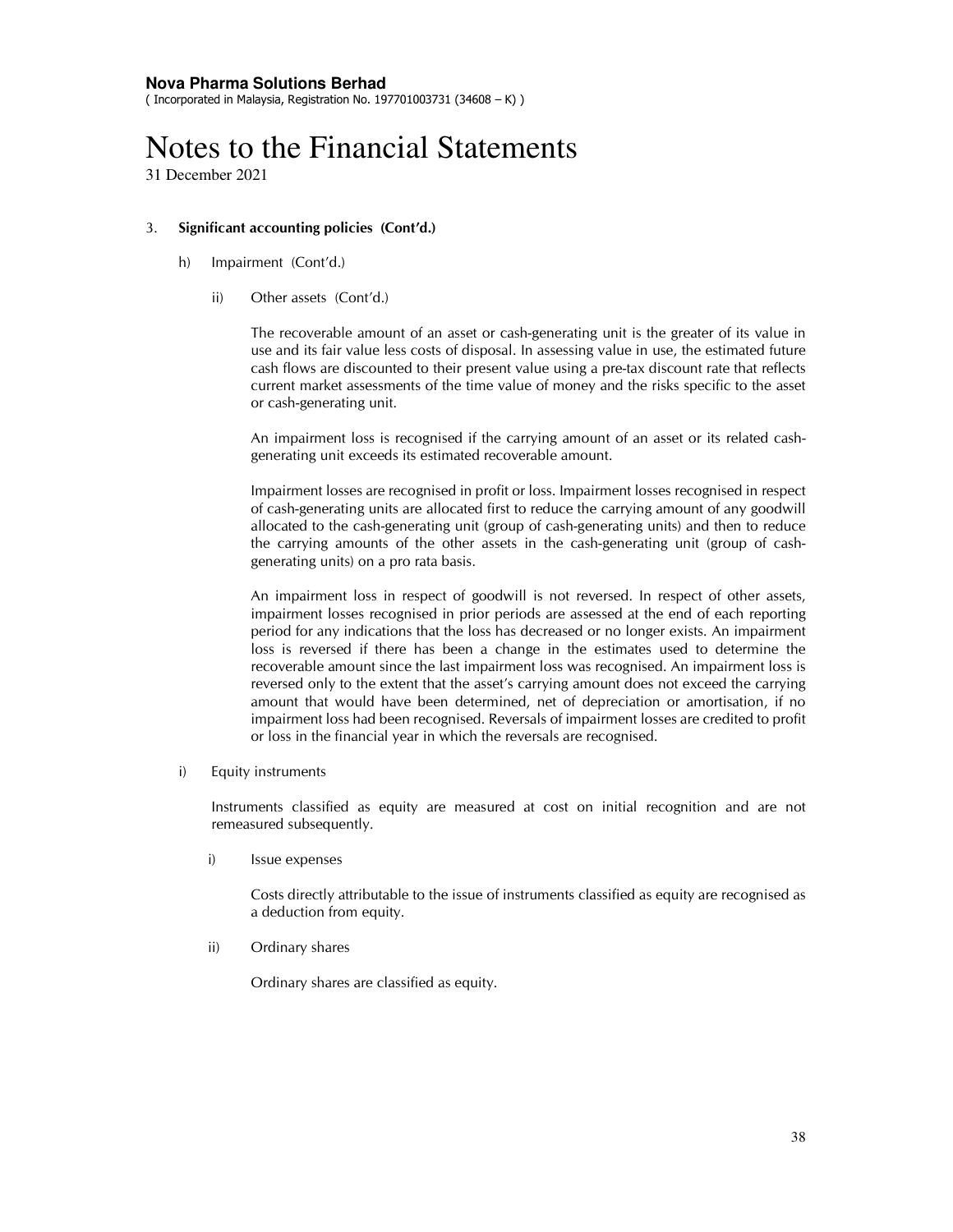### 3. Significant accounting policies (Cont'd.)

#### h) Impairment (Cont'd.)

##### ii) Other assets (Cont'd.)

The recoverable amount of an asset or cash-generating unit is the greater of its value in use and its fair value less costs of disposal. In assessing value in use, the estimated future cash flows are discounted to their present value using a pre-tax discount rate that reflects current market assessments of the time value of money and the risks specific to the asset or cash-generating unit.

An impairment loss is recognised if the carrying amount of an asset or its related cash-generating unit exceeds its estimated recoverable amount.

Impairment losses are recognised in profit or loss. Impairment losses recognised in respect of cash-generating units are allocated first to reduce the carrying amount of any goodwill allocated to the cash-generating unit (group of cash-generating units) and then to reduce the carrying amounts of the other assets in the cash-generating unit (group of cash-generating units) on a pro rata basis.

An impairment loss in respect of goodwill is not reversed. In respect of other assets, impairment losses recognised in prior periods are assessed at the end of each reporting period for any indications that the loss has decreased or no longer exists. An impairment loss is reversed if there has been a change in the estimates used to determine the recoverable amount since the last impairment loss was recognised. An impairment loss is reversed only to the extent that the asset's carrying amount does not exceed the carrying amount that would have been determined, net of depreciation or amortisation, if no impairment loss had been recognised. Reversals of impairment losses are credited to profit or loss in the financial year in which the reversals are recognised.

#### i) Equity instruments

Instruments classified as equity are measured at cost on initial recognition and are not remeasured subsequently.

##### i) Issue expenses

Costs directly attributable to the issue of instruments classified as equity are recognised as a deduction from equity.

##### ii) Ordinary shares

Ordinary shares are classified as equity.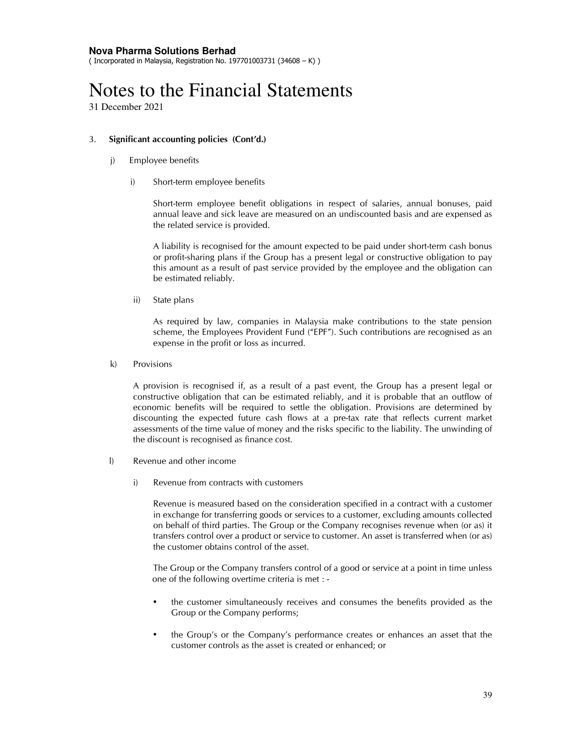**Nova Pharma Solutions Berhad**
( Incorporated in Malaysia, Registration No. 197701003731 (34608 – K) )

# Notes to the Financial Statements

31 December 2021

3. **Significant accounting policies (Cont'd.)**

   j) Employee benefits

      i) Short-term employee benefits

         Short-term employee benefit obligations in respect of salaries, annual bonuses, paid annual leave and sick leave are measured on an undiscounted basis and are expensed as the related service is provided.

         A liability is recognised for the amount expected to be paid under short-term cash bonus or profit-sharing plans if the Group has a present legal or constructive obligation to pay this amount as a result of past service provided by the employee and the obligation can be estimated reliably.

      ii) State plans

         As required by law, companies in Malaysia make contributions to the state pension scheme, the Employees Provident Fund ("EPF"). Such contributions are recognised as an expense in the profit or loss as incurred.

   k) Provisions

      A provision is recognised if, as a result of a past event, the Group has a present legal or constructive obligation that can be estimated reliably, and it is probable that an outflow of economic benefits will be required to settle the obligation. Provisions are determined by discounting the expected future cash flows at a pre-tax rate that reflects current market assessments of the time value of money and the risks specific to the liability. The unwinding of the discount is recognised as finance cost.

   l) Revenue and other income

      i) Revenue from contracts with customers

         Revenue is measured based on the consideration specified in a contract with a customer in exchange for transferring goods or services to a customer, excluding amounts collected on behalf of third parties. The Group or the Company recognises revenue when (or as) it transfers control over a product or service to customer. An asset is transferred when (or as) the customer obtains control of the asset.

         The Group or the Company transfers control of a good or service at a point in time unless one of the following overtime criteria is met : -

         - the customer simultaneously receives and consumes the benefits provided as the Group or the Company performs;

         - the Group's or the Company's performance creates or enhances an asset that the customer controls as the asset is created or enhanced; or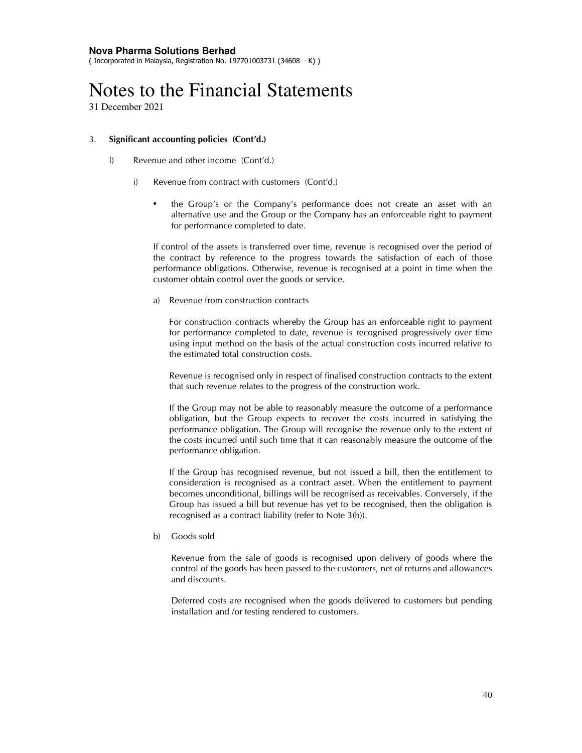3. **Significant accounting policies (Cont'd.)**

   l) Revenue and other income (Cont'd.)

      i) Revenue from contract with customers (Cont'd.)

         - the Group's or the Company's performance does not create an asset with an alternative use and the Group or the Company has an enforceable right to payment for performance completed to date.

         If control of the assets is transferred over time, revenue is recognised over the period of the contract by reference to the progress towards the satisfaction of each of those performance obligations. Otherwise, revenue is recognised at a point in time when the customer obtain control over the goods or service.

         a) Revenue from construction contracts

            For construction contracts whereby the Group has an enforceable right to payment for performance completed to date, revenue is recognised progressively over time using input method on the basis of the actual construction costs incurred relative to the estimated total construction costs.

            Revenue is recognised only in respect of finalised construction contracts to the extent that such revenue relates to the progress of the construction work.

            If the Group may not be able to reasonably measure the outcome of a performance obligation, but the Group expects to recover the costs incurred in satisfying the performance obligation. The Group will recognise the revenue only to the extent of the costs incurred until such time that it can reasonably measure the outcome of the performance obligation.

            If the Group has recognised revenue, but not issued a bill, then the entitlement to consideration is recognised as a contract asset. When the entitlement to payment becomes unconditional, billings will be recognised as receivables. Conversely, if the Group has issued a bill but revenue has yet to be recognised, then the obligation is recognised as a contract liability (refer to Note 3(h)).

         b) Goods sold

            Revenue from the sale of goods is recognised upon delivery of goods where the control of the goods has been passed to the customers, net of returns and allowances and discounts.

            Deferred costs are recognised when the goods delivered to customers but pending installation and /or testing rendered to customers.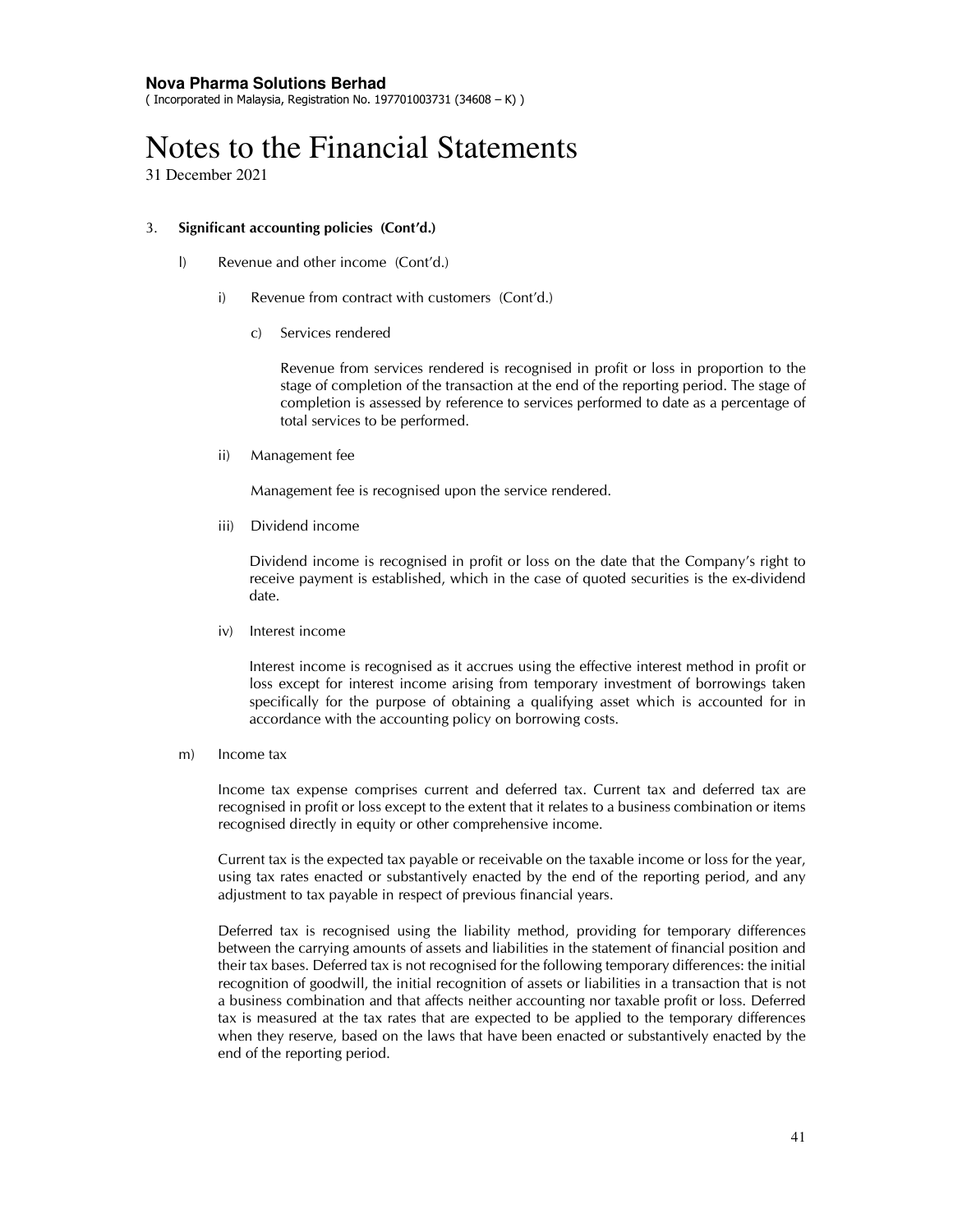**Nova Pharma Solutions Berhad**
( Incorporated in Malaysia, Registration No. 197701003731 (34608 – K) )

# Notes to the Financial Statements

31 December 2021

3. **Significant accounting policies (Cont'd.)**

   l) Revenue and other income (Cont'd.)

      i) Revenue from contract with customers (Cont'd.)

         c) Services rendered

            Revenue from services rendered is recognised in profit or loss in proportion to the stage of completion of the transaction at the end of the reporting period. The stage of completion is assessed by reference to services performed to date as a percentage of total services to be performed.

      ii) Management fee

         Management fee is recognised upon the service rendered.

      iii) Dividend income

         Dividend income is recognised in profit or loss on the date that the Company's right to receive payment is established, which in the case of quoted securities is the ex-dividend date.

      iv) Interest income

         Interest income is recognised as it accrues using the effective interest method in profit or loss except for interest income arising from temporary investment of borrowings taken specifically for the purpose of obtaining a qualifying asset which is accounted for in accordance with the accounting policy on borrowing costs.

   m) Income tax

      Income tax expense comprises current and deferred tax. Current tax and deferred tax are recognised in profit or loss except to the extent that it relates to a business combination or items recognised directly in equity or other comprehensive income.

      Current tax is the expected tax payable or receivable on the taxable income or loss for the year, using tax rates enacted or substantively enacted by the end of the reporting period, and any adjustment to tax payable in respect of previous financial years.

      Deferred tax is recognised using the liability method, providing for temporary differences between the carrying amounts of assets and liabilities in the statement of financial position and their tax bases. Deferred tax is not recognised for the following temporary differences: the initial recognition of goodwill, the initial recognition of assets or liabilities in a transaction that is not a business combination and that affects neither accounting nor taxable profit or loss. Deferred tax is measured at the tax rates that are expected to be applied to the temporary differences when they reserve, based on the laws that have been enacted or substantively enacted by the end of the reporting period.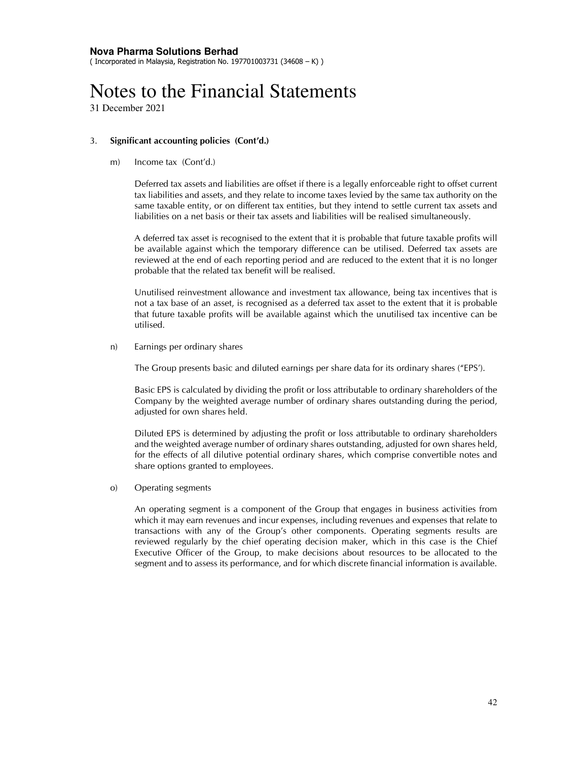## 3. Significant accounting policies (Cont'd.)

### m) Income tax (Cont'd.)

Deferred tax assets and liabilities are offset if there is a legally enforceable right to offset current tax liabilities and assets, and they relate to income taxes levied by the same tax authority on the same taxable entity, or on different tax entities, but they intend to settle current tax assets and liabilities on a net basis or their tax assets and liabilities will be realised simultaneously.

A deferred tax asset is recognised to the extent that it is probable that future taxable profits will be available against which the temporary difference can be utilised. Deferred tax assets are reviewed at the end of each reporting period and are reduced to the extent that it is no longer probable that the related tax benefit will be realised.

Unutilised reinvestment allowance and investment tax allowance, being tax incentives that is not a tax base of an asset, is recognised as a deferred tax asset to the extent that it is probable that future taxable profits will be available against which the unutilised tax incentive can be utilised.

### n) Earnings per ordinary shares

The Group presents basic and diluted earnings per share data for its ordinary shares ("EPS').

Basic EPS is calculated by dividing the profit or loss attributable to ordinary shareholders of the Company by the weighted average number of ordinary shares outstanding during the period, adjusted for own shares held.

Diluted EPS is determined by adjusting the profit or loss attributable to ordinary shareholders and the weighted average number of ordinary shares outstanding, adjusted for own shares held, for the effects of all dilutive potential ordinary shares, which comprise convertible notes and share options granted to employees.

### o) Operating segments

An operating segment is a component of the Group that engages in business activities from which it may earn revenues and incur expenses, including revenues and expenses that relate to transactions with any of the Group's other components. Operating segments results are reviewed regularly by the chief operating decision maker, which in this case is the Chief Executive Officer of the Group, to make decisions about resources to be allocated to the segment and to assess its performance, and for which discrete financial information is available.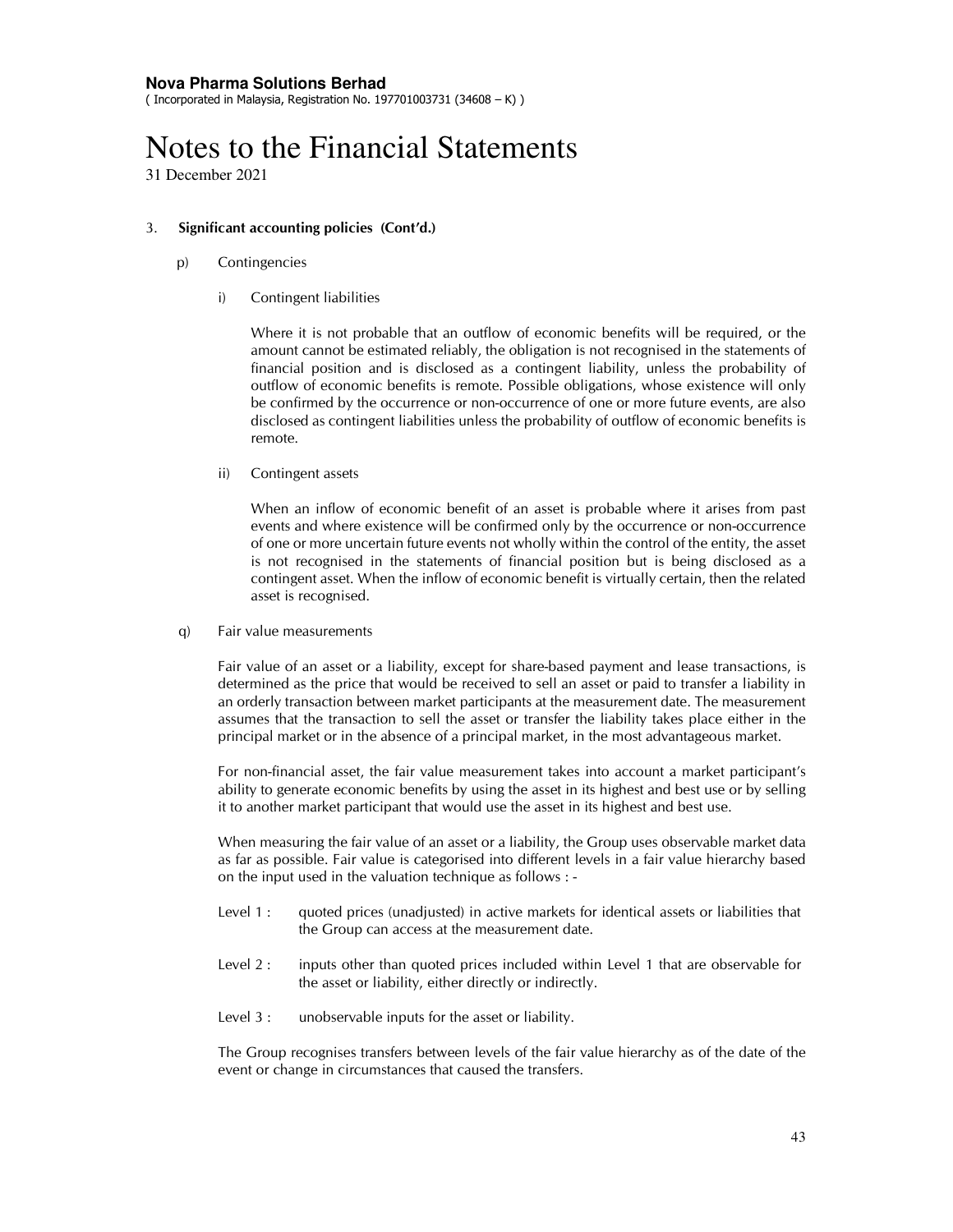### 3. Significant accounting policies (Cont'd.)

p) Contingencies

i) Contingent liabilities

Where it is not probable that an outflow of economic benefits will be required, or the amount cannot be estimated reliably, the obligation is not recognised in the statements of financial position and is disclosed as a contingent liability, unless the probability of outflow of economic benefits is remote. Possible obligations, whose existence will only be confirmed by the occurrence or non-occurrence of one or more future events, are also disclosed as contingent liabilities unless the probability of outflow of economic benefits is remote.

ii) Contingent assets

When an inflow of economic benefit of an asset is probable where it arises from past events and where existence will be confirmed only by the occurrence or non-occurrence of one or more uncertain future events not wholly within the control of the entity, the asset is not recognised in the statements of financial position but is being disclosed as a contingent asset. When the inflow of economic benefit is virtually certain, then the related asset is recognised.

q) Fair value measurements

Fair value of an asset or a liability, except for share-based payment and lease transactions, is determined as the price that would be received to sell an asset or paid to transfer a liability in an orderly transaction between market participants at the measurement date. The measurement assumes that the transaction to sell the asset or transfer the liability takes place either in the principal market or in the absence of a principal market, in the most advantageous market.

For non-financial asset, the fair value measurement takes into account a market participant's ability to generate economic benefits by using the asset in its highest and best use or by selling it to another market participant that would use the asset in its highest and best use.

When measuring the fair value of an asset or a liability, the Group uses observable market data as far as possible. Fair value is categorised into different levels in a fair value hierarchy based on the input used in the valuation technique as follows : -

Level 1 : quoted prices (unadjusted) in active markets for identical assets or liabilities that the Group can access at the measurement date.

Level 2 : inputs other than quoted prices included within Level 1 that are observable for the asset or liability, either directly or indirectly.

Level 3 : unobservable inputs for the asset or liability.

The Group recognises transfers between levels of the fair value hierarchy as of the date of the event or change in circumstances that caused the transfers.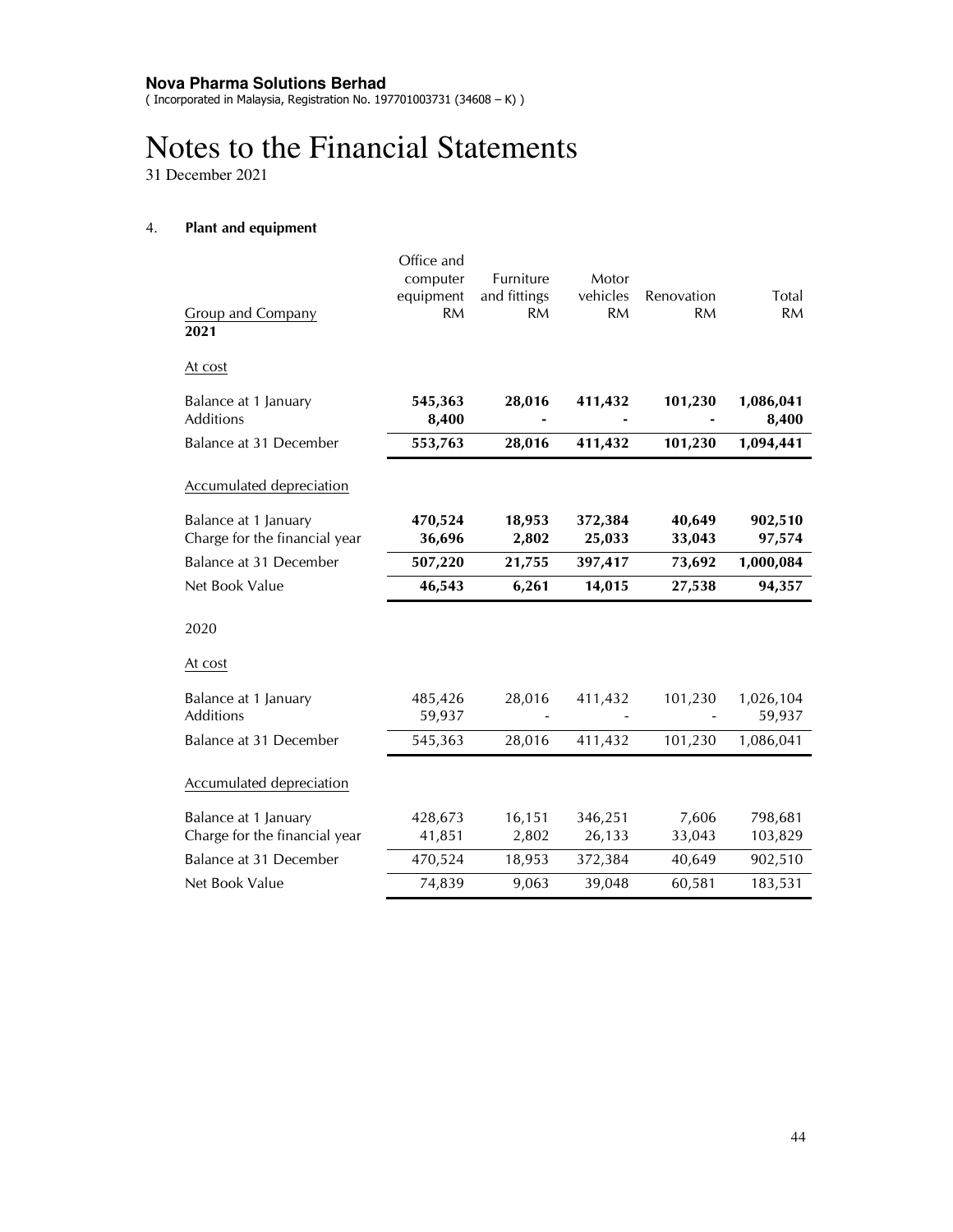**Nova Pharma Solutions Berhad**
( Incorporated in Malaysia, Registration No. 197701003731 (34608 – K) )

# Notes to the Financial Statements

31 December 2021

## 4. Plant and equipment

| Group and Company | Office and computer equipment RM | Furniture and fittings RM | Motor vehicles RM | Renovation RM | Total RM |
|---|---|---|---|---|---|
| **2021** | | | | | |
| At cost | | | | | |
| Balance at 1 January | **545,363** | **28,016** | **411,432** | **101,230** | **1,086,041** |
| Additions | **8,400** | **-** | **-** | **-** | **8,400** |
| Balance at 31 December | **553,763** | **28,016** | **411,432** | **101,230** | **1,094,441** |
| Accumulated depreciation | | | | | |
| Balance at 1 January | **470,524** | **18,953** | **372,384** | **40,649** | **902,510** |
| Charge for the financial year | **36,696** | **2,802** | **25,033** | **33,043** | **97,574** |
| Balance at 31 December | **507,220** | **21,755** | **397,417** | **73,692** | **1,000,084** |
| Net Book Value | **46,543** | **6,261** | **14,015** | **27,538** | **94,357** |
| 2020 | | | | | |
| At cost | | | | | |
| Balance at 1 January | 485,426 | 28,016 | 411,432 | 101,230 | 1,026,104 |
| Additions | 59,937 | - | - | - | 59,937 |
| Balance at 31 December | 545,363 | 28,016 | 411,432 | 101,230 | 1,086,041 |
| Accumulated depreciation | | | | | |
| Balance at 1 January | 428,673 | 16,151 | 346,251 | 7,606 | 798,681 |
| Charge for the financial year | 41,851 | 2,802 | 26,133 | 33,043 | 103,829 |
| Balance at 31 December | 470,524 | 18,953 | 372,384 | 40,649 | 902,510 |
| Net Book Value | 74,839 | 9,063 | 39,048 | 60,581 | 183,531 |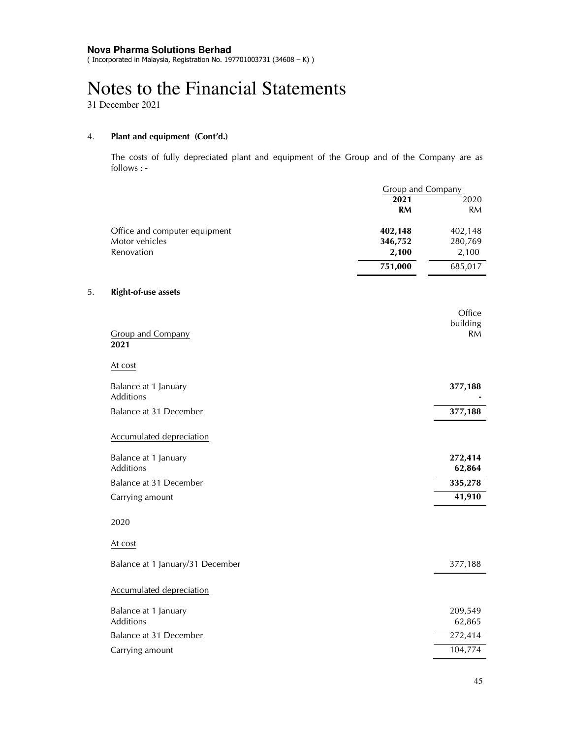**Nova Pharma Solutions Berhad**
( Incorporated in Malaysia, Registration No. 197701003731 (34608 – K) )

# Notes to the Financial Statements

31 December 2021

## 4. Plant and equipment (Cont'd.)

The costs of fully depreciated plant and equipment of the Group and of the Company are as follows : -

| | Group and Company | |
|---|---|---|
| | **2021** | 2020 |
| | **RM** | RM |
| Office and computer equipment | **402,148** | 402,148 |
| Motor vehicles | **346,752** | 280,769 |
| Renovation | **2,100** | 2,100 |
| | **751,000** | 685,017 |

## 5. Right-of-use assets

| Group and Company | Office building RM |
|---|---|
| **2021** | |
| At cost | |
| Balance at 1 January | **377,188** |
| Additions | **-** |
| Balance at 31 December | **377,188** |
| Accumulated depreciation | |
| Balance at 1 January | **272,414** |
| Additions | **62,864** |
| Balance at 31 December | **335,278** |
| Carrying amount | **41,910** |
| 2020 | |
| At cost | |
| Balance at 1 January/31 December | 377,188 |
| Accumulated depreciation | |
| Balance at 1 January | 209,549 |
| Additions | 62,865 |
| Balance at 31 December | 272,414 |
| Carrying amount | 104,774 |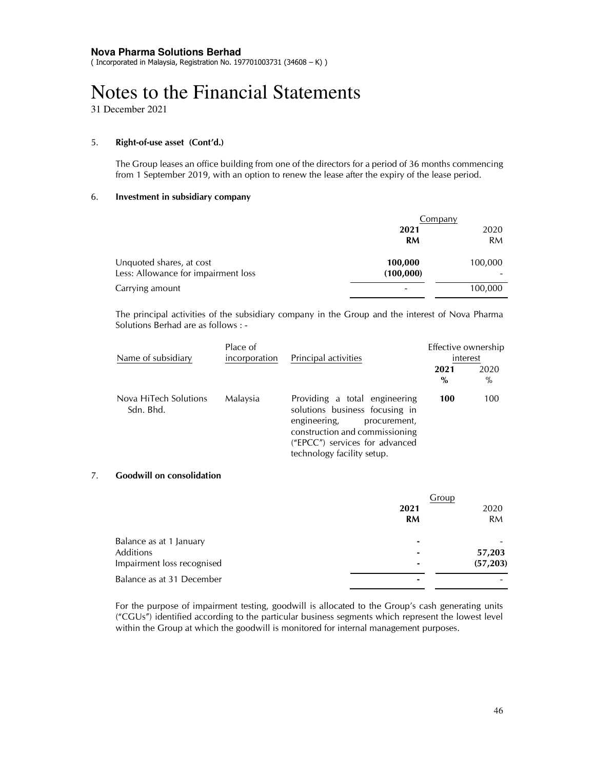**Nova Pharma Solutions Berhad**
( Incorporated in Malaysia, Registration No. 197701003731 (34608 – K) )

# Notes to the Financial Statements

31 December 2021

5. **Right-of-use asset (Cont'd.)**

The Group leases an office building from one of the directors for a period of 36 months commencing from 1 September 2019, with an option to renew the lease after the expiry of the lease period.

6. **Investment in subsidiary company**

| | Company | |
|---|---|---|
| | **2021** | 2020 |
| | **RM** | RM |
| Unquoted shares, at cost | **100,000** | 100,000 |
| Less: Allowance for impairment loss | **(100,000)** | - |
| Carrying amount | - | 100,000 |

The principal activities of the subsidiary company in the Group and the interest of Nova Pharma Solutions Berhad are as follows : -

| Name of subsidiary | Place of incorporation | Principal activities | Effective ownership interest | |
|---|---|---|---|---|
| | | | **2021** | 2020 |
| | | | **%** | % |
| Nova HiTech Solutions Sdn. Bhd. | Malaysia | Providing a total engineering solutions business focusing in engineering, procurement, construction and commissioning ("EPCC") services for advanced technology facility setup. | **100** | 100 |

7. **Goodwill on consolidation**

| | Group | |
|---|---|---|
| | **2021** | 2020 |
| | **RM** | RM |
| Balance as at 1 January | - | - |
| Additions | - | **57,203** |
| Impairment loss recognised | - | **(57,203)** |
| Balance as at 31 December | - | - |

For the purpose of impairment testing, goodwill is allocated to the Group's cash generating units ("CGUs") identified according to the particular business segments which represent the lowest level within the Group at which the goodwill is monitored for internal management purposes.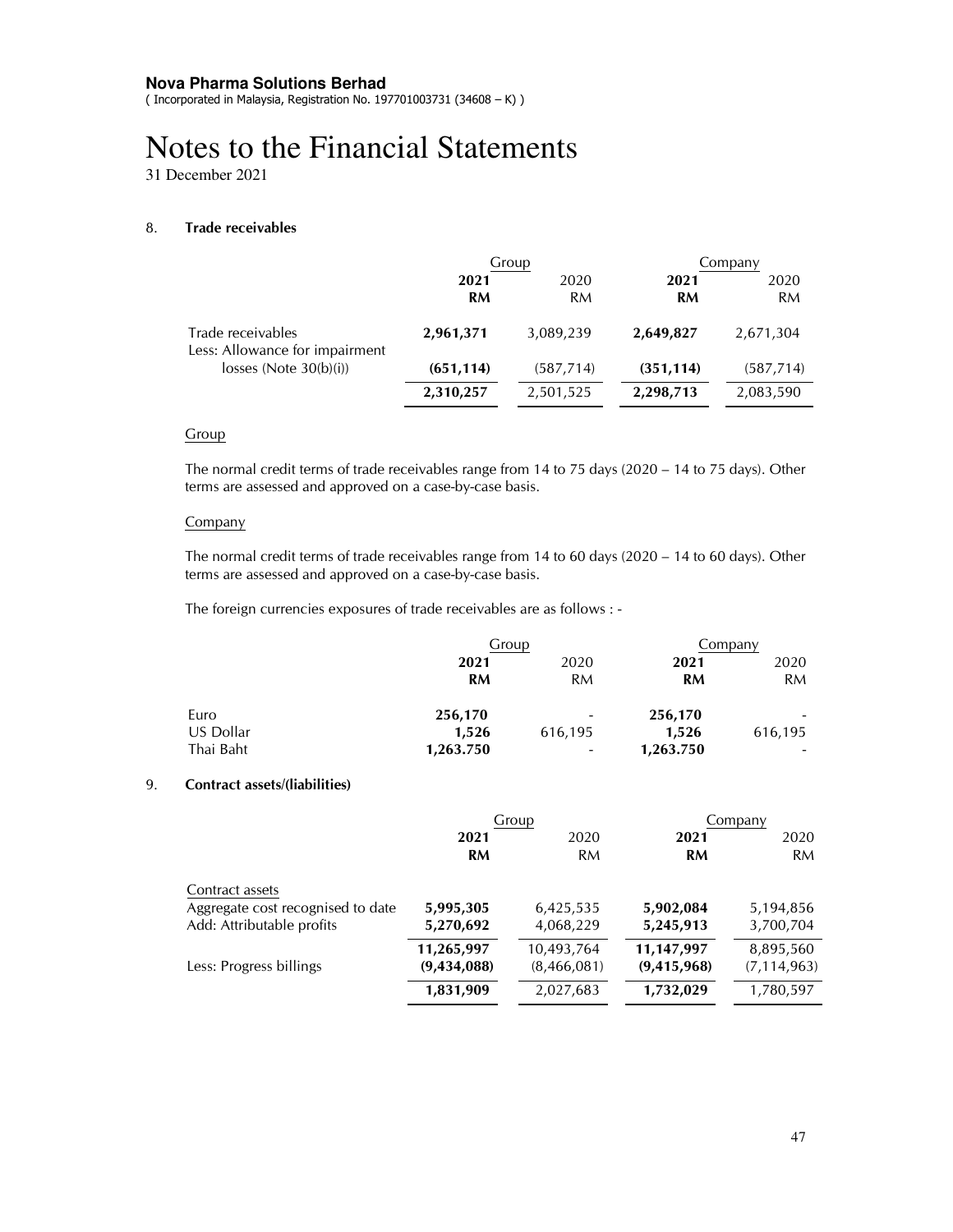**Nova Pharma Solutions Berhad**
( Incorporated in Malaysia, Registration No. 197701003731 (34608 – K) )

# Notes to the Financial Statements

31 December 2021

## 8. Trade receivables

| | Group | | Company | |
|---|---|---|---|---|
| | **2021** | 2020 | **2021** | 2020 |
| | **RM** | RM | **RM** | RM |
| Trade receivables | **2,961,371** | 3,089,239 | **2,649,827** | 2,671,304 |
| Less: Allowance for impairment losses (Note 30(b)(i)) | **(651,114)** | (587,714) | **(351,114)** | (587,714) |
| | **2,310,257** | 2,501,525 | **2,298,713** | 2,083,590 |

Group

The normal credit terms of trade receivables range from 14 to 75 days (2020 – 14 to 75 days). Other terms are assessed and approved on a case-by-case basis.

Company

The normal credit terms of trade receivables range from 14 to 60 days (2020 – 14 to 60 days). Other terms are assessed and approved on a case-by-case basis.

The foreign currencies exposures of trade receivables are as follows : -

| | Group | | Company | |
|---|---|---|---|---|
| | **2021** | 2020 | **2021** | 2020 |
| | **RM** | RM | **RM** | RM |
| Euro | **256,170** | - | **256,170** | - |
| US Dollar | **1,526** | 616,195 | **1,526** | 616,195 |
| Thai Baht | **1,263.750** | - | **1,263.750** | - |

## 9. Contract assets/(liabilities)

| | Group | | Company | |
|---|---|---|---|---|
| | **2021** | 2020 | **2021** | 2020 |
| | **RM** | RM | **RM** | RM |
| Contract assets | | | | |
| Aggregate cost recognised to date | **5,995,305** | 6,425,535 | **5,902,084** | 5,194,856 |
| Add: Attributable profits | **5,270,692** | 4,068,229 | **5,245,913** | 3,700,704 |
| | **11,265,997** | 10,493,764 | **11,147,997** | 8,895,560 |
| Less: Progress billings | **(9,434,088)** | (8,466,081) | **(9,415,968)** | (7,114,963) |
| | **1,831,909** | 2,027,683 | **1,732,029** | 1,780,597 |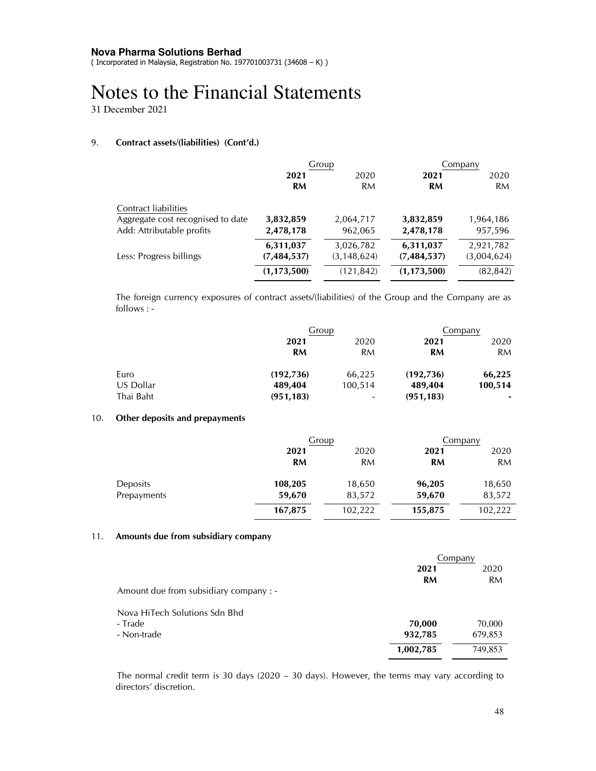**Nova Pharma Solutions Berhad**
( Incorporated in Malaysia, Registration No. 197701003731 (34608 – K) )

# Notes to the Financial Statements

31 December 2021

## 9. Contract assets/(liabilities) (Cont'd.)

| | Group | | Company | |
|---|---|---|---|---|
| | **2021** | 2020 | **2021** | 2020 |
| | **RM** | RM | **RM** | RM |
| Contract liabilities | | | | |
| Aggregate cost recognised to date | **3,832,859** | 2,064,717 | **3,832,859** | 1,964,186 |
| Add: Attributable profits | **2,478,178** | 962,065 | **2,478,178** | 957,596 |
| | **6,311,037** | 3,026,782 | **6,311,037** | 2,921,782 |
| Less: Progress billings | **(7,484,537)** | (3,148,624) | **(7,484,537)** | (3,004,624) |
| | **(1,173,500)** | (121,842) | **(1,173,500)** | (82,842) |

The foreign currency exposures of contract assets/(liabilities) of the Group and the Company are as follows : -

| | Group | | Company | |
|---|---|---|---|---|
| | **2021** | 2020 | **2021** | 2020 |
| | **RM** | RM | **RM** | RM |
| Euro | **(192,736)** | 66,225 | **(192,736)** | **66,225** |
| US Dollar | **489,404** | 100,514 | **489,404** | **100,514** |
| Thai Baht | **(951,183)** | - | **(951,183)** | **-** |

## 10. Other deposits and prepayments

| | Group | | Company | |
|---|---|---|---|---|
| | **2021** | 2020 | **2021** | 2020 |
| | **RM** | RM | **RM** | RM |
| Deposits | **108,205** | 18,650 | **96,205** | 18,650 |
| Prepayments | **59,670** | 83,572 | **59,670** | 83,572 |
| | **167,875** | 102,222 | **155,875** | 102,222 |

## 11. Amounts due from subsidiary company

| | Company | |
|---|---|---|
| | **2021** | 2020 |
| | **RM** | RM |
| Amount due from subsidiary company : - | | |
| Nova HiTech Solutions Sdn Bhd | | |
| - Trade | **70,000** | 70,000 |
| - Non-trade | **932,785** | 679,853 |
| | **1,002,785** | 749,853 |

The normal credit term is 30 days (2020 – 30 days). However, the terms may vary according to directors' discretion.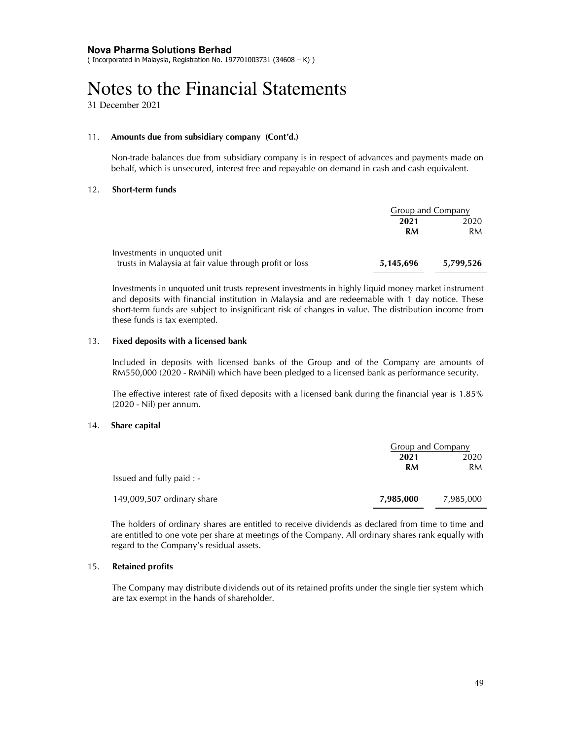**Nova Pharma Solutions Berhad**
( Incorporated in Malaysia, Registration No. 197701003731 (34608 – K) )

# Notes to the Financial Statements

31 December 2021

## 11. Amounts due from subsidiary company (Cont'd.)

Non-trade balances due from subsidiary company is in respect of advances and payments made on behalf, which is unsecured, interest free and repayable on demand in cash and cash equivalent.

## 12. Short-term funds

| | Group and Company | |
|---|---|---|
| | **2021** | 2020 |
| | **RM** | RM |
| Investments in unquoted unit trusts in Malaysia at fair value through profit or loss | **5,145,696** | 5,799,526 |

Investments in unquoted unit trusts represent investments in highly liquid money market instrument and deposits with financial institution in Malaysia and are redeemable with 1 day notice. These short-term funds are subject to insignificant risk of changes in value. The distribution income from these funds is tax exempted.

## 13. Fixed deposits with a licensed bank

Included in deposits with licensed banks of the Group and of the Company are amounts of RM550,000 (2020 - RMNil) which have been pledged to a licensed bank as performance security.

The effective interest rate of fixed deposits with a licensed bank during the financial year is 1.85% (2020 - Nil) per annum.

## 14. Share capital

| | Group and Company | |
|---|---|---|
| | **2021** | 2020 |
| | **RM** | RM |
| Issued and fully paid : - | | |
| 149,009,507 ordinary share | **7,985,000** | 7,985,000 |

The holders of ordinary shares are entitled to receive dividends as declared from time to time and are entitled to one vote per share at meetings of the Company. All ordinary shares rank equally with regard to the Company's residual assets.

## 15. Retained profits

The Company may distribute dividends out of its retained profits under the single tier system which are tax exempt in the hands of shareholder.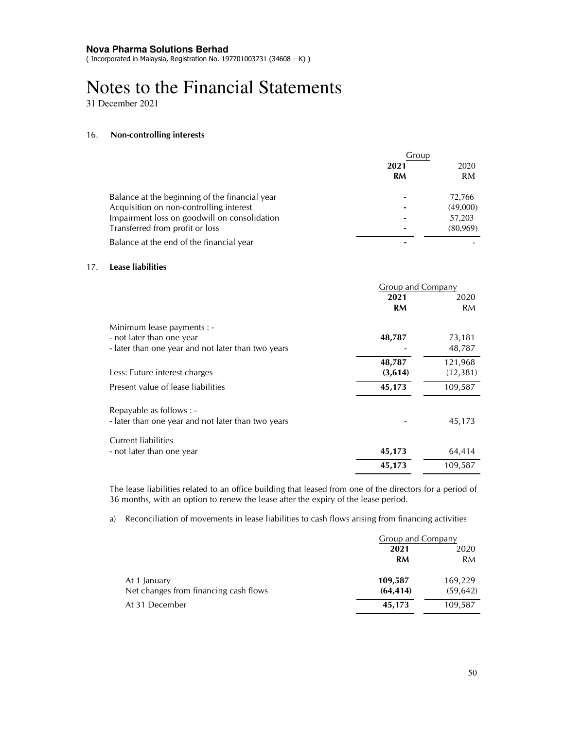**Nova Pharma Solutions Berhad**
( Incorporated in Malaysia, Registration No. 197701003731 (34608 – K) )

# Notes to the Financial Statements

31 December 2021

## 16. Non-controlling interests

| | Group | |
|---|---|---|
| | **2021** | 2020 |
| | **RM** | RM |
| Balance at the beginning of the financial year | **-** | 72,766 |
| Acquisition on non-controlling interest | **-** | (49,000) |
| Impairment loss on goodwill on consolidation | **-** | 57,203 |
| Transferred from profit or loss | **-** | (80,969) |
| Balance at the end of the financial year | **-** | - |

## 17. Lease liabilities

| | Group and Company | |
|---|---|---|
| | **2021** | 2020 |
| | **RM** | RM |
| Minimum lease payments : - | | |
| - not later than one year | **48,787** | 73,181 |
| - later than one year and not later than two years | - | 48,787 |
| | **48,787** | 121,968 |
| Less: Future interest charges | **(3,614)** | (12,381) |
| Present value of lease liabilities | **45,173** | 109,587 |
| Repayable as follows : - | | |
| - later than one year and not later than two years | - | 45,173 |
| Current liabilities | | |
| - not later than one year | **45,173** | 64,414 |
| | **45,173** | 109,587 |

The lease liabilities related to an office building that leased from one of the directors for a period of 36 months, with an option to renew the lease after the expiry of the lease period.

a) Reconciliation of movements in lease liabilities to cash flows arising from financing activities

| | Group and Company | |
|---|---|---|
| | **2021** | 2020 |
| | **RM** | RM |
| At 1 January | **109,587** | 169,229 |
| Net changes from financing cash flows | **(64,414)** | (59,642) |
| At 31 December | **45,173** | 109,587 |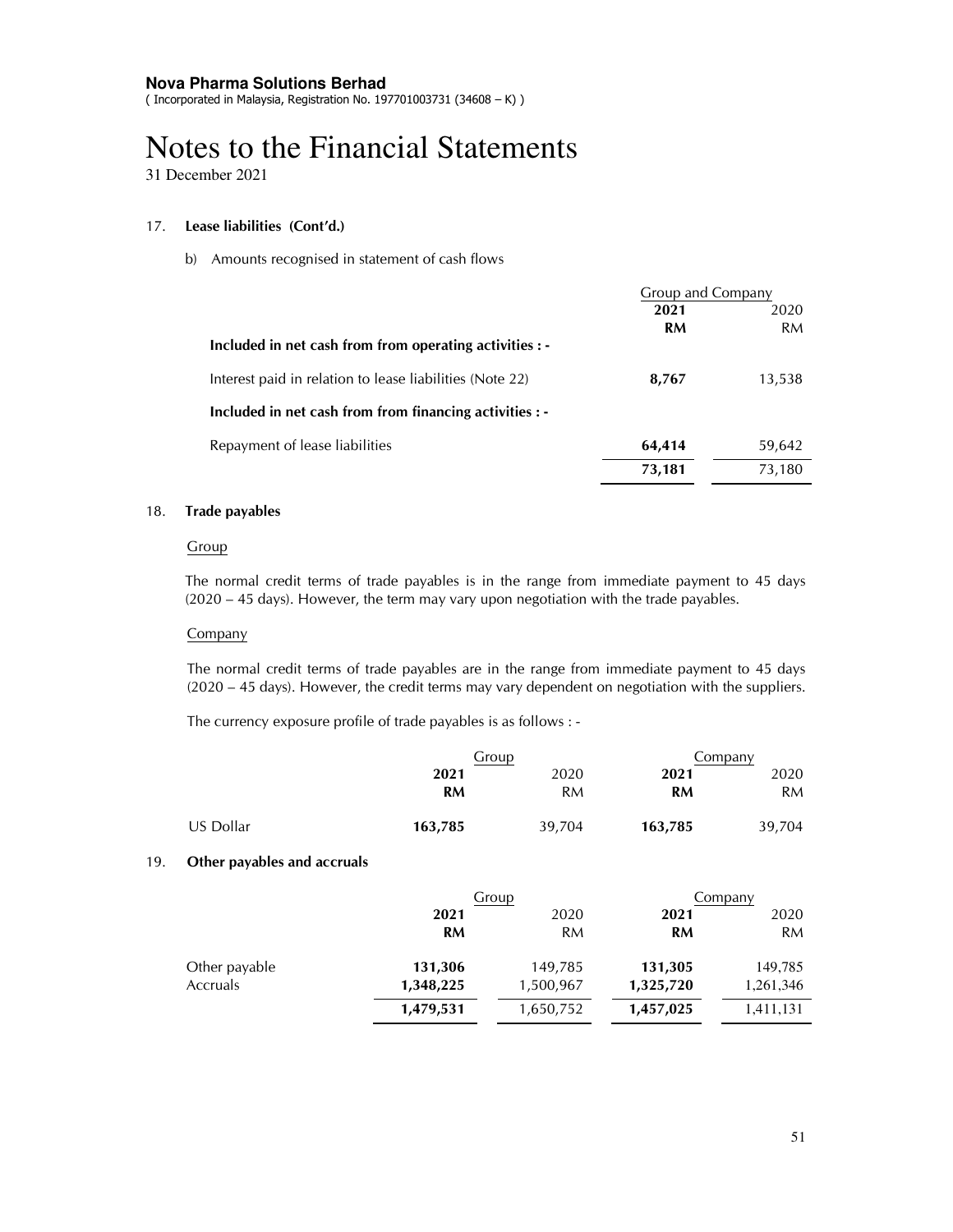Nova Pharma Solutions Berhad
( Incorporated in Malaysia, Registration No. 197701003731 (34608 – K) )

# Notes to the Financial Statements

31 December 2021

## 17. Lease liabilities (Cont'd.)

b) Amounts recognised in statement of cash flows

| | Group and Company | |
|---|---|---|
| | **2021** | 2020 |
| | **RM** | RM |
| **Included in net cash from from operating activities : -** | | |
| Interest paid in relation to lease liabilities (Note 22) | **8,767** | 13,538 |
| **Included in net cash from from financing activities : -** | | |
| Repayment of lease liabilities | **64,414** | 59,642 |
| | **73,181** | 73,180 |

## 18. Trade payables

Group

The normal credit terms of trade payables is in the range from immediate payment to 45 days (2020 – 45 days). However, the term may vary upon negotiation with the trade payables.

Company

The normal credit terms of trade payables are in the range from immediate payment to 45 days (2020 – 45 days). However, the credit terms may vary dependent on negotiation with the suppliers.

The currency exposure profile of trade payables is as follows : -

| | Group | | Company | |
|---|---|---|---|---|
| | **2021** | 2020 | **2021** | 2020 |
| | **RM** | RM | **RM** | RM |
| US Dollar | **163,785** | 39,704 | **163,785** | 39,704 |

## 19. Other payables and accruals

| | Group | | Company | |
|---|---|---|---|---|
| | **2021** | 2020 | **2021** | 2020 |
| | **RM** | RM | **RM** | RM |
| Other payable | **131,306** | 149,785 | **131,305** | 149,785 |
| Accruals | **1,348,225** | 1,500,967 | **1,325,720** | 1,261,346 |
| | **1,479,531** | 1,650,752 | **1,457,025** | 1,411,131 |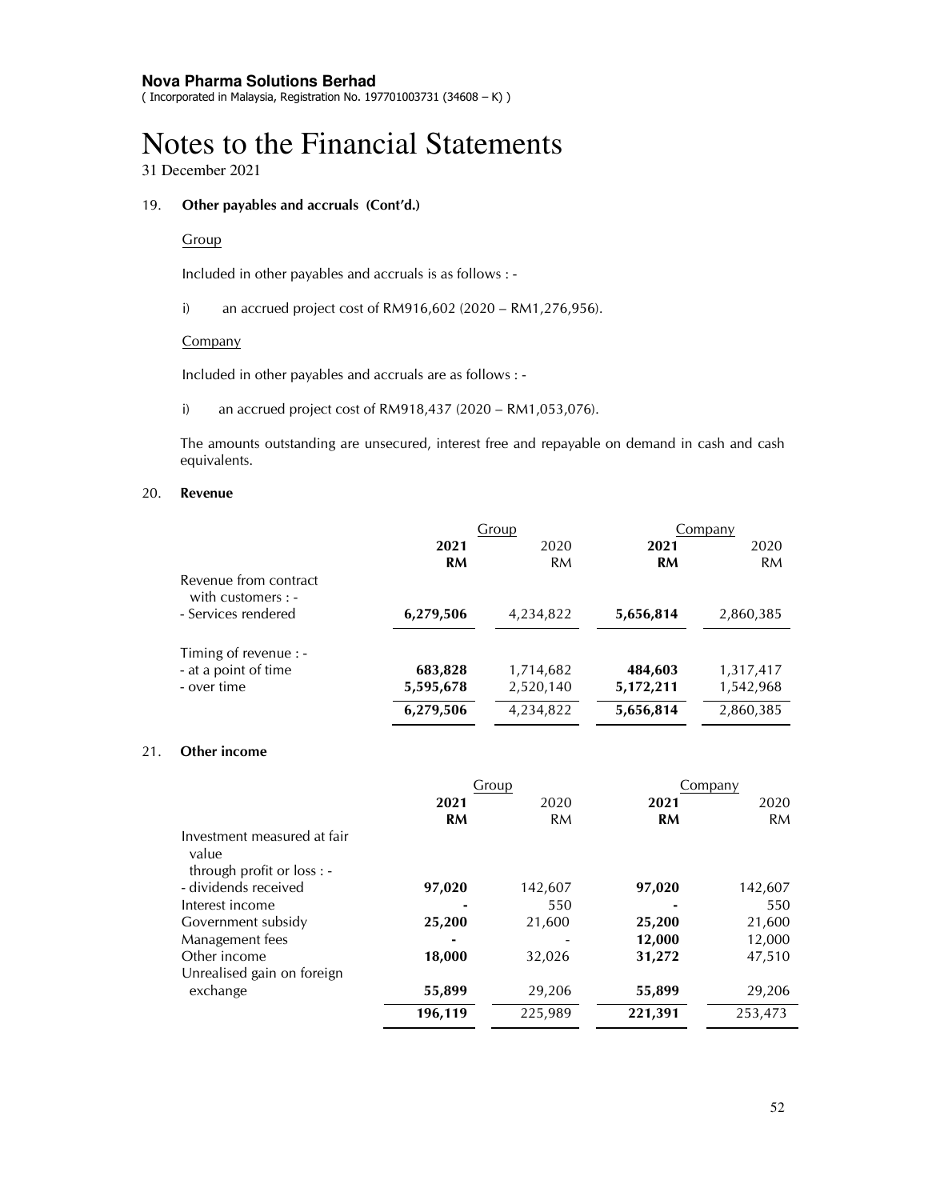**Nova Pharma Solutions Berhad**
( Incorporated in Malaysia, Registration No. 197701003731 (34608 – K) )

# Notes to the Financial Statements

31 December 2021

19. **Other payables and accruals (Cont'd.)**

Group

Included in other payables and accruals is as follows : -

i) an accrued project cost of RM916,602 (2020 – RM1,276,956).

Company

Included in other payables and accruals are as follows : -

i) an accrued project cost of RM918,437 (2020 – RM1,053,076).

The amounts outstanding are unsecured, interest free and repayable on demand in cash and cash equivalents.

20. **Revenue**

| | Group | | Company | |
|---|---|---|---|---|
| | **2021** | 2020 | **2021** | 2020 |
| | **RM** | RM | **RM** | RM |
| Revenue from contract with customers : - | | | | |
| - Services rendered | **6,279,506** | 4,234,822 | **5,656,814** | 2,860,385 |
| Timing of revenue : - | | | | |
| - at a point of time | **683,828** | 1,714,682 | **484,603** | 1,317,417 |
| - over time | **5,595,678** | 2,520,140 | **5,172,211** | 1,542,968 |
| | **6,279,506** | 4,234,822 | **5,656,814** | 2,860,385 |

21. **Other income**

| | Group | | Company | |
|---|---|---|---|---|
| | **2021** | 2020 | **2021** | 2020 |
| | **RM** | RM | **RM** | RM |
| Investment measured at fair value through profit or loss : - | | | | |
| - dividends received | **97,020** | 142,607 | **97,020** | 142,607 |
| Interest income | **-** | 550 | **-** | 550 |
| Government subsidy | **25,200** | 21,600 | **25,200** | 21,600 |
| Management fees | **-** | - | **12,000** | 12,000 |
| Other income | **18,000** | 32,026 | **31,272** | 47,510 |
| Unrealised gain on foreign exchange | **55,899** | 29,206 | **55,899** | 29,206 |
| | **196,119** | 225,989 | **221,391** | 253,473 |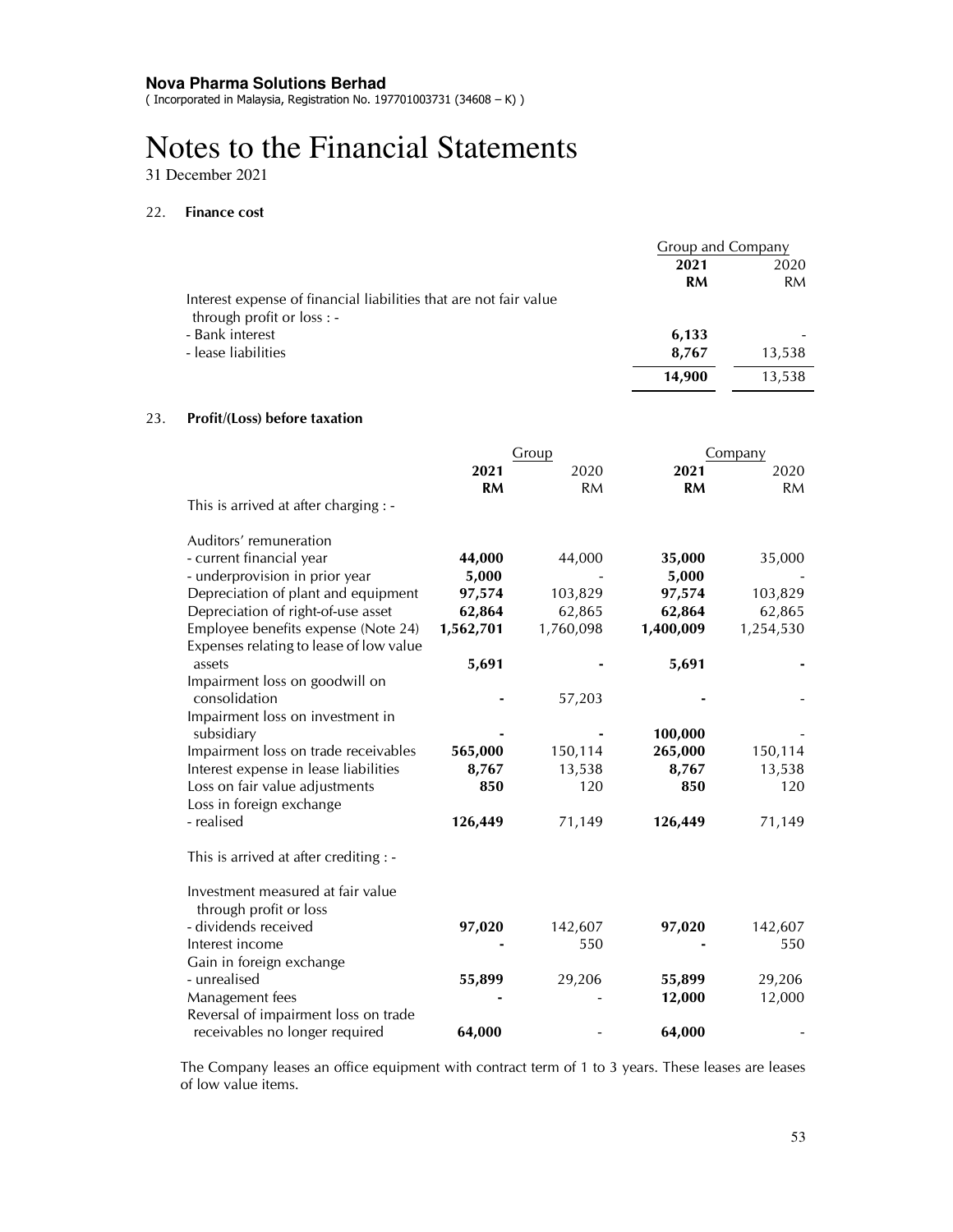**Nova Pharma Solutions Berhad**
( Incorporated in Malaysia, Registration No. 197701003731 (34608 – K) )

# Notes to the Financial Statements

31 December 2021

## 22. Finance cost

| | Group and Company | |
|---|---|---|
| | **2021** | 2020 |
| | **RM** | RM |
| Interest expense of financial liabilities that are not fair value through profit or loss : - | | |
| - Bank interest | **6,133** | - |
| - lease liabilities | **8,767** | 13,538 |
| | **14,900** | 13,538 |

## 23. Profit/(Loss) before taxation

| | Group | | Company | |
|---|---|---|---|---|
| | **2021** | 2020 | **2021** | 2020 |
| | **RM** | RM | **RM** | RM |
| This is arrived at after charging : - | | | | |
| Auditors' remuneration | | | | |
| - current financial year | **44,000** | 44,000 | **35,000** | 35,000 |
| - underprovision in prior year | **5,000** | - | **5,000** | - |
| Depreciation of plant and equipment | **97,574** | 103,829 | **97,574** | 103,829 |
| Depreciation of right-of-use asset | **62,864** | 62,865 | **62,864** | 62,865 |
| Employee benefits expense (Note 24) | **1,562,701** | 1,760,098 | **1,400,009** | 1,254,530 |
| Expenses relating to lease of low value assets | **5,691** | **-** | **5,691** | **-** |
| Impairment loss on goodwill on consolidation | **-** | 57,203 | **-** | - |
| Impairment loss on investment in subsidiary | **-** | **-** | **100,000** | - |
| Impairment loss on trade receivables | **565,000** | 150,114 | **265,000** | 150,114 |
| Interest expense in lease liabilities | **8,767** | 13,538 | **8,767** | 13,538 |
| Loss on fair value adjustments | **850** | 120 | **850** | 120 |
| Loss in foreign exchange | | | | |
| - realised | **126,449** | 71,149 | **126,449** | 71,149 |
| This is arrived at after crediting : - | | | | |
| Investment measured at fair value through profit or loss | | | | |
| - dividends received | **97,020** | 142,607 | **97,020** | 142,607 |
| Interest income | **-** | 550 | **-** | 550 |
| Gain in foreign exchange | | | | |
| - unrealised | **55,899** | 29,206 | **55,899** | 29,206 |
| Management fees | **-** | - | **12,000** | 12,000 |
| Reversal of impairment loss on trade receivables no longer required | **64,000** | - | **64,000** | - |

The Company leases an office equipment with contract term of 1 to 3 years. These leases are leases of low value items.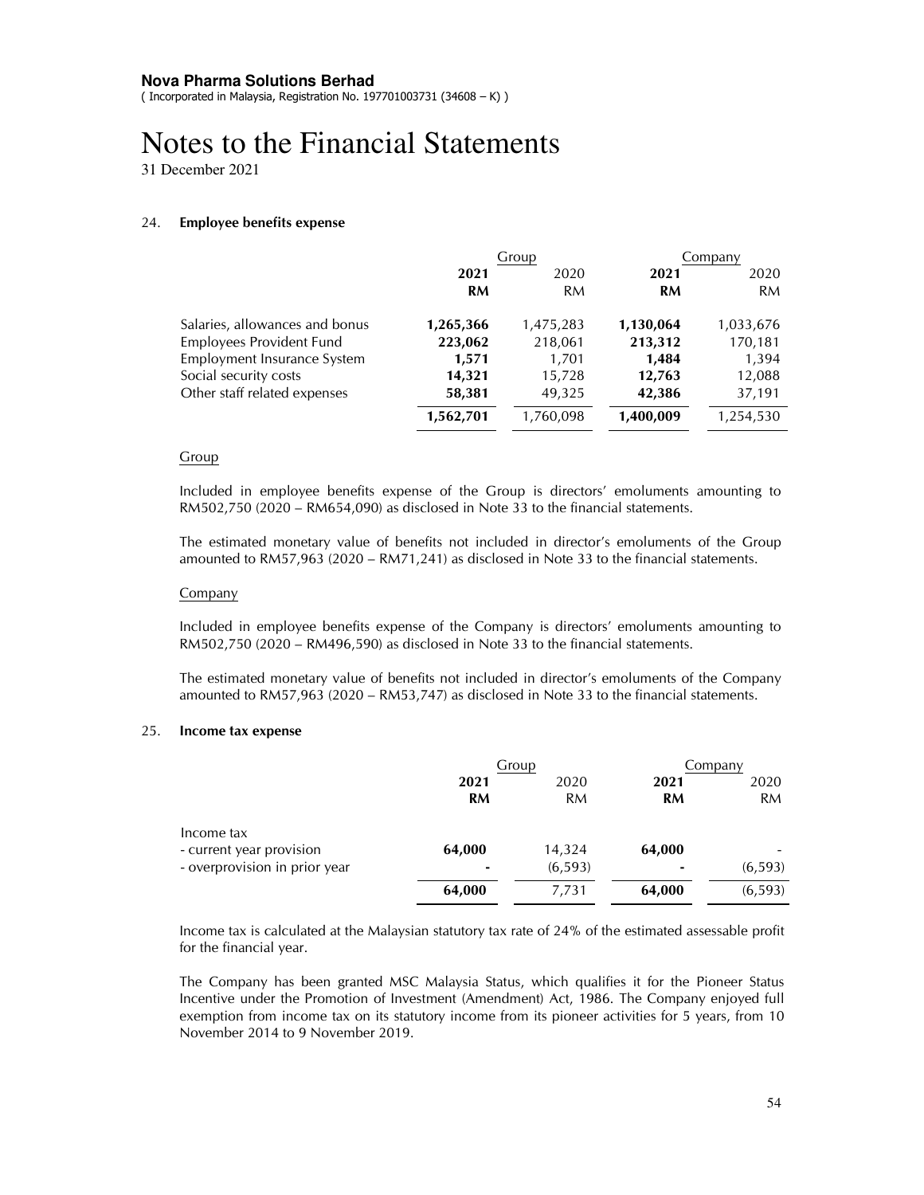**Nova Pharma Solutions Berhad**
( Incorporated in Malaysia, Registration No. 197701003731 (34608 – K) )

# Notes to the Financial Statements

31 December 2021

## 24. Employee benefits expense

| | Group | | Company | |
|---|---|---|---|---|
| | **2021** | 2020 | **2021** | 2020 |
| | **RM** | RM | **RM** | RM |
| Salaries, allowances and bonus | **1,265,366** | 1,475,283 | **1,130,064** | 1,033,676 |
| Employees Provident Fund | **223,062** | 218,061 | **213,312** | 170,181 |
| Employment Insurance System | **1,571** | 1,701 | **1,484** | 1,394 |
| Social security costs | **14,321** | 15,728 | **12,763** | 12,088 |
| Other staff related expenses | **58,381** | 49,325 | **42,386** | 37,191 |
| | **1,562,701** | 1,760,098 | **1,400,009** | 1,254,530 |

Group

Included in employee benefits expense of the Group is directors' emoluments amounting to RM502,750 (2020 – RM654,090) as disclosed in Note 33 to the financial statements.

The estimated monetary value of benefits not included in director's emoluments of the Group amounted to RM57,963 (2020 – RM71,241) as disclosed in Note 33 to the financial statements.

Company

Included in employee benefits expense of the Company is directors' emoluments amounting to RM502,750 (2020 – RM496,590) as disclosed in Note 33 to the financial statements.

The estimated monetary value of benefits not included in director's emoluments of the Company amounted to RM57,963 (2020 – RM53,747) as disclosed in Note 33 to the financial statements.

## 25. Income tax expense

| | Group | | Company | |
|---|---|---|---|---|
| | **2021** | 2020 | **2021** | 2020 |
| | **RM** | RM | **RM** | RM |
| Income tax | | | | |
| - current year provision | **64,000** | 14,324 | **64,000** | - |
| - overprovision in prior year | **-** | (6,593) | **-** | (6,593) |
| | **64,000** | 7,731 | **64,000** | (6,593) |

Income tax is calculated at the Malaysian statutory tax rate of 24% of the estimated assessable profit for the financial year.

The Company has been granted MSC Malaysia Status, which qualifies it for the Pioneer Status Incentive under the Promotion of Investment (Amendment) Act, 1986. The Company enjoyed full exemption from income tax on its statutory income from its pioneer activities for 5 years, from 10 November 2014 to 9 November 2019.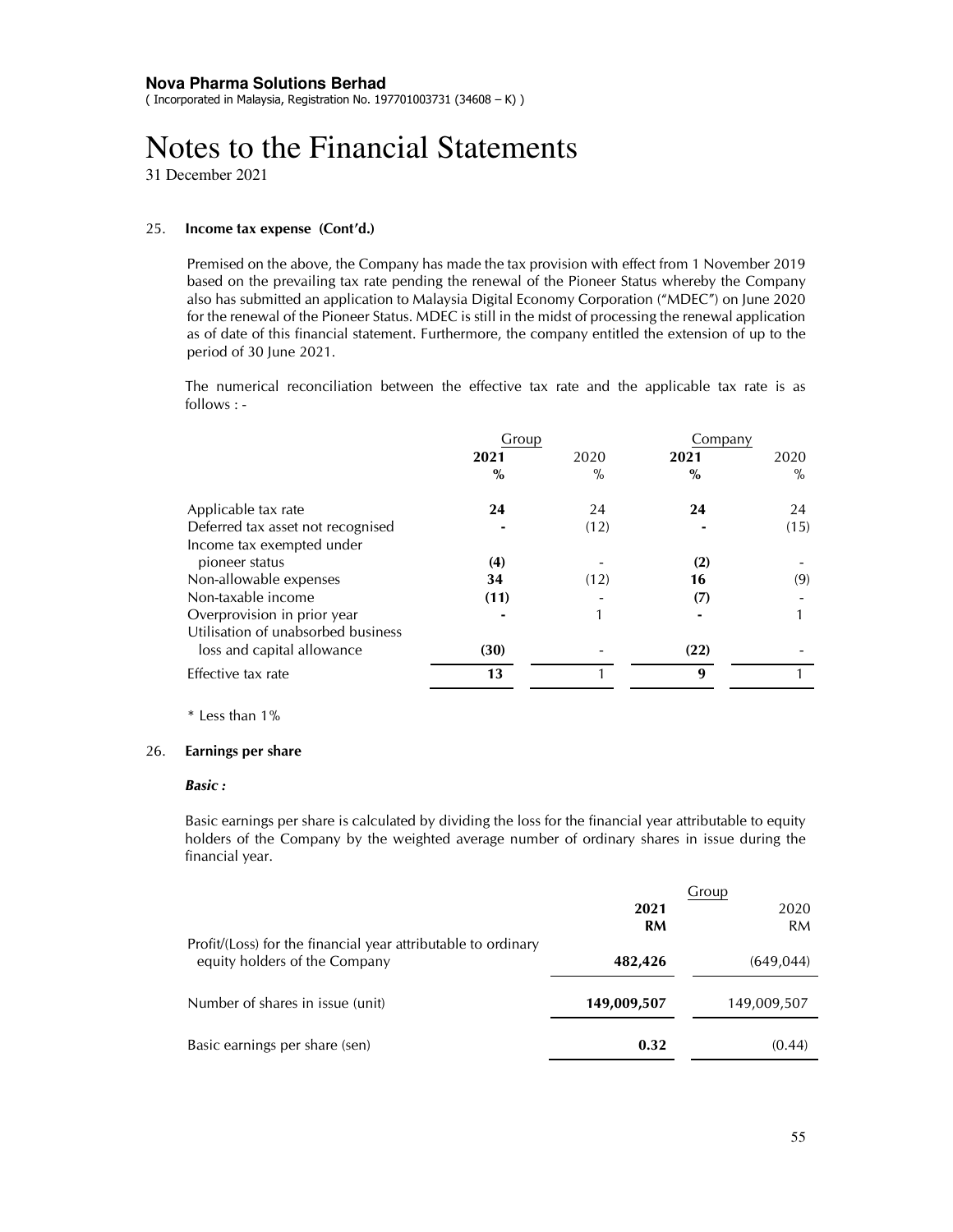**Nova Pharma Solutions Berhad**
( Incorporated in Malaysia, Registration No. 197701003731 (34608 – K) )

# Notes to the Financial Statements

31 December 2021

## 25. Income tax expense (Cont'd.)

Premised on the above, the Company has made the tax provision with effect from 1 November 2019 based on the prevailing tax rate pending the renewal of the Pioneer Status whereby the Company also has submitted an application to Malaysia Digital Economy Corporation ("MDEC") on June 2020 for the renewal of the Pioneer Status. MDEC is still in the midst of processing the renewal application as of date of this financial statement. Furthermore, the company entitled the extension of up to the period of 30 June 2021.

The numerical reconciliation between the effective tax rate and the applicable tax rate is as follows : -

| | Group | | Company | |
|---|---|---|---|---|
| | **2021** | 2020 | **2021** | 2020 |
| | **%** | % | **%** | % |
| Applicable tax rate | **24** | 24 | **24** | 24 |
| Deferred tax asset not recognised | **-** | (12) | **-** | (15) |
| Income tax exempted under pioneer status | **(4)** | - | **(2)** | - |
| Non-allowable expenses | **34** | (12) | **16** | (9) |
| Non-taxable income | **(11)** | - | **(7)** | - |
| Overprovision in prior year | **-** | 1 | **-** | 1 |
| Utilisation of unabsorbed business loss and capital allowance | **(30)** | - | **(22)** | - |
| Effective tax rate | **13** | 1 | **9** | 1 |

\* Less than 1%

## 26. Earnings per share

***Basic :***

Basic earnings per share is calculated by dividing the loss for the financial year attributable to equity holders of the Company by the weighted average number of ordinary shares in issue during the financial year.

| | Group | |
|---|---|---|
| | **2021** | 2020 |
| | **RM** | RM |
| Profit/(Loss) for the financial year attributable to ordinary equity holders of the Company | **482,426** | (649,044) |
| Number of shares in issue (unit) | **149,009,507** | 149,009,507 |
| Basic earnings per share (sen) | **0.32** | (0.44) |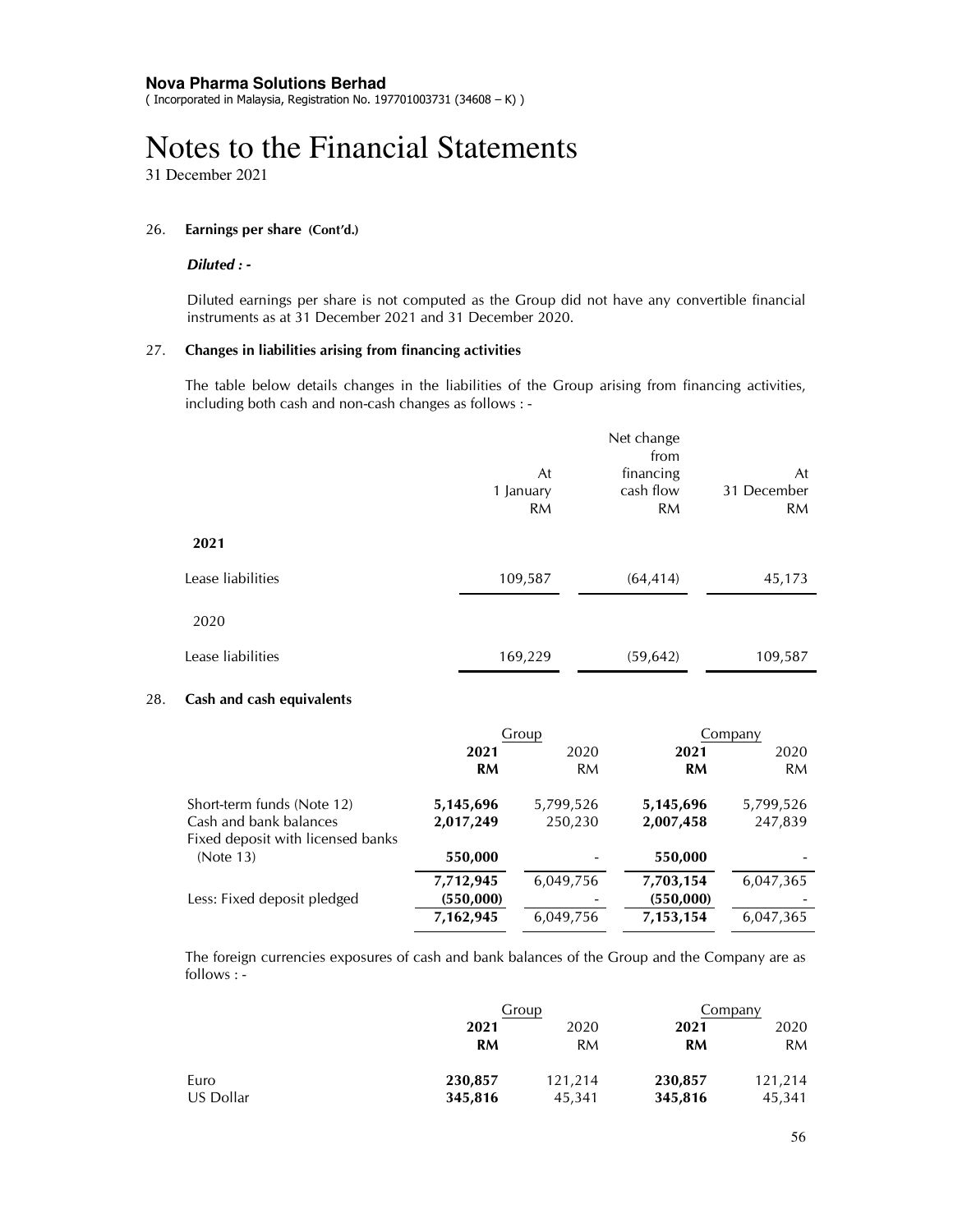**Nova Pharma Solutions Berhad**
( Incorporated in Malaysia, Registration No. 197701003731 (34608 – K) )

# Notes to the Financial Statements

31 December 2021

## 26. Earnings per share (Cont'd.)

***Diluted : -***

Diluted earnings per share is not computed as the Group did not have any convertible financial instruments as at 31 December 2021 and 31 December 2020.

## 27. Changes in liabilities arising from financing activities

The table below details changes in the liabilities of the Group arising from financing activities, including both cash and non-cash changes as follows : -

| | At 1 January RM | Net change from financing cash flow RM | At 31 December RM |
|---|---|---|---|
| **2021** | | | |
| Lease liabilities | 109,587 | (64,414) | 45,173 |
| 2020 | | | |
| Lease liabilities | 169,229 | (59,642) | 109,587 |

## 28. Cash and cash equivalents

| | Group | | Company | |
|---|---|---|---|---|
| | **2021 RM** | 2020 RM | **2021 RM** | 2020 RM |
| Short-term funds (Note 12) | **5,145,696** | 5,799,526 | **5,145,696** | 5,799,526 |
| Cash and bank balances | **2,017,249** | 250,230 | **2,007,458** | 247,839 |
| Fixed deposit with licensed banks (Note 13) | **550,000** | - | **550,000** | - |
| | **7,712,945** | 6,049,756 | **7,703,154** | 6,047,365 |
| Less: Fixed deposit pledged | **(550,000)** | - | **(550,000)** | - |
| | **7,162,945** | 6,049,756 | **7,153,154** | 6,047,365 |

The foreign currencies exposures of cash and bank balances of the Group and the Company are as follows : -

| | Group | | Company | |
|---|---|---|---|---|
| | **2021 RM** | 2020 RM | **2021 RM** | 2020 RM |
| Euro | **230,857** | 121,214 | **230,857** | 121,214 |
| US Dollar | **345,816** | 45,341 | **345,816** | 45,341 |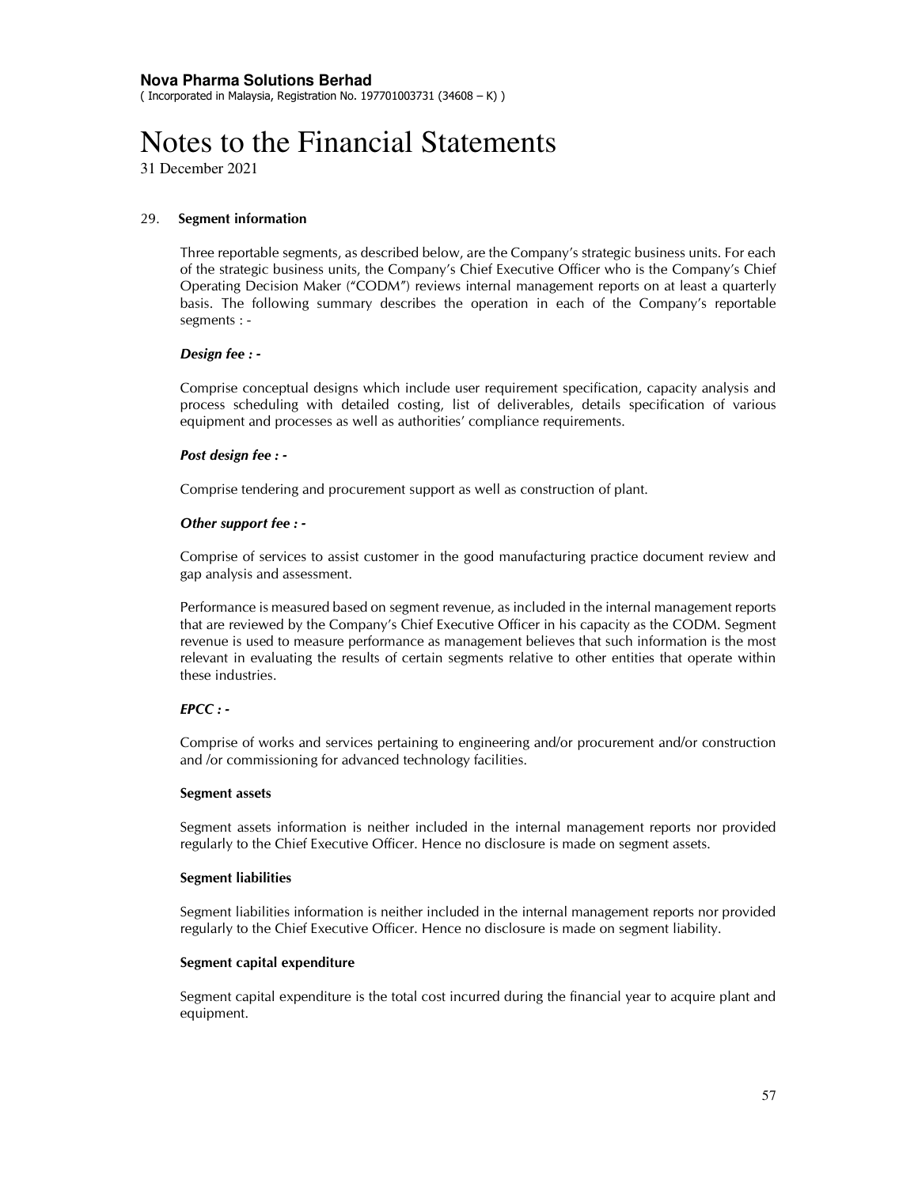**Nova Pharma Solutions Berhad**
( Incorporated in Malaysia, Registration No. 197701003731 (34608 – K) )

# Notes to the Financial Statements

31 December 2021

## 29. Segment information

Three reportable segments, as described below, are the Company's strategic business units. For each of the strategic business units, the Company's Chief Executive Officer who is the Company's Chief Operating Decision Maker ("CODM") reviews internal management reports on at least a quarterly basis. The following summary describes the operation in each of the Company's reportable segments : -

***Design fee : -***

Comprise conceptual designs which include user requirement specification, capacity analysis and process scheduling with detailed costing, list of deliverables, details specification of various equipment and processes as well as authorities' compliance requirements.

***Post design fee : -***

Comprise tendering and procurement support as well as construction of plant.

***Other support fee : -***

Comprise of services to assist customer in the good manufacturing practice document review and gap analysis and assessment.

Performance is measured based on segment revenue, as included in the internal management reports that are reviewed by the Company's Chief Executive Officer in his capacity as the CODM. Segment revenue is used to measure performance as management believes that such information is the most relevant in evaluating the results of certain segments relative to other entities that operate within these industries.

***EPCC : -***

Comprise of works and services pertaining to engineering and/or procurement and/or construction and /or commissioning for advanced technology facilities.

**Segment assets**

Segment assets information is neither included in the internal management reports nor provided regularly to the Chief Executive Officer. Hence no disclosure is made on segment assets.

**Segment liabilities**

Segment liabilities information is neither included in the internal management reports nor provided regularly to the Chief Executive Officer. Hence no disclosure is made on segment liability.

**Segment capital expenditure**

Segment capital expenditure is the total cost incurred during the financial year to acquire plant and equipment.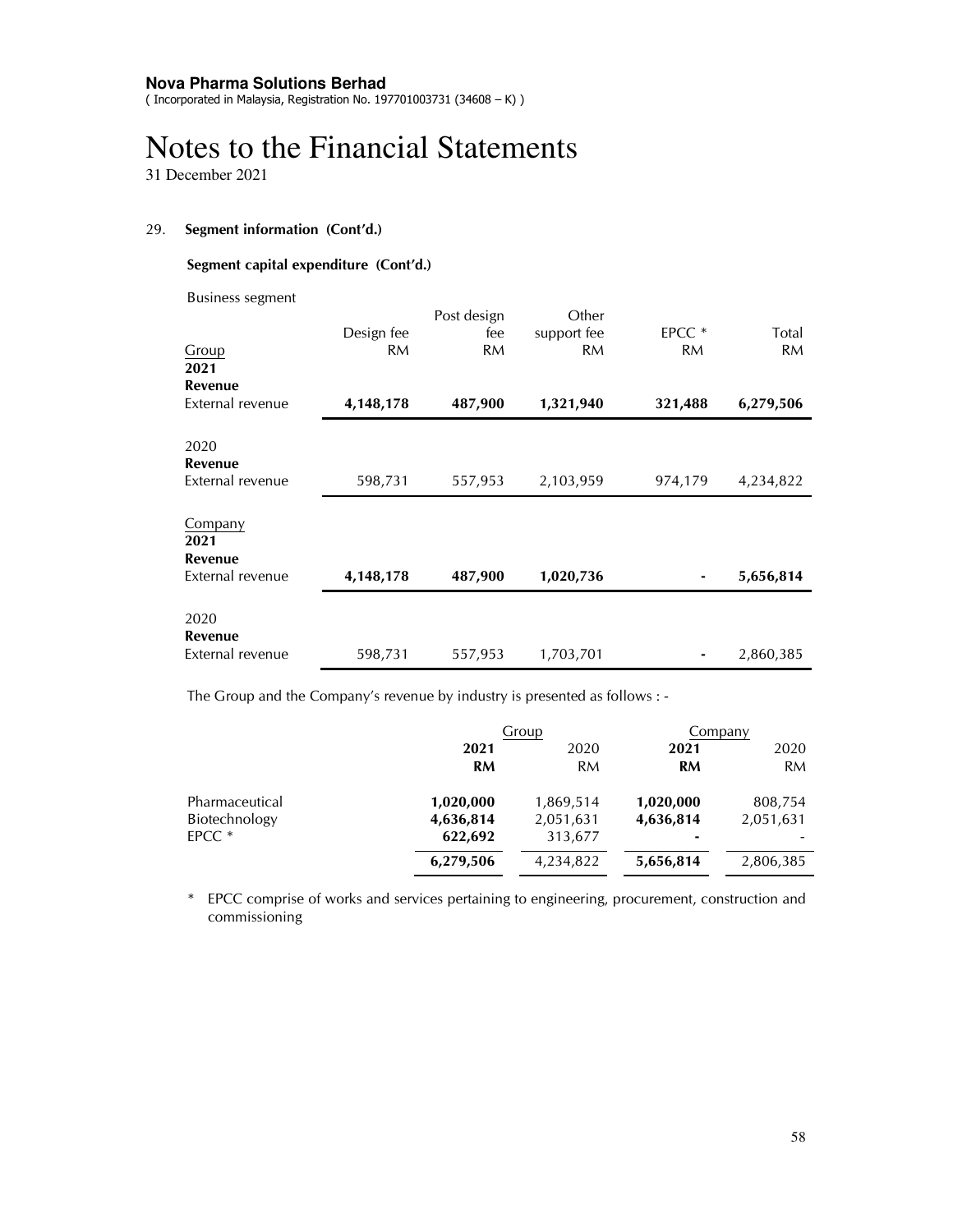**Nova Pharma Solutions Berhad**
( Incorporated in Malaysia, Registration No. 197701003731 (34608 – K) )

# Notes to the Financial Statements

31 December 2021

## 29. Segment information (Cont'd.)

### Segment capital expenditure (Cont'd.)

Business segment

| Group | Design fee RM | Post design fee RM | Other support fee RM | EPCC * RM | Total RM |
|---|---|---|---|---|---|
| **2021** | | | | | |
| **Revenue** | | | | | |
| External revenue | **4,148,178** | **487,900** | **1,321,940** | **321,488** | **6,279,506** |
| 2020 | | | | | |
| **Revenue** | | | | | |
| External revenue | 598,731 | 557,953 | 2,103,959 | 974,179 | 4,234,822 |

| Company | Design fee RM | Post design fee RM | Other support fee RM | EPCC * RM | Total RM |
|---|---|---|---|---|---|
| **2021** | | | | | |
| **Revenue** | | | | | |
| External revenue | **4,148,178** | **487,900** | **1,020,736** | **-** | **5,656,814** |
| 2020 | | | | | |
| **Revenue** | | | | | |
| External revenue | 598,731 | 557,953 | 1,703,701 | - | 2,860,385 |

The Group and the Company's revenue by industry is presented as follows : -

| | Group | | Company | |
|---|---|---|---|---|
| | **2021** **RM** | 2020 RM | **2021** **RM** | 2020 RM |
| Pharmaceutical | **1,020,000** | 1,869,514 | **1,020,000** | 808,754 |
| Biotechnology | **4,636,814** | 2,051,631 | **4,636,814** | 2,051,631 |
| EPCC * | **622,692** | 313,677 | **-** | - |
| | **6,279,506** | 4,234,822 | **5,656,814** | 2,806,385 |

\* EPCC comprise of works and services pertaining to engineering, procurement, construction and commissioning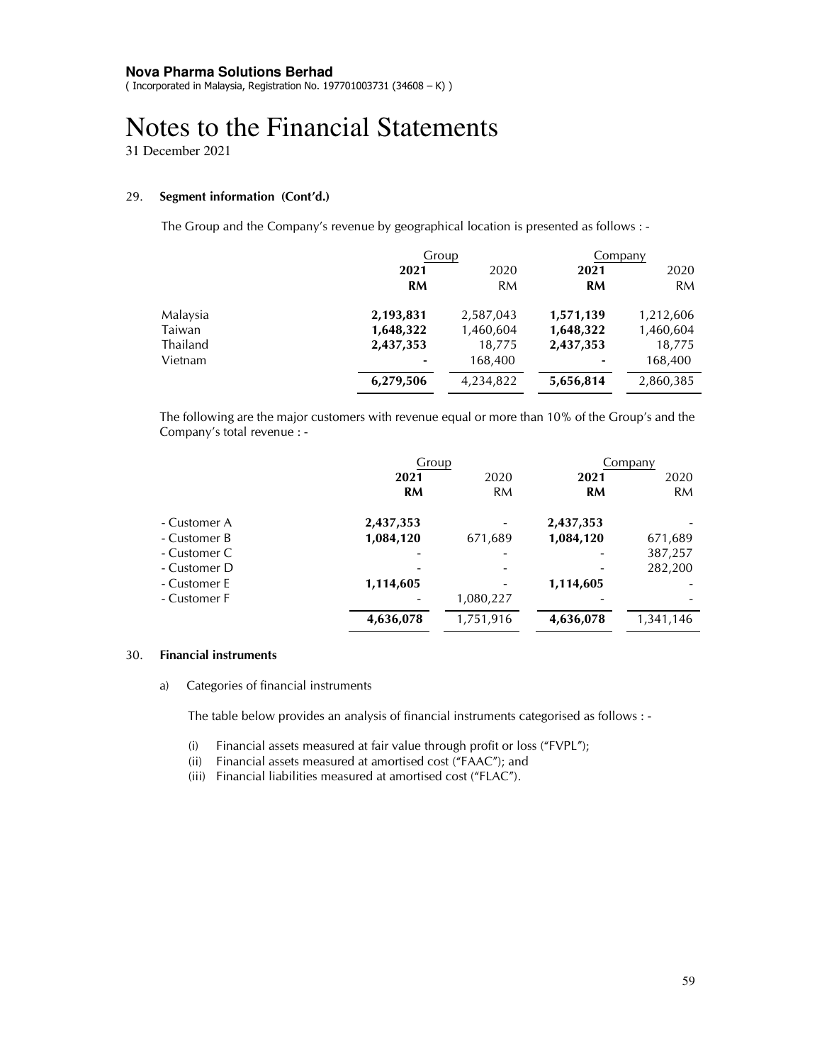**Nova Pharma Solutions Berhad**
( Incorporated in Malaysia, Registration No. 197701003731 (34608 – K) )

# Notes to the Financial Statements

31 December 2021

## 29. Segment information (Cont'd.)

The Group and the Company's revenue by geographical location is presented as follows : -

| | Group | | Company | |
|---|---|---|---|---|
| | **2021** | 2020 | **2021** | 2020 |
| | **RM** | RM | **RM** | RM |
| Malaysia | **2,193,831** | 2,587,043 | **1,571,139** | 1,212,606 |
| Taiwan | **1,648,322** | 1,460,604 | **1,648,322** | 1,460,604 |
| Thailand | **2,437,353** | 18,775 | **2,437,353** | 18,775 |
| Vietnam | **-** | 168,400 | **-** | 168,400 |
| | **6,279,506** | 4,234,822 | **5,656,814** | 2,860,385 |

The following are the major customers with revenue equal or more than 10% of the Group's and the Company's total revenue : -

| | Group | | Company | |
|---|---|---|---|---|
| | **2021** | 2020 | **2021** | 2020 |
| | **RM** | RM | **RM** | RM |
| - Customer A | **2,437,353** | - | **2,437,353** | - |
| - Customer B | **1,084,120** | 671,689 | **1,084,120** | 671,689 |
| - Customer C | - | - | - | 387,257 |
| - Customer D | - | - | - | 282,200 |
| - Customer E | **1,114,605** | - | **1,114,605** | - |
| - Customer F | - | 1,080,227 | - | - |
| | **4,636,078** | 1,751,916 | **4,636,078** | 1,341,146 |

## 30. Financial instruments

a) Categories of financial instruments

The table below provides an analysis of financial instruments categorised as follows : -

(i) Financial assets measured at fair value through profit or loss ("FVPL");
(ii) Financial assets measured at amortised cost ("FAAC"); and
(iii) Financial liabilities measured at amortised cost ("FLAC").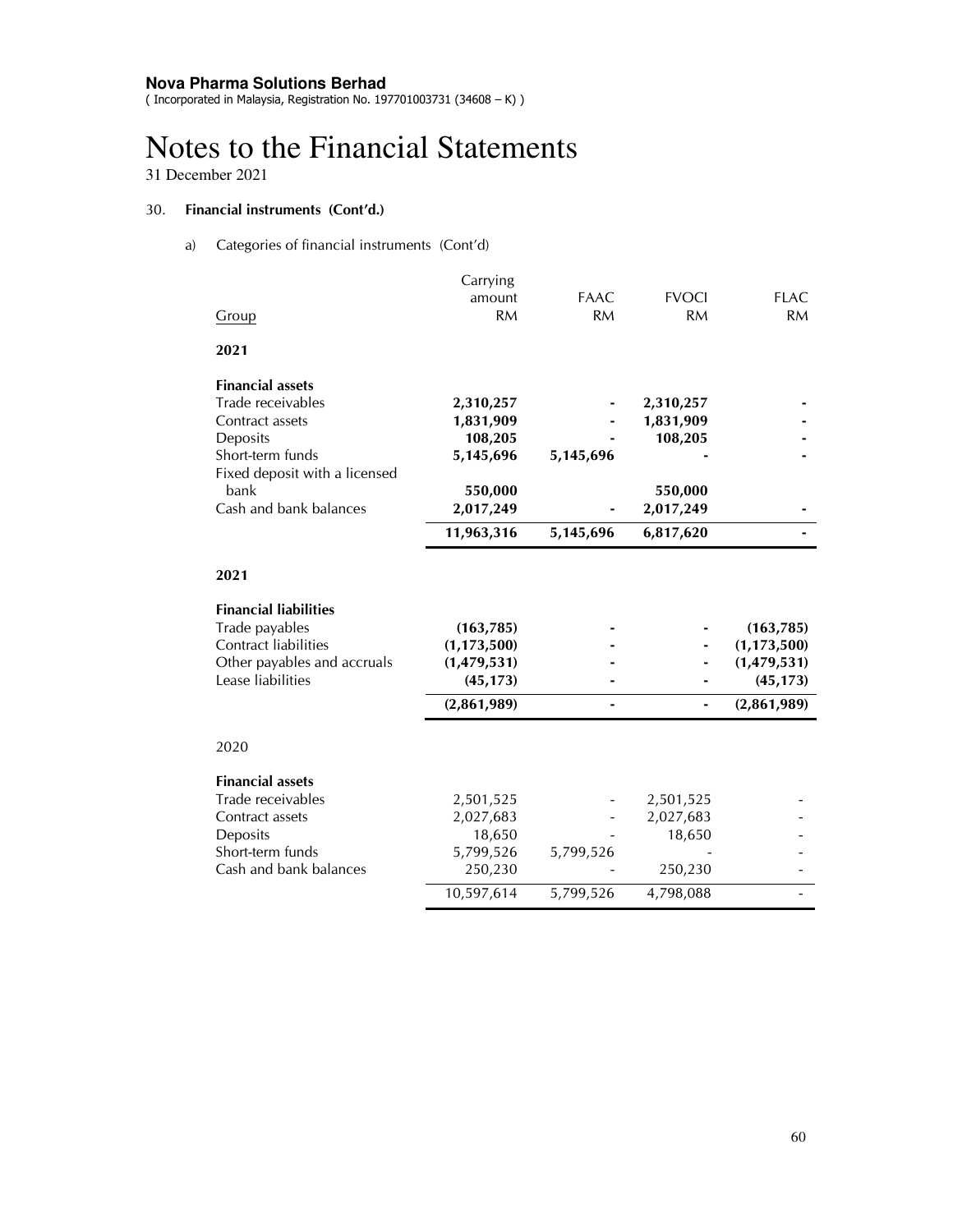**Nova Pharma Solutions Berhad**
( Incorporated in Malaysia, Registration No. 197701003731 (34608 – K) )

# Notes to the Financial Statements

31 December 2021

30. **Financial instruments (Cont'd.)**

a) Categories of financial instruments (Cont'd)

| Group | Carrying amount RM | FAAC RM | FVOCI RM | FLAC RM |
|---|---|---|---|---|
| **2021** | | | | |
| **Financial assets** | | | | |
| Trade receivables | **2,310,257** | **-** | **2,310,257** | **-** |
| Contract assets | **1,831,909** | **-** | **1,831,909** | **-** |
| Deposits | **108,205** | **-** | **108,205** | **-** |
| Short-term funds | **5,145,696** | **5,145,696** | **-** | **-** |
| Fixed deposit with a licensed bank | **550,000** | | **550,000** | |
| Cash and bank balances | **2,017,249** | **-** | **2,017,249** | **-** |
| | **11,963,316** | **5,145,696** | **6,817,620** | **-** |
| **2021** | | | | |
| **Financial liabilities** | | | | |
| Trade payables | **(163,785)** | **-** | **-** | **(163,785)** |
| Contract liabilities | **(1,173,500)** | **-** | **-** | **(1,173,500)** |
| Other payables and accruals | **(1,479,531)** | **-** | **-** | **(1,479,531)** |
| Lease liabilities | **(45,173)** | **-** | **-** | **(45,173)** |
| | **(2,861,989)** | **-** | **-** | **(2,861,989)** |
| 2020 | | | | |
| **Financial assets** | | | | |
| Trade receivables | 2,501,525 | - | 2,501,525 | - |
| Contract assets | 2,027,683 | - | 2,027,683 | - |
| Deposits | 18,650 | - | 18,650 | - |
| Short-term funds | 5,799,526 | 5,799,526 | - | - |
| Cash and bank balances | 250,230 | - | 250,230 | - |
| | 10,597,614 | 5,799,526 | 4,798,088 | - |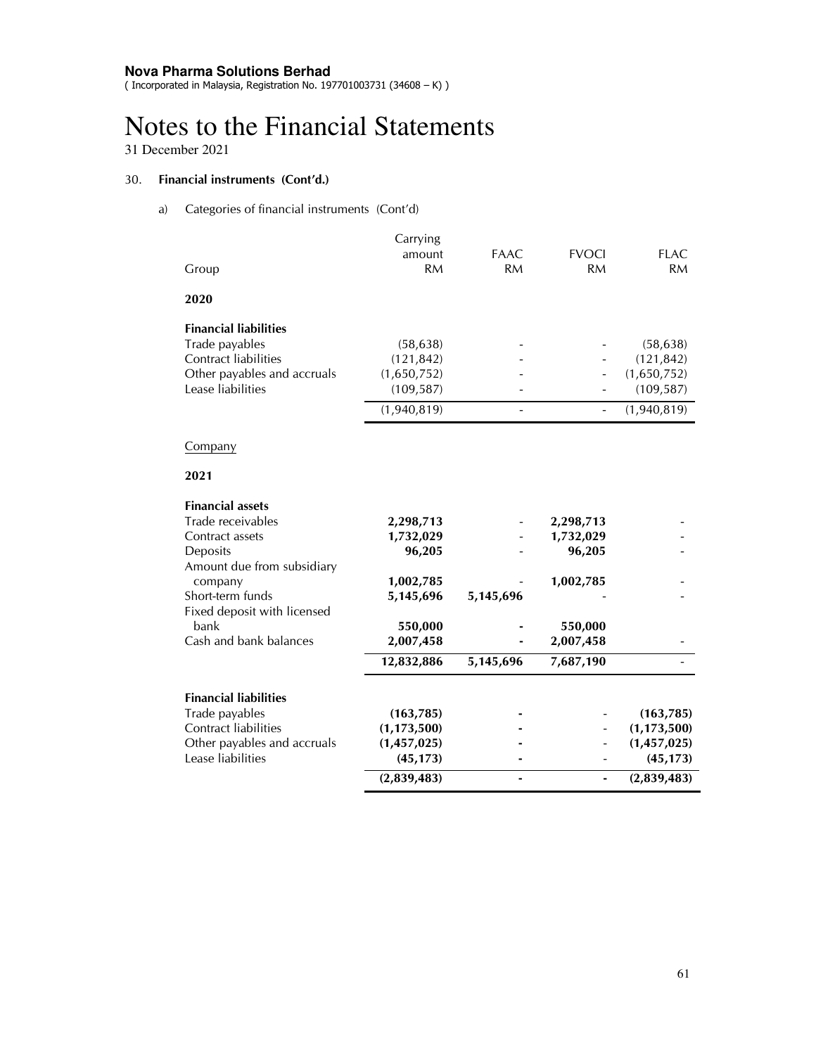**Nova Pharma Solutions Berhad**
( Incorporated in Malaysia, Registration No. 197701003731 (34608 – K) )

# Notes to the Financial Statements

31 December 2021

## 30. Financial instruments (Cont'd.)

a) Categories of financial instruments (Cont'd)

| Group | Carrying amount RM | FAAC RM | FVOCI RM | FLAC RM |
|---|---|---|---|---|
| **2020** | | | | |
| **Financial liabilities** | | | | |
| Trade payables | (58,638) | - | - | (58,638) |
| Contract liabilities | (121,842) | - | - | (121,842) |
| Other payables and accruals | (1,650,752) | - | - | (1,650,752) |
| Lease liabilities | (109,587) | - | - | (109,587) |
| | (1,940,819) | - | - | (1,940,819) |

Company

| | Carrying amount RM | FAAC RM | FVOCI RM | FLAC RM |
|---|---|---|---|---|
| **2021** | | | | |
| **Financial assets** | | | | |
| Trade receivables | **2,298,713** | - | **2,298,713** | - |
| Contract assets | **1,732,029** | - | **1,732,029** | - |
| Deposits | **96,205** | - | **96,205** | - |
| Amount due from subsidiary company | **1,002,785** | - | **1,002,785** | - |
| Short-term funds | **5,145,696** | **5,145,696** | - | - |
| Fixed deposit with licensed bank | **550,000** | **-** | **550,000** | |
| Cash and bank balances | **2,007,458** | **-** | **2,007,458** | - |
| | **12,832,886** | **5,145,696** | **7,687,190** | - |
| **Financial liabilities** | | | | |
| Trade payables | **(163,785)** | **-** | - | **(163,785)** |
| Contract liabilities | **(1,173,500)** | **-** | - | **(1,173,500)** |
| Other payables and accruals | **(1,457,025)** | **-** | - | **(1,457,025)** |
| Lease liabilities | **(45,173)** | **-** | - | **(45,173)** |
| | **(2,839,483)** | **-** | **-** | **(2,839,483)** |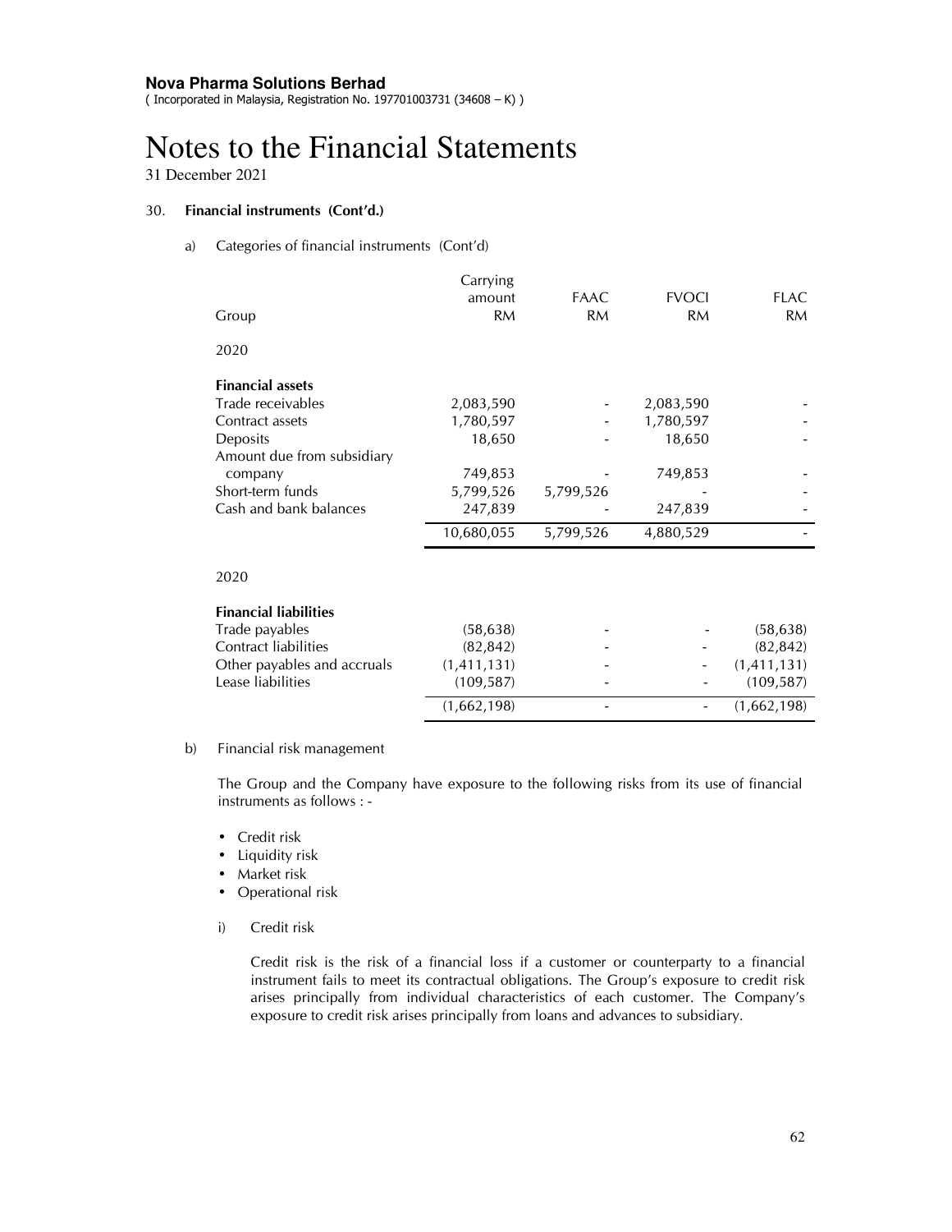**Nova Pharma Solutions Berhad**
( Incorporated in Malaysia, Registration No. 197701003731 (34608 – K) )

# Notes to the Financial Statements

31 December 2021

## 30. Financial instruments (Cont'd.)

a) Categories of financial instruments (Cont'd)

| Group | Carrying amount RM | FAAC RM | FVOCI RM | FLAC RM |
|---|---|---|---|---|
| **2020** | | | | |
| **Financial assets** | | | | |
| Trade receivables | 2,083,590 | - | 2,083,590 | - |
| Contract assets | 1,780,597 | - | 1,780,597 | - |
| Deposits | 18,650 | - | 18,650 | - |
| Amount due from subsidiary company | 749,853 | - | 749,853 | - |
| Short-term funds | 5,799,526 | 5,799,526 | - | - |
| Cash and bank balances | 247,839 | - | 247,839 | - |
| | 10,680,055 | 5,799,526 | 4,880,529 | - |
| **2020** | | | | |
| **Financial liabilities** | | | | |
| Trade payables | (58,638) | - | - | (58,638) |
| Contract liabilities | (82,842) | - | - | (82,842) |
| Other payables and accruals | (1,411,131) | - | - | (1,411,131) |
| Lease liabilities | (109,587) | - | - | (109,587) |
| | (1,662,198) | - | - | (1,662,198) |

b) Financial risk management

The Group and the Company have exposure to the following risks from its use of financial instruments as follows : -

- Credit risk
- Liquidity risk
- Market risk
- Operational risk

i) Credit risk

Credit risk is the risk of a financial loss if a customer or counterparty to a financial instrument fails to meet its contractual obligations. The Group's exposure to credit risk arises principally from individual characteristics of each customer. The Company's exposure to credit risk arises principally from loans and advances to subsidiary.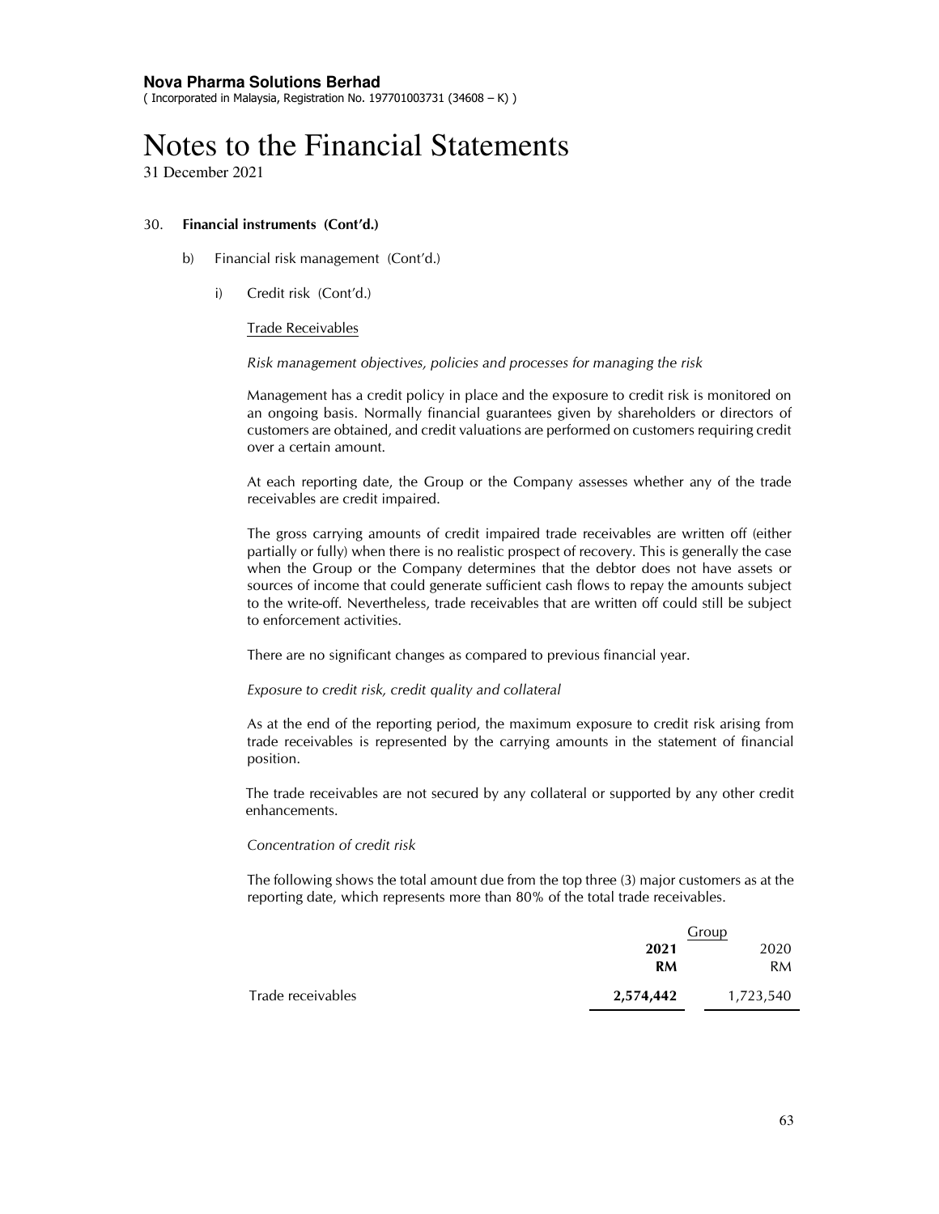**Nova Pharma Solutions Berhad**
( Incorporated in Malaysia, Registration No. 197701003731 (34608 – K) )

# Notes to the Financial Statements

31 December 2021

30. **Financial instruments (Cont'd.)**

b) Financial risk management (Cont'd.)

i) Credit risk (Cont'd.)

Trade Receivables

*Risk management objectives, policies and processes for managing the risk*

Management has a credit policy in place and the exposure to credit risk is monitored on an ongoing basis. Normally financial guarantees given by shareholders or directors of customers are obtained, and credit valuations are performed on customers requiring credit over a certain amount.

At each reporting date, the Group or the Company assesses whether any of the trade receivables are credit impaired.

The gross carrying amounts of credit impaired trade receivables are written off (either partially or fully) when there is no realistic prospect of recovery. This is generally the case when the Group or the Company determines that the debtor does not have assets or sources of income that could generate sufficient cash flows to repay the amounts subject to the write-off. Nevertheless, trade receivables that are written off could still be subject to enforcement activities.

There are no significant changes as compared to previous financial year.

*Exposure to credit risk, credit quality and collateral*

As at the end of the reporting period, the maximum exposure to credit risk arising from trade receivables is represented by the carrying amounts in the statement of financial position.

The trade receivables are not secured by any collateral or supported by any other credit enhancements.

*Concentration of credit risk*

The following shows the total amount due from the top three (3) major customers as at the reporting date, which represents more than 80% of the total trade receivables.

| | Group | |
|---|---|---|
| | **2021** | 2020 |
| | **RM** | RM |
| Trade receivables | **2,574,442** | 1,723,540 |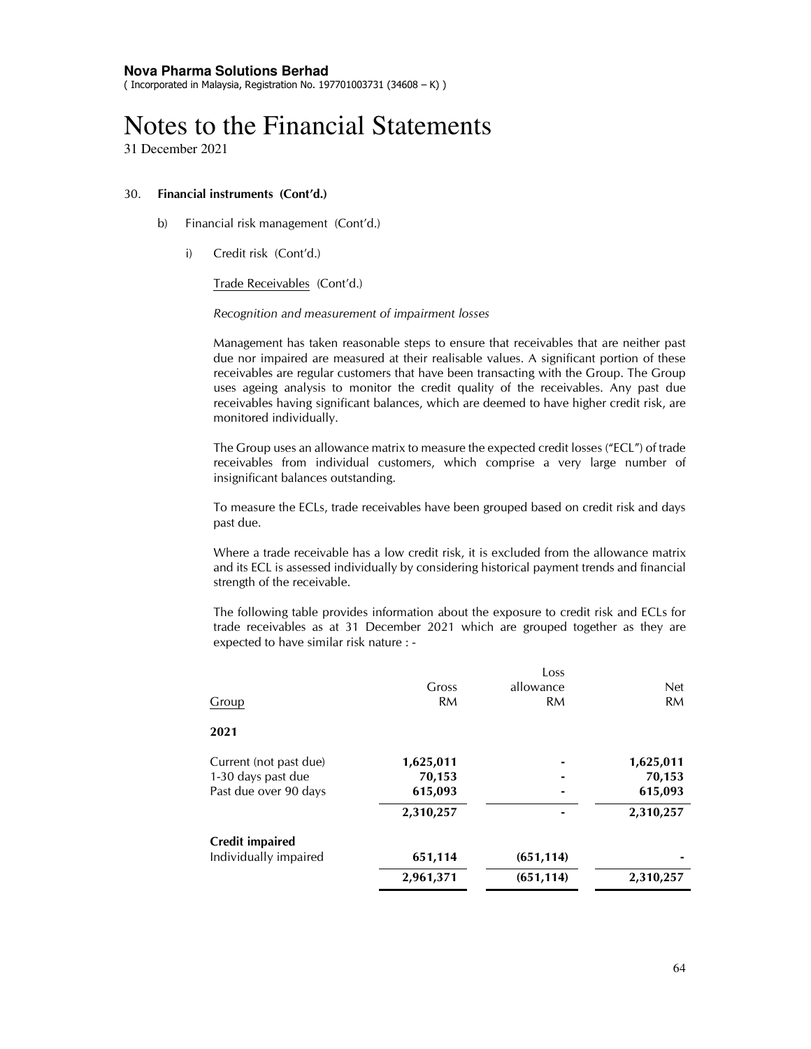**Nova Pharma Solutions Berhad**
( Incorporated in Malaysia, Registration No. 197701003731 (34608 – K) )

# Notes to the Financial Statements

31 December 2021

30. **Financial instruments (Cont'd.)**

b) Financial risk management (Cont'd.)

i) Credit risk (Cont'd.)

Trade Receivables (Cont'd.)

*Recognition and measurement of impairment losses*

Management has taken reasonable steps to ensure that receivables that are neither past due nor impaired are measured at their realisable values. A significant portion of these receivables are regular customers that have been transacting with the Group. The Group uses ageing analysis to monitor the credit quality of the receivables. Any past due receivables having significant balances, which are deemed to have higher credit risk, are monitored individually.

The Group uses an allowance matrix to measure the expected credit losses ("ECL") of trade receivables from individual customers, which comprise a very large number of insignificant balances outstanding.

To measure the ECLs, trade receivables have been grouped based on credit risk and days past due.

Where a trade receivable has a low credit risk, it is excluded from the allowance matrix and its ECL is assessed individually by considering historical payment trends and financial strength of the receivable.

The following table provides information about the exposure to credit risk and ECLs for trade receivables as at 31 December 2021 which are grouped together as they are expected to have similar risk nature : -

| Group | Gross RM | Loss allowance RM | Net RM |
|---|---|---|---|
| **2021** | | | |
| Current (not past due) | **1,625,011** | **-** | **1,625,011** |
| 1-30 days past due | **70,153** | **-** | **70,153** |
| Past due over 90 days | **615,093** | **-** | **615,093** |
| | **2,310,257** | **-** | **2,310,257** |
| **Credit impaired** | | | |
| Individually impaired | **651,114** | **(651,114)** | **-** |
| | **2,961,371** | **(651,114)** | **2,310,257** |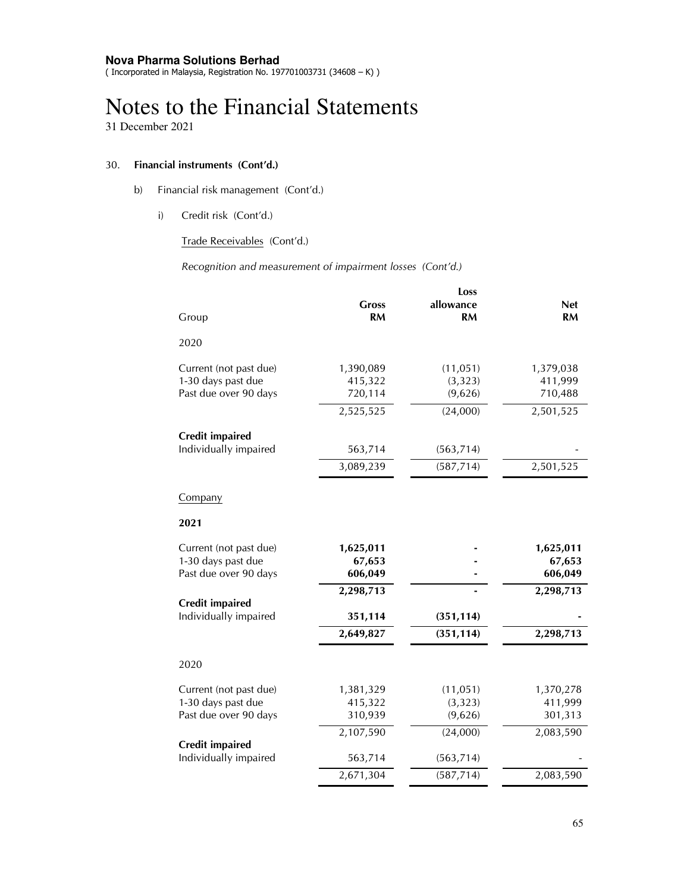**Nova Pharma Solutions Berhad**
( Incorporated in Malaysia, Registration No. 197701003731 (34608 – K) )

# Notes to the Financial Statements

31 December 2021

30. **Financial instruments (Cont'd.)**

b) Financial risk management (Cont'd.)

i) Credit risk (Cont'd.)

Trade Receivables (Cont'd.)

*Recognition and measurement of impairment losses (Cont'd.)*

| Group | Gross RM | Loss allowance RM | Net RM |
|---|---|---|---|
| 2020 | | | |
| Current (not past due) | 1,390,089 | (11,051) | 1,379,038 |
| 1-30 days past due | 415,322 | (3,323) | 411,999 |
| Past due over 90 days | 720,114 | (9,626) | 710,488 |
| | 2,525,525 | (24,000) | 2,501,525 |
| **Credit impaired** | | | |
| Individually impaired | 563,714 | (563,714) | - |
| | 3,089,239 | (587,714) | 2,501,525 |

| Company | Gross RM | Loss allowance RM | Net RM |
|---|---|---|---|
| **2021** | | | |
| Current (not past due) | **1,625,011** | **-** | **1,625,011** |
| 1-30 days past due | **67,653** | **-** | **67,653** |
| Past due over 90 days | **606,049** | **-** | **606,049** |
| | **2,298,713** | **-** | **2,298,713** |
| **Credit impaired** | | | |
| Individually impaired | **351,114** | **(351,114)** | **-** |
| | **2,649,827** | **(351,114)** | **2,298,713** |
| 2020 | | | |
| Current (not past due) | 1,381,329 | (11,051) | 1,370,278 |
| 1-30 days past due | 415,322 | (3,323) | 411,999 |
| Past due over 90 days | 310,939 | (9,626) | 301,313 |
| | 2,107,590 | (24,000) | 2,083,590 |
| **Credit impaired** | | | |
| Individually impaired | 563,714 | (563,714) | - |
| | 2,671,304 | (587,714) | 2,083,590 |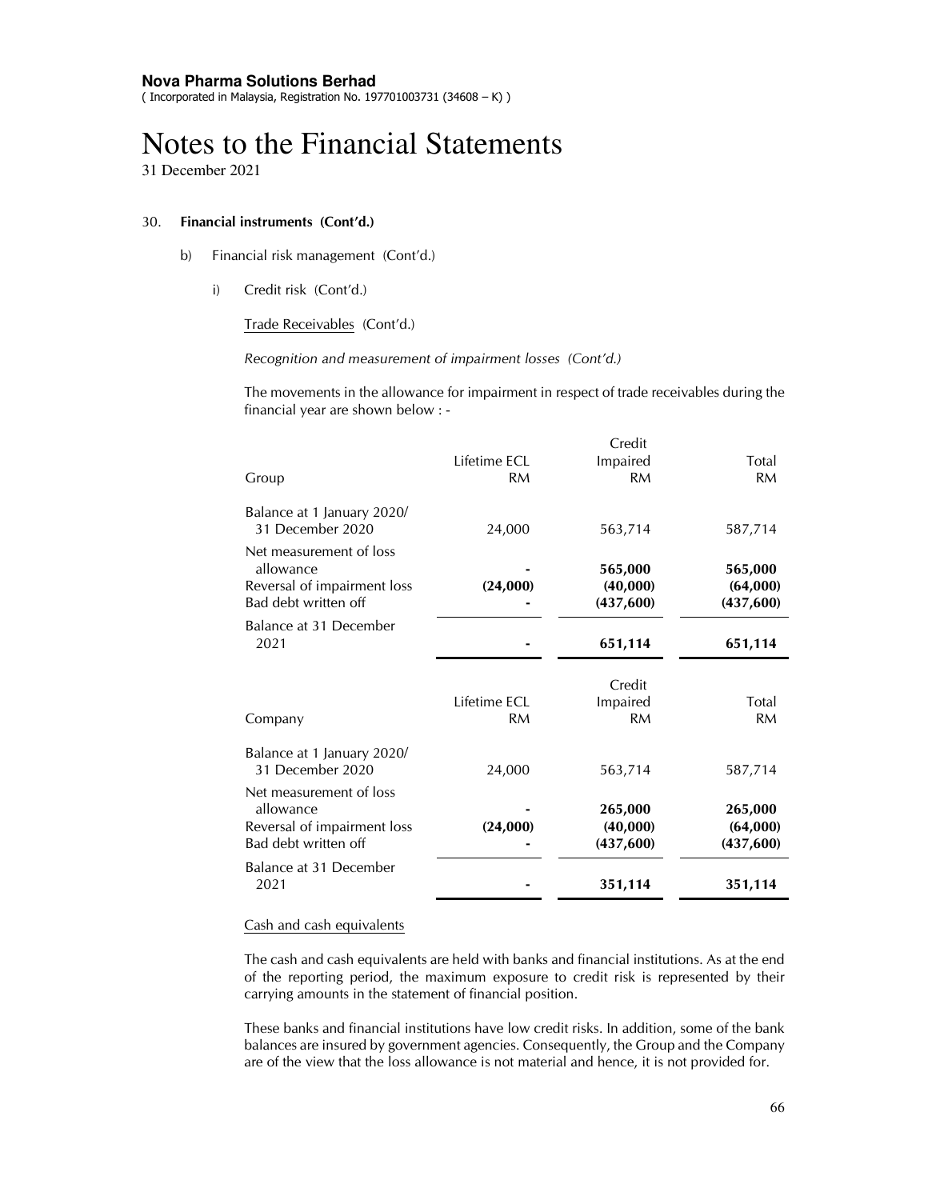**Nova Pharma Solutions Berhad**
( Incorporated in Malaysia, Registration No. 197701003731 (34608 – K) )

# Notes to the Financial Statements

31 December 2021

30. **Financial instruments (Cont'd.)**

b) Financial risk management (Cont'd.)

i) Credit risk (Cont'd.)

Trade Receivables (Cont'd.)

*Recognition and measurement of impairment losses (Cont'd.)*

The movements in the allowance for impairment in respect of trade receivables during the financial year are shown below : -

| Group | Lifetime ECL RM | Credit Impaired RM | Total RM |
|---|---|---|---|
| Balance at 1 January 2020/ 31 December 2020 | 24,000 | 563,714 | 587,714 |
| Net measurement of loss allowance | **-** | **565,000** | **565,000** |
| Reversal of impairment loss | **(24,000)** | **(40,000)** | **(64,000)** |
| Bad debt written off | **-** | **(437,600)** | **(437,600)** |
| Balance at 31 December 2021 | **-** | **651,114** | **651,114** |

| Company | Lifetime ECL RM | Credit Impaired RM | Total RM |
|---|---|---|---|
| Balance at 1 January 2020/ 31 December 2020 | 24,000 | 563,714 | 587,714 |
| Net measurement of loss allowance | **-** | **265,000** | **265,000** |
| Reversal of impairment loss | **(24,000)** | **(40,000)** | **(64,000)** |
| Bad debt written off | **-** | **(437,600)** | **(437,600)** |
| Balance at 31 December 2021 | **-** | **351,114** | **351,114** |

Cash and cash equivalents

The cash and cash equivalents are held with banks and financial institutions. As at the end of the reporting period, the maximum exposure to credit risk is represented by their carrying amounts in the statement of financial position.

These banks and financial institutions have low credit risks. In addition, some of the bank balances are insured by government agencies. Consequently, the Group and the Company are of the view that the loss allowance is not material and hence, it is not provided for.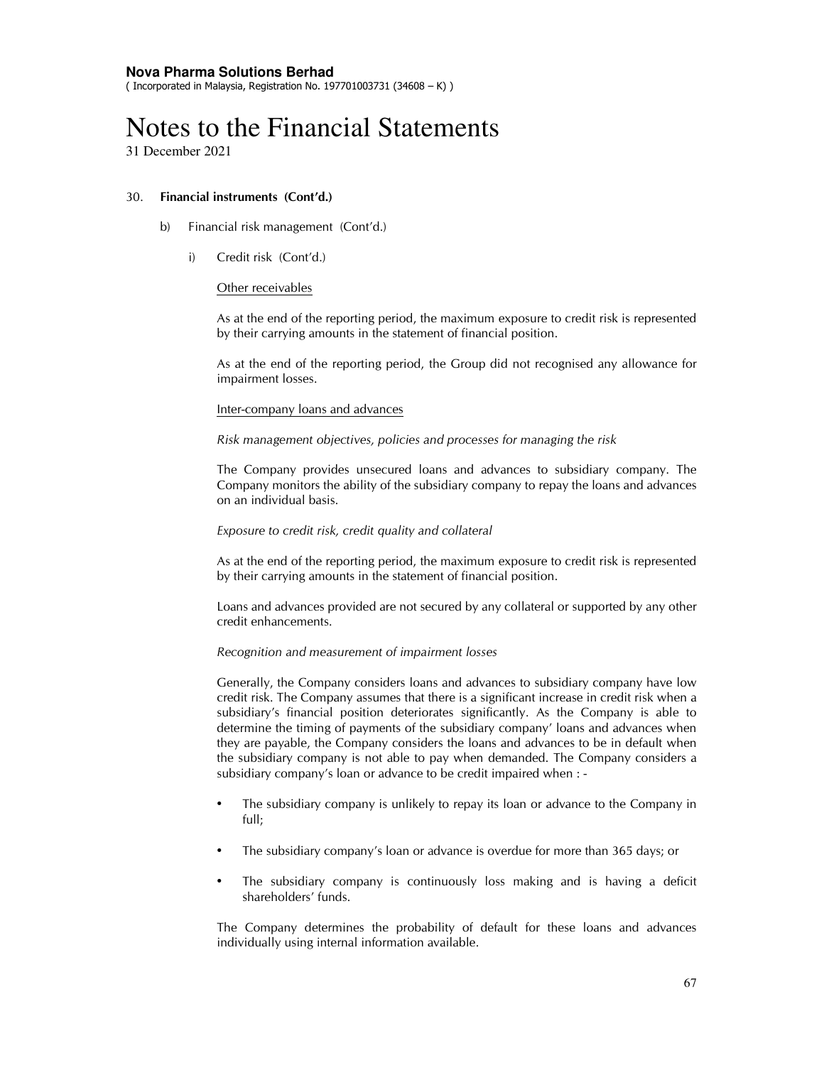# Notes to the Financial Statements

31 December 2021

30. **Financial instruments (Cont'd.)**

b) Financial risk management (Cont'd.)

i) Credit risk (Cont'd.)

Other receivables

As at the end of the reporting period, the maximum exposure to credit risk is represented by their carrying amounts in the statement of financial position.

As at the end of the reporting period, the Group did not recognised any allowance for impairment losses.

Inter-company loans and advances

*Risk management objectives, policies and processes for managing the risk*

The Company provides unsecured loans and advances to subsidiary company. The Company monitors the ability of the subsidiary company to repay the loans and advances on an individual basis.

*Exposure to credit risk, credit quality and collateral*

As at the end of the reporting period, the maximum exposure to credit risk is represented by their carrying amounts in the statement of financial position.

Loans and advances provided are not secured by any collateral or supported by any other credit enhancements.

*Recognition and measurement of impairment losses*

Generally, the Company considers loans and advances to subsidiary company have low credit risk. The Company assumes that there is a significant increase in credit risk when a subsidiary's financial position deteriorates significantly. As the Company is able to determine the timing of payments of the subsidiary company' loans and advances when they are payable, the Company considers the loans and advances to be in default when the subsidiary company is not able to pay when demanded. The Company considers a subsidiary company's loan or advance to be credit impaired when : -

- The subsidiary company is unlikely to repay its loan or advance to the Company in full;
- The subsidiary company's loan or advance is overdue for more than 365 days; or
- The subsidiary company is continuously loss making and is having a deficit shareholders' funds.

The Company determines the probability of default for these loans and advances individually using internal information available.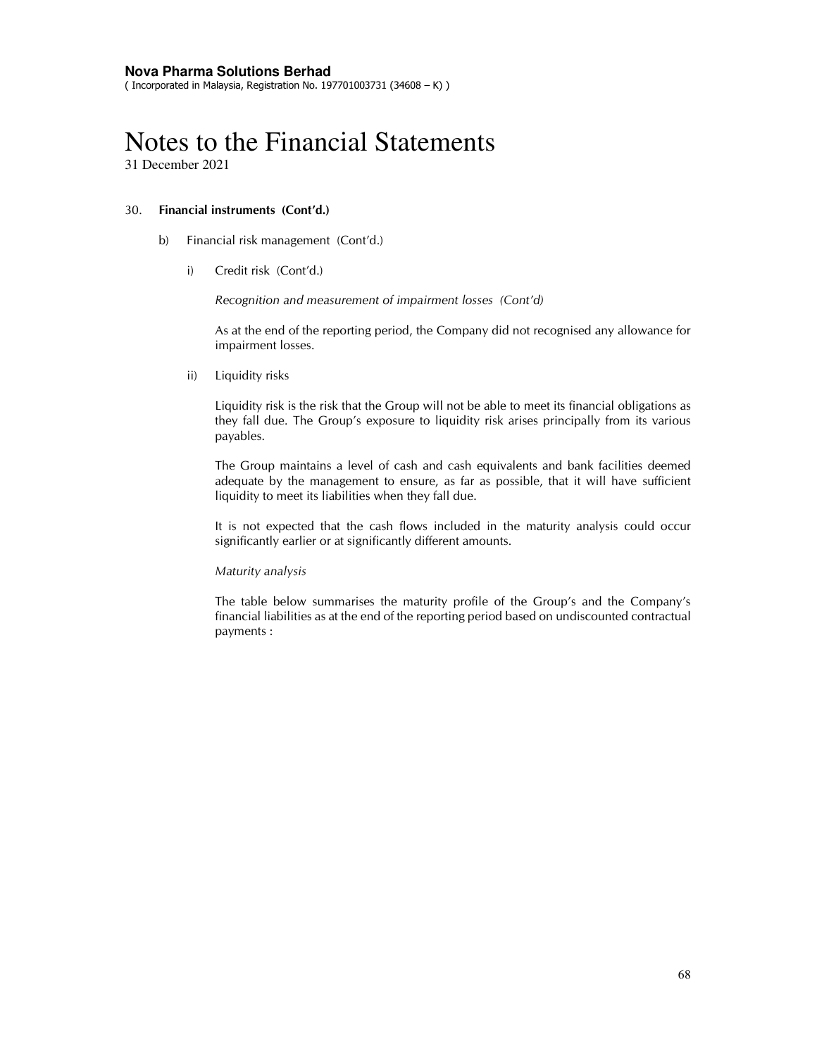**Nova Pharma Solutions Berhad**
( Incorporated in Malaysia, Registration No. 197701003731 (34608 – K) )

# Notes to the Financial Statements

31 December 2021

30. **Financial instruments (Cont'd.)**

   b) Financial risk management (Cont'd.)

      i) Credit risk (Cont'd.)

         *Recognition and measurement of impairment losses (Cont'd)*

         As at the end of the reporting period, the Company did not recognised any allowance for impairment losses.

      ii) Liquidity risks

         Liquidity risk is the risk that the Group will not be able to meet its financial obligations as they fall due. The Group's exposure to liquidity risk arises principally from its various payables.

         The Group maintains a level of cash and cash equivalents and bank facilities deemed adequate by the management to ensure, as far as possible, that it will have sufficient liquidity to meet its liabilities when they fall due.

         It is not expected that the cash flows included in the maturity analysis could occur significantly earlier or at significantly different amounts.

         *Maturity analysis*

         The table below summarises the maturity profile of the Group's and the Company's financial liabilities as at the end of the reporting period based on undiscounted contractual payments :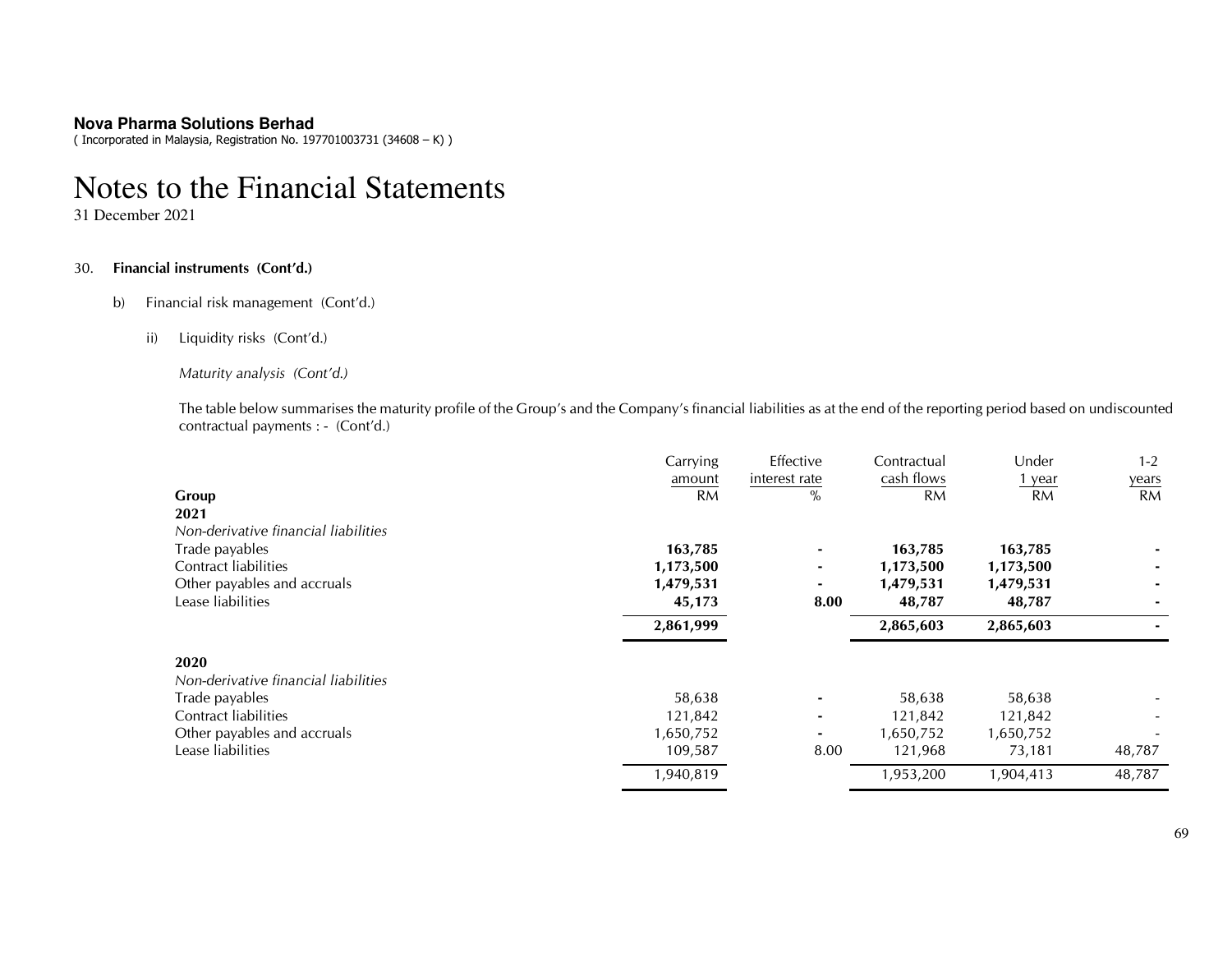**Nova Pharma Solutions Berhad**
( Incorporated in Malaysia, Registration No. 197701003731 (34608 – K) )

# Notes to the Financial Statements

31 December 2021

30. **Financial instruments (Cont'd.)**

b) Financial risk management (Cont'd.)

ii) Liquidity risks (Cont'd.)

*Maturity analysis (Cont'd.)*

The table below summarises the maturity profile of the Group's and the Company's financial liabilities as at the end of the reporting period based on undiscounted contractual payments : - (Cont'd.)

| | Carrying amount | Effective interest rate | Contractual cash flows | Under 1 year | 1-2 years |
|---|---|---|---|---|---|
| **Group** | RM | % | RM | RM | RM |
| **2021** | | | | | |
| *Non-derivative financial liabilities* | | | | | |
| Trade payables | **163,785** | **-** | **163,785** | **163,785** | **-** |
| Contract liabilities | **1,173,500** | **-** | **1,173,500** | **1,173,500** | **-** |
| Other payables and accruals | **1,479,531** | **-** | **1,479,531** | **1,479,531** | **-** |
| Lease liabilities | **45,173** | **8.00** | **48,787** | **48,787** | **-** |
| | **2,861,999** | | **2,865,603** | **2,865,603** | **-** |
| **2020** | | | | | |
| *Non-derivative financial liabilities* | | | | | |
| Trade payables | 58,638 | - | 58,638 | 58,638 | - |
| Contract liabilities | 121,842 | - | 121,842 | 121,842 | - |
| Other payables and accruals | 1,650,752 | - | 1,650,752 | 1,650,752 | - |
| Lease liabilities | 109,587 | 8.00 | 121,968 | 73,181 | 48,787 |
| | 1,940,819 | | 1,953,200 | 1,904,413 | 48,787 |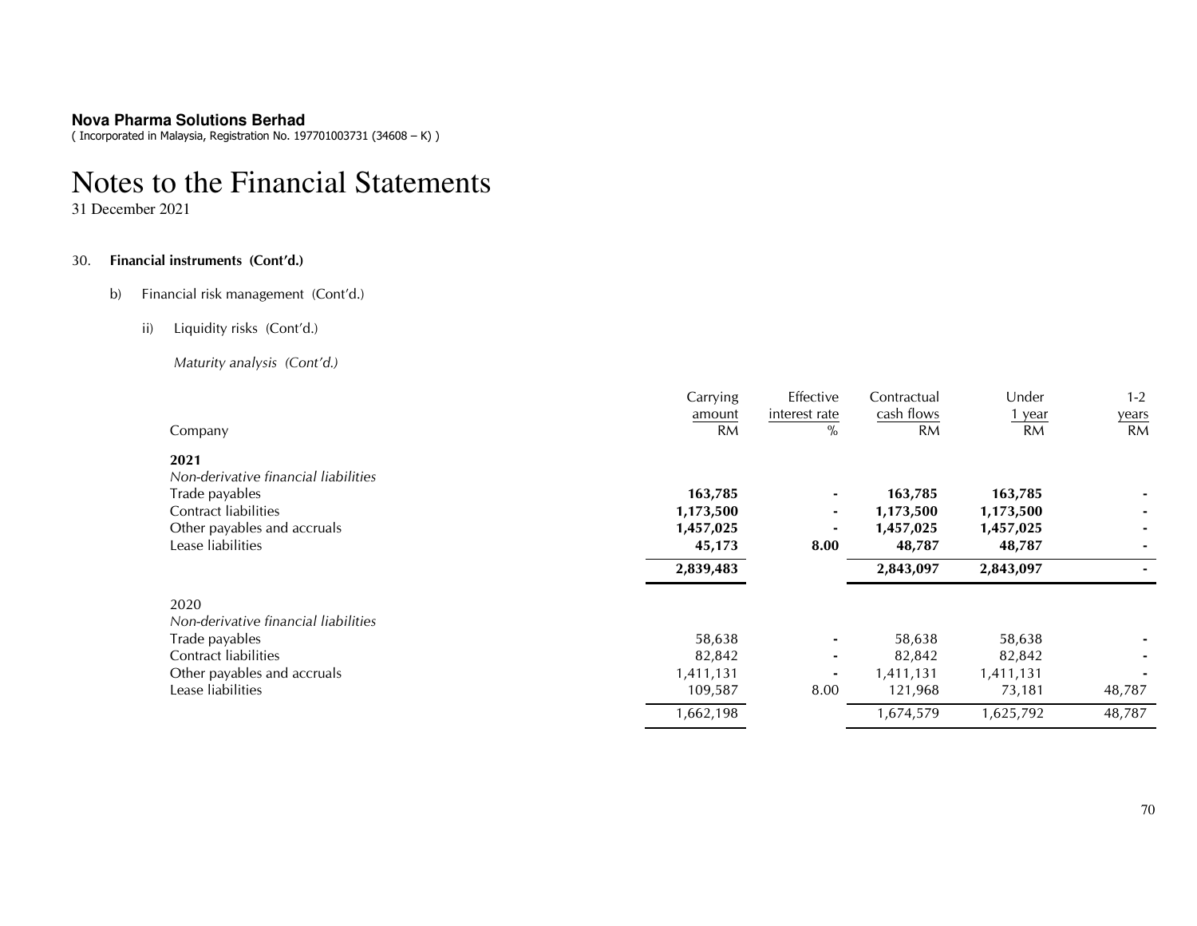**Nova Pharma Solutions Berhad**
( Incorporated in Malaysia, Registration No. 197701003731 (34608 – K) )

# Notes to the Financial Statements

31 December 2021

30. **Financial instruments (Cont'd.)**

b) Financial risk management (Cont'd.)

ii) Liquidity risks (Cont'd.)

*Maturity analysis (Cont'd.)*

| Company | Carrying amount RM | Effective interest rate % | Contractual cash flows RM | Under 1 year RM | 1-2 years RM |
|---|---|---|---|---|---|
| **2021** | | | | | |
| *Non-derivative financial liabilities* | | | | | |
| Trade payables | **163,785** | **-** | **163,785** | **163,785** | **-** |
| Contract liabilities | **1,173,500** | **-** | **1,173,500** | **1,173,500** | **-** |
| Other payables and accruals | **1,457,025** | **-** | **1,457,025** | **1,457,025** | **-** |
| Lease liabilities | **45,173** | **8.00** | **48,787** | **48,787** | **-** |
| | **2,839,483** | | **2,843,097** | **2,843,097** | **-** |
| 2020 | | | | | |
| *Non-derivative financial liabilities* | | | | | |
| Trade payables | 58,638 | - | 58,638 | 58,638 | - |
| Contract liabilities | 82,842 | - | 82,842 | 82,842 | - |
| Other payables and accruals | 1,411,131 | - | 1,411,131 | 1,411,131 | - |
| Lease liabilities | 109,587 | 8.00 | 121,968 | 73,181 | 48,787 |
| | 1,662,198 | | 1,674,579 | 1,625,792 | 48,787 |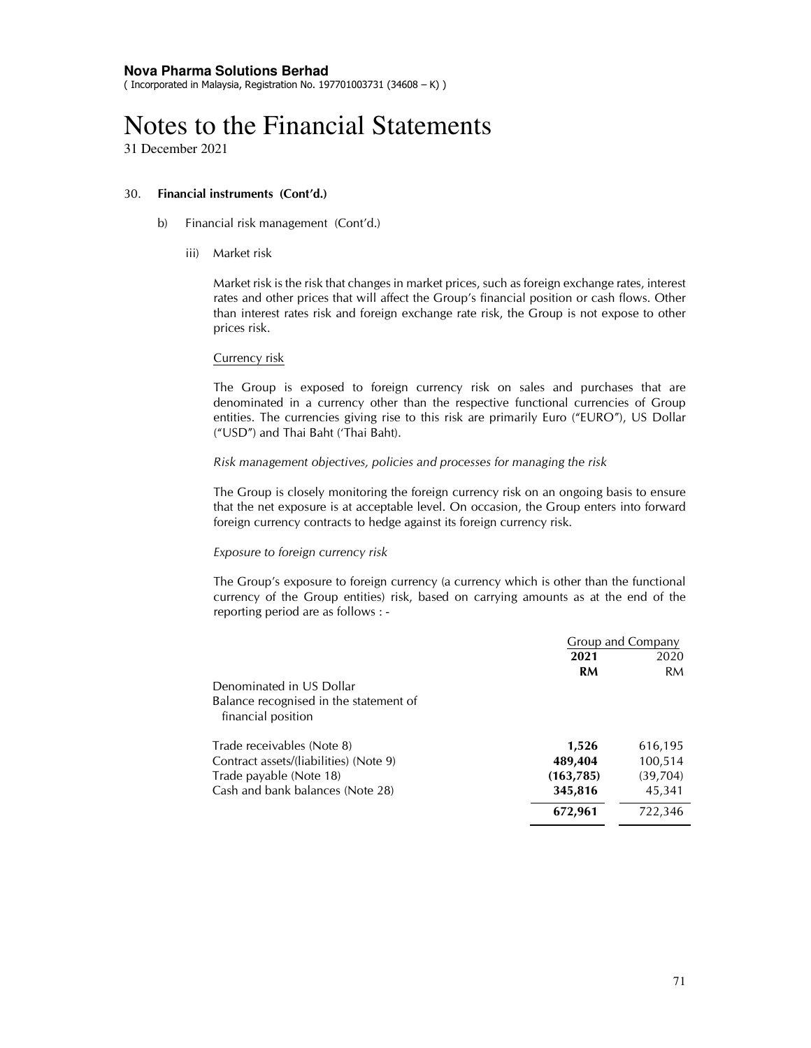**Nova Pharma Solutions Berhad**
( Incorporated in Malaysia, Registration No. 197701003731 (34608 – K) )

# Notes to the Financial Statements

31 December 2021

30. **Financial instruments (Cont'd.)**

b) Financial risk management (Cont'd.)

iii) Market risk

Market risk is the risk that changes in market prices, such as foreign exchange rates, interest rates and other prices that will affect the Group's financial position or cash flows. Other than interest rates risk and foreign exchange rate risk, the Group is not expose to other prices risk.

Currency risk

The Group is exposed to foreign currency risk on sales and purchases that are denominated in a currency other than the respective functional currencies of Group entities. The currencies giving rise to this risk are primarily Euro ("EURO"), US Dollar ("USD") and Thai Baht ('Thai Baht).

*Risk management objectives, policies and processes for managing the risk*

The Group is closely monitoring the foreign currency risk on an ongoing basis to ensure that the net exposure is at acceptable level. On occasion, the Group enters into forward foreign currency contracts to hedge against its foreign currency risk.

*Exposure to foreign currency risk*

The Group's exposure to foreign currency (a currency which is other than the functional currency of the Group entities) risk, based on carrying amounts as at the end of the reporting period are as follows : -

| | Group and Company | |
|---|---|---|
| | **2021** | 2020 |
| | **RM** | RM |
| Denominated in US Dollar | | |
| Balance recognised in the statement of financial position | | |
| Trade receivables (Note 8) | **1,526** | 616,195 |
| Contract assets/(liabilities) (Note 9) | **489,404** | 100,514 |
| Trade payable (Note 18) | **(163,785)** | (39,704) |
| Cash and bank balances (Note 28) | **345,816** | 45,341 |
| | **672,961** | 722,346 |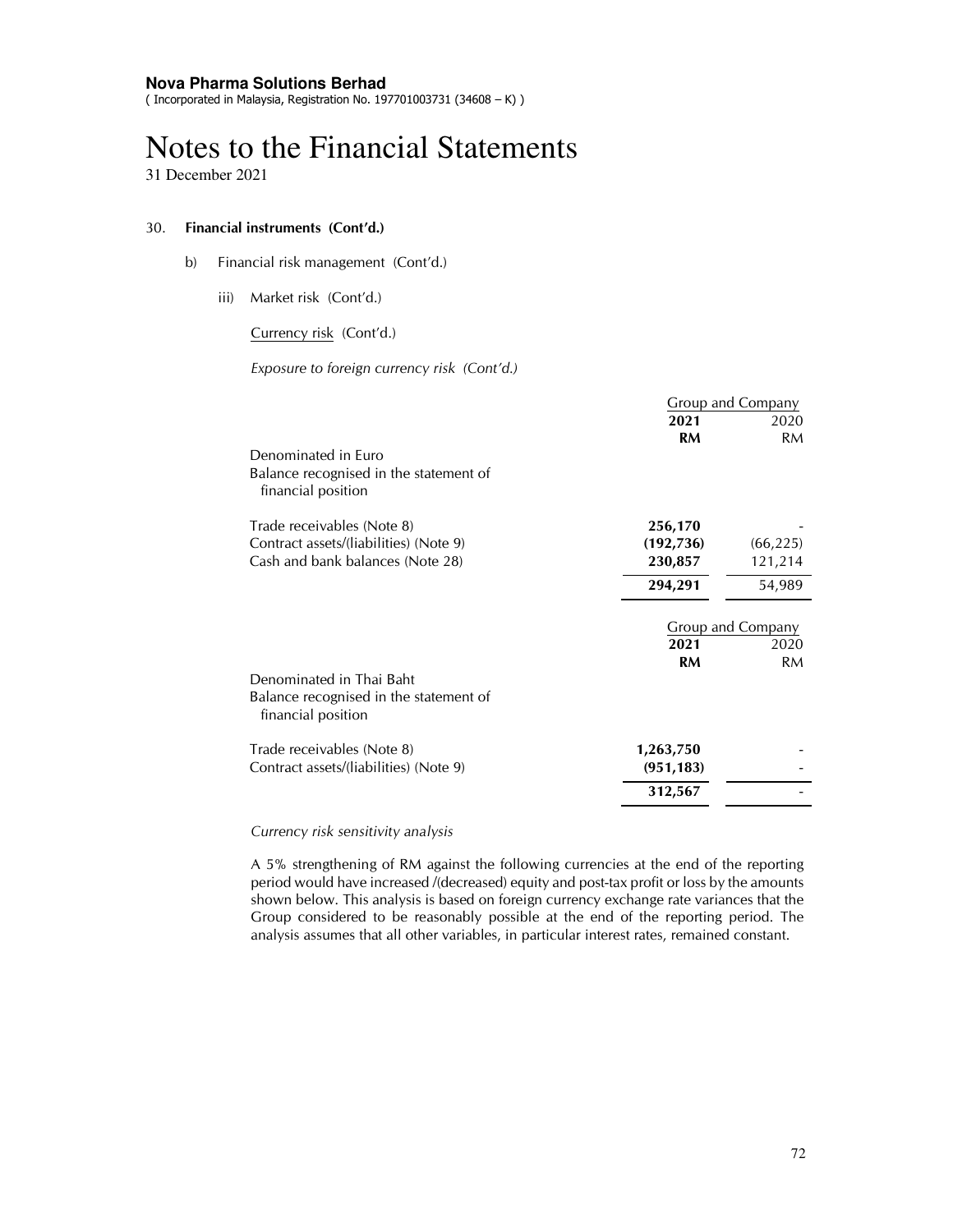**Nova Pharma Solutions Berhad**
( Incorporated in Malaysia, Registration No. 197701003731 (34608 – K) )

# Notes to the Financial Statements

31 December 2021

30. **Financial instruments (Cont'd.)**

b) Financial risk management (Cont'd.)

iii) Market risk (Cont'd.)

Currency risk (Cont'd.)

*Exposure to foreign currency risk (Cont'd.)*

| | Group and Company | |
|---|---|---|
| | **2021** | 2020 |
| | **RM** | RM |
| Denominated in Euro | | |
| Balance recognised in the statement of financial position | | |
| Trade receivables (Note 8) | **256,170** | - |
| Contract assets/(liabilities) (Note 9) | **(192,736)** | (66,225) |
| Cash and bank balances (Note 28) | **230,857** | 121,214 |
| | **294,291** | 54,989 |

| | Group and Company | |
|---|---|---|
| | **2021** | 2020 |
| | **RM** | RM |
| Denominated in Thai Baht | | |
| Balance recognised in the statement of financial position | | |
| Trade receivables (Note 8) | **1,263,750** | - |
| Contract assets/(liabilities) (Note 9) | **(951,183)** | - |
| | **312,567** | - |

*Currency risk sensitivity analysis*

A 5% strengthening of RM against the following currencies at the end of the reporting period would have increased /(decreased) equity and post-tax profit or loss by the amounts shown below. This analysis is based on foreign currency exchange rate variances that the Group considered to be reasonably possible at the end of the reporting period. The analysis assumes that all other variables, in particular interest rates, remained constant.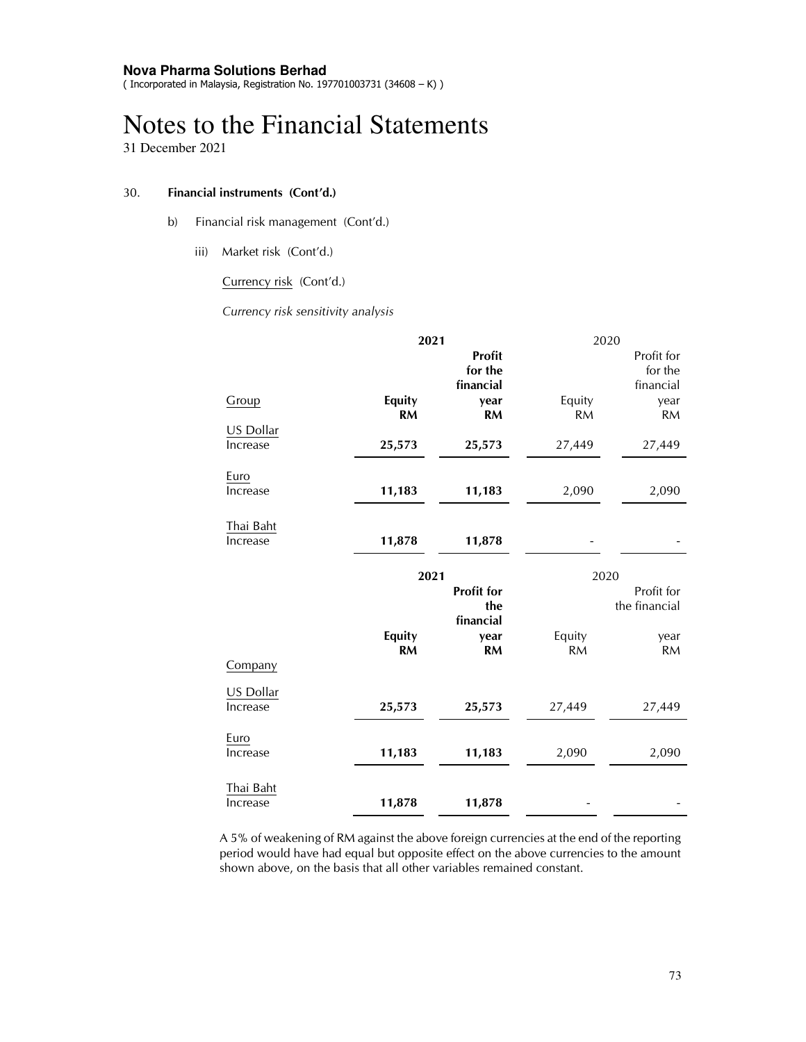**Nova Pharma Solutions Berhad**
( Incorporated in Malaysia, Registration No. 197701003731 (34608 – K) )

# Notes to the Financial Statements

31 December 2021

## 30. Financial instruments (Cont'd.)

### b) Financial risk management (Cont'd.)

#### iii) Market risk (Cont'd.)

Currency risk (Cont'd.)

*Currency risk sensitivity analysis*

| | **2021** | | 2020 | |
|---|---|---|---|---|
| Group | **Equity RM** | **Profit for the financial year RM** | Equity RM | Profit for the financial year RM |
| US Dollar | | | | |
| Increase | **25,573** | **25,573** | 27,449 | 27,449 |
| Euro | | | | |
| Increase | **11,183** | **11,183** | 2,090 | 2,090 |
| Thai Baht | | | | |
| Increase | **11,878** | **11,878** | - | - |

| | **2021** | | 2020 | |
|---|---|---|---|---|
| | **Equity RM** | **Profit for the financial year RM** | Equity RM | Profit for the financial year RM |
| Company | | | | |
| US Dollar | | | | |
| Increase | **25,573** | **25,573** | 27,449 | 27,449 |
| Euro | | | | |
| Increase | **11,183** | **11,183** | 2,090 | 2,090 |
| Thai Baht | | | | |
| Increase | **11,878** | **11,878** | - | - |

A 5% of weakening of RM against the above foreign currencies at the end of the reporting period would have had equal but opposite effect on the above currencies to the amount shown above, on the basis that all other variables remained constant.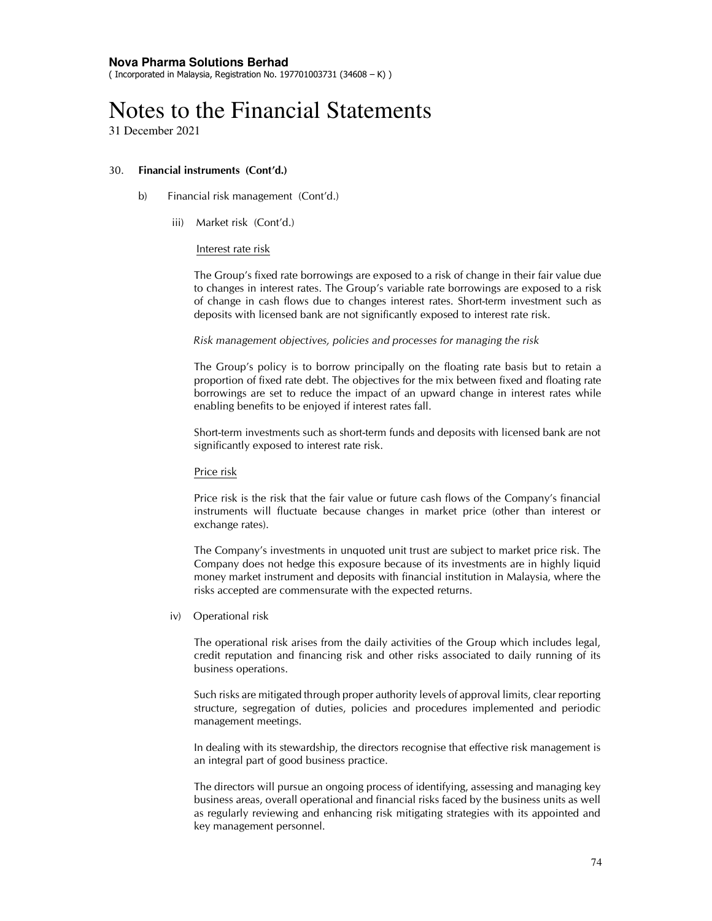**Nova Pharma Solutions Berhad**
( Incorporated in Malaysia, Registration No. 197701003731 (34608 – K) )

# Notes to the Financial Statements

31 December 2021

30. **Financial instruments (Cont'd.)**

b) Financial risk management (Cont'd.)

iii) Market risk (Cont'd.)

Interest rate risk

The Group's fixed rate borrowings are exposed to a risk of change in their fair value due to changes in interest rates. The Group's variable rate borrowings are exposed to a risk of change in cash flows due to changes interest rates. Short-term investment such as deposits with licensed bank are not significantly exposed to interest rate risk.

*Risk management objectives, policies and processes for managing the risk*

The Group's policy is to borrow principally on the floating rate basis but to retain a proportion of fixed rate debt. The objectives for the mix between fixed and floating rate borrowings are set to reduce the impact of an upward change in interest rates while enabling benefits to be enjoyed if interest rates fall.

Short-term investments such as short-term funds and deposits with licensed bank are not significantly exposed to interest rate risk.

Price risk

Price risk is the risk that the fair value or future cash flows of the Company's financial instruments will fluctuate because changes in market price (other than interest or exchange rates).

The Company's investments in unquoted unit trust are subject to market price risk. The Company does not hedge this exposure because of its investments are in highly liquid money market instrument and deposits with financial institution in Malaysia, where the risks accepted are commensurate with the expected returns.

iv) Operational risk

The operational risk arises from the daily activities of the Group which includes legal, credit reputation and financing risk and other risks associated to daily running of its business operations.

Such risks are mitigated through proper authority levels of approval limits, clear reporting structure, segregation of duties, policies and procedures implemented and periodic management meetings.

In dealing with its stewardship, the directors recognise that effective risk management is an integral part of good business practice.

The directors will pursue an ongoing process of identifying, assessing and managing key business areas, overall operational and financial risks faced by the business units as well as regularly reviewing and enhancing risk mitigating strategies with its appointed and key management personnel.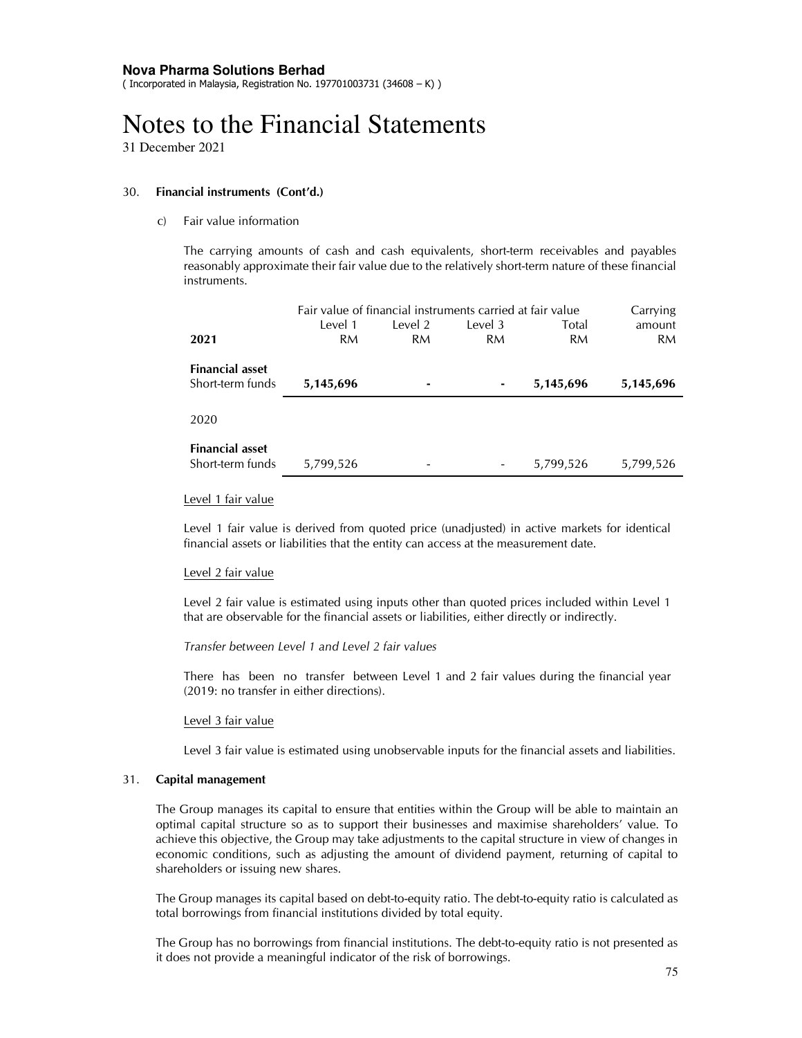**Nova Pharma Solutions Berhad**
( Incorporated in Malaysia, Registration No. 197701003731 (34608 – K) )

# Notes to the Financial Statements

31 December 2021

## 30. Financial instruments (Cont'd.)

c) Fair value information

The carrying amounts of cash and cash equivalents, short-term receivables and payables reasonably approximate their fair value due to the relatively short-term nature of these financial instruments.

| | Fair value of financial instruments carried at fair value | | | | Carrying |
|---|---|---|---|---|---|
| | Level 1 | Level 2 | Level 3 | Total | amount |
| **2021** | RM | RM | RM | RM | RM |
| **Financial asset** | | | | | |
| Short-term funds | **5,145,696** | **-** | **-** | **5,145,696** | **5,145,696** |
| 2020 | | | | | |
| **Financial asset** | | | | | |
| Short-term funds | 5,799,526 | - | - | 5,799,526 | 5,799,526 |

Level 1 fair value

Level 1 fair value is derived from quoted price (unadjusted) in active markets for identical financial assets or liabilities that the entity can access at the measurement date.

Level 2 fair value

Level 2 fair value is estimated using inputs other than quoted prices included within Level 1 that are observable for the financial assets or liabilities, either directly or indirectly.

*Transfer between Level 1 and Level 2 fair values*

There has been no transfer between Level 1 and 2 fair values during the financial year (2019: no transfer in either directions).

Level 3 fair value

Level 3 fair value is estimated using unobservable inputs for the financial assets and liabilities.

## 31. Capital management

The Group manages its capital to ensure that entities within the Group will be able to maintain an optimal capital structure so as to support their businesses and maximise shareholders' value. To achieve this objective, the Group may take adjustments to the capital structure in view of changes in economic conditions, such as adjusting the amount of dividend payment, returning of capital to shareholders or issuing new shares.

The Group manages its capital based on debt-to-equity ratio. The debt-to-equity ratio is calculated as total borrowings from financial institutions divided by total equity.

The Group has no borrowings from financial institutions. The debt-to-equity ratio is not presented as it does not provide a meaningful indicator of the risk of borrowings.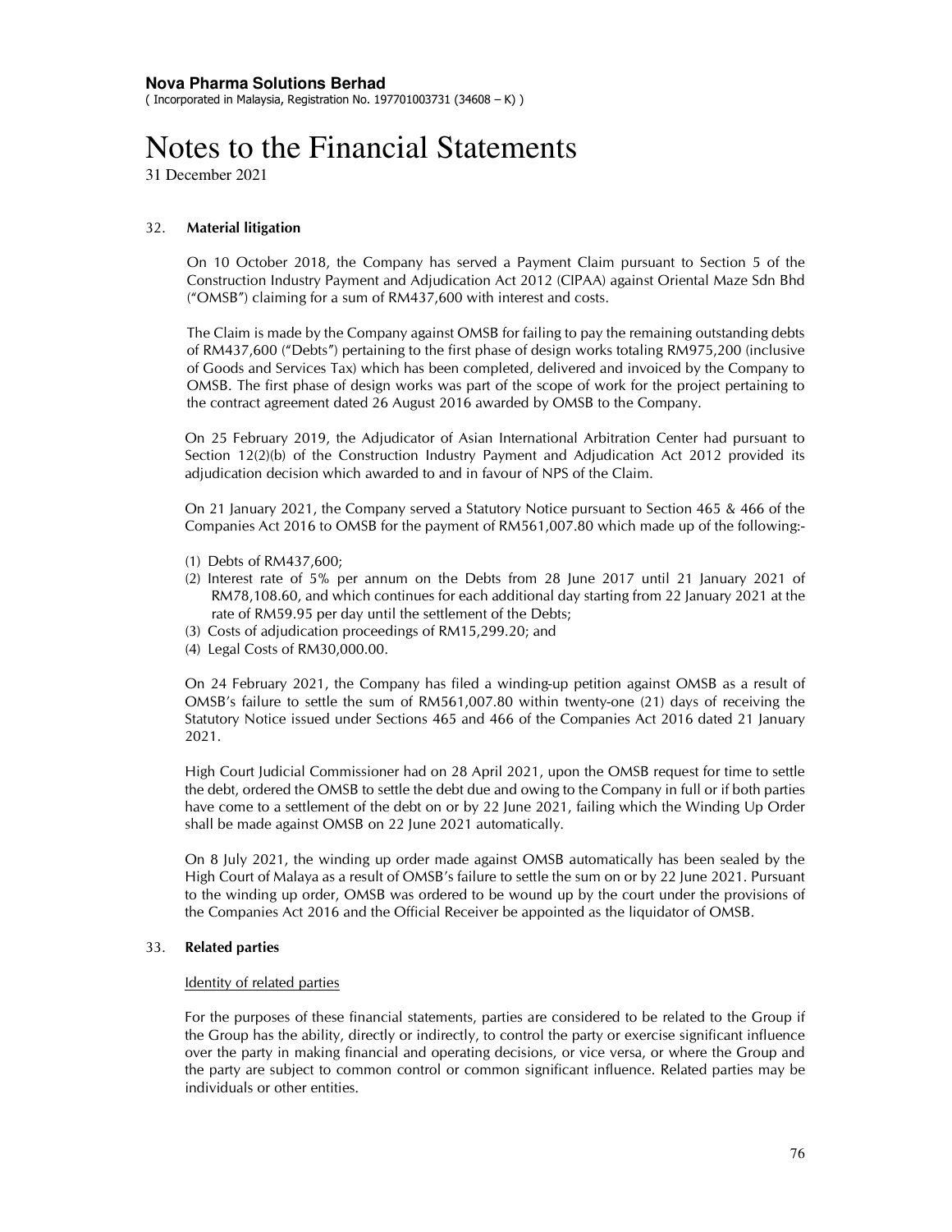## 32. Material litigation

On 10 October 2018, the Company has served a Payment Claim pursuant to Section 5 of the Construction Industry Payment and Adjudication Act 2012 (CIPAA) against Oriental Maze Sdn Bhd ("OMSB") claiming for a sum of RM437,600 with interest and costs.

The Claim is made by the Company against OMSB for failing to pay the remaining outstanding debts of RM437,600 ("Debts") pertaining to the first phase of design works totaling RM975,200 (inclusive of Goods and Services Tax) which has been completed, delivered and invoiced by the Company to OMSB. The first phase of design works was part of the scope of work for the project pertaining to the contract agreement dated 26 August 2016 awarded by OMSB to the Company.

On 25 February 2019, the Adjudicator of Asian International Arbitration Center had pursuant to Section 12(2)(b) of the Construction Industry Payment and Adjudication Act 2012 provided its adjudication decision which awarded to and in favour of NPS of the Claim.

On 21 January 2021, the Company served a Statutory Notice pursuant to Section 465 & 466 of the Companies Act 2016 to OMSB for the payment of RM561,007.80 which made up of the following:-

(1) Debts of RM437,600;
(2) Interest rate of 5% per annum on the Debts from 28 June 2017 until 21 January 2021 of RM78,108.60, and which continues for each additional day starting from 22 January 2021 at the rate of RM59.95 per day until the settlement of the Debts;
(3) Costs of adjudication proceedings of RM15,299.20; and
(4) Legal Costs of RM30,000.00.

On 24 February 2021, the Company has filed a winding-up petition against OMSB as a result of OMSB's failure to settle the sum of RM561,007.80 within twenty-one (21) days of receiving the Statutory Notice issued under Sections 465 and 466 of the Companies Act 2016 dated 21 January 2021.

High Court Judicial Commissioner had on 28 April 2021, upon the OMSB request for time to settle the debt, ordered the OMSB to settle the debt due and owing to the Company in full or if both parties have come to a settlement of the debt on or by 22 June 2021, failing which the Winding Up Order shall be made against OMSB on 22 June 2021 automatically.

On 8 July 2021, the winding up order made against OMSB automatically has been sealed by the High Court of Malaya as a result of OMSB's failure to settle the sum on or by 22 June 2021. Pursuant to the winding up order, OMSB was ordered to be wound up by the court under the provisions of the Companies Act 2016 and the Official Receiver be appointed as the liquidator of OMSB.

## 33. Related parties

Identity of related parties

For the purposes of these financial statements, parties are considered to be related to the Group if the Group has the ability, directly or indirectly, to control the party or exercise significant influence over the party in making financial and operating decisions, or vice versa, or where the Group and the party are subject to common control or common significant influence. Related parties may be individuals or other entities.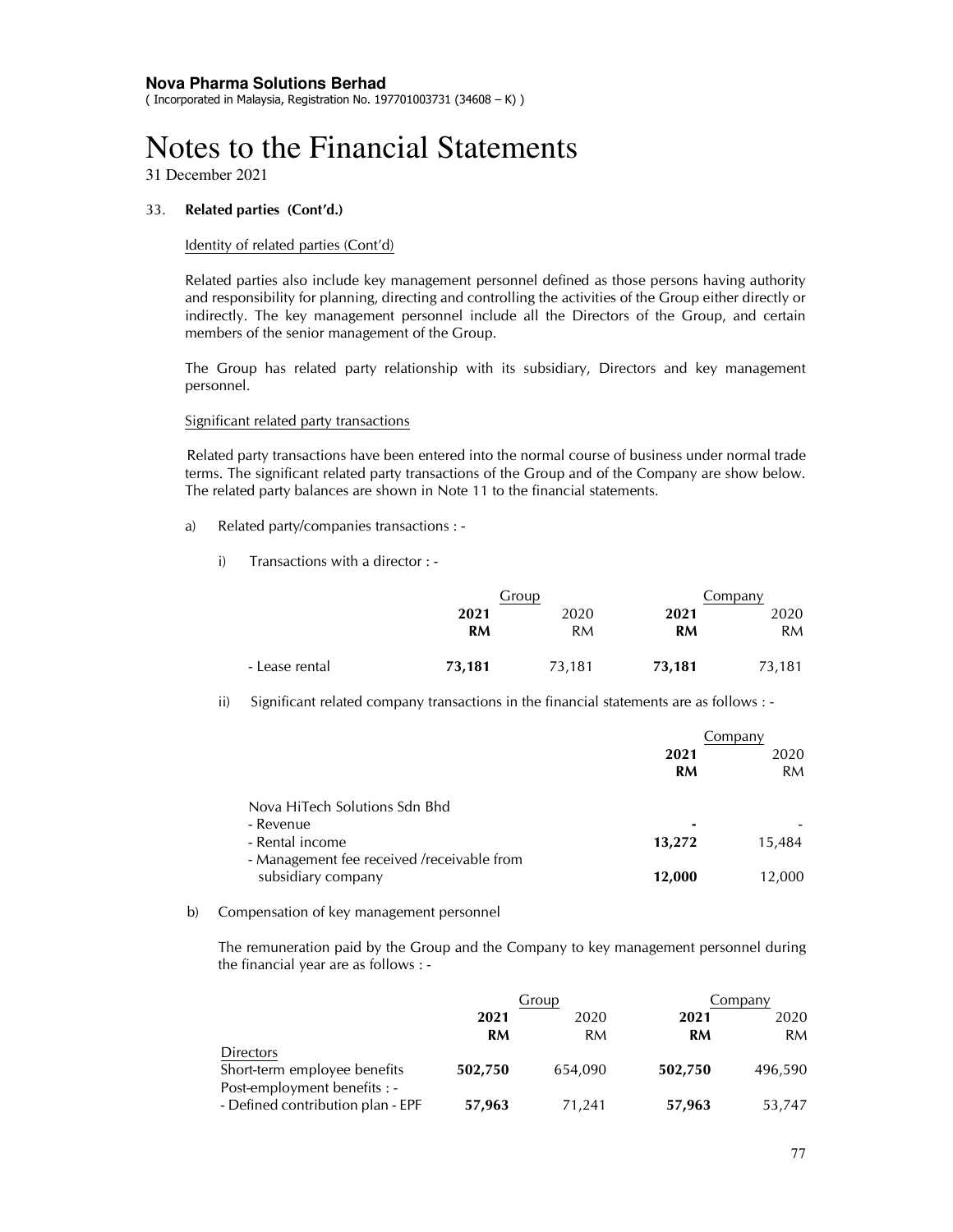**Nova Pharma Solutions Berhad**
( Incorporated in Malaysia, Registration No. 197701003731 (34608 – K) )

# Notes to the Financial Statements

31 December 2021

## 33. Related parties (Cont'd.)

Identity of related parties (Cont'd)

Related parties also include key management personnel defined as those persons having authority and responsibility for planning, directing and controlling the activities of the Group either directly or indirectly. The key management personnel include all the Directors of the Group, and certain members of the senior management of the Group.

The Group has related party relationship with its subsidiary, Directors and key management personnel.

Significant related party transactions

Related party transactions have been entered into the normal course of business under normal trade terms. The significant related party transactions of the Group and of the Company are show below. The related party balances are shown in Note 11 to the financial statements.

a) Related party/companies transactions : -

i) Transactions with a director : -

| | Group | | Company | |
|---|---|---|---|---|
| | **2021** | 2020 | **2021** | 2020 |
| | **RM** | RM | **RM** | RM |
| - Lease rental | **73,181** | 73,181 | **73,181** | 73,181 |

ii) Significant related company transactions in the financial statements are as follows : -

| | Company | |
|---|---|---|
| | **2021** | 2020 |
| | **RM** | RM |
| Nova HiTech Solutions Sdn Bhd | | |
| - Revenue | **-** | - |
| - Rental income | **13,272** | 15,484 |
| - Management fee received /receivable from subsidiary company | **12,000** | 12,000 |

b) Compensation of key management personnel

The remuneration paid by the Group and the Company to key management personnel during the financial year are as follows : -

| | Group | | Company | |
|---|---|---|---|---|
| | **2021** | 2020 | **2021** | 2020 |
| | **RM** | RM | **RM** | RM |
| Directors | | | | |
| Short-term employee benefits | **502,750** | 654,090 | **502,750** | 496,590 |
| Post-employment benefits : - | | | | |
| - Defined contribution plan - EPF | **57,963** | 71,241 | **57,963** | 53,747 |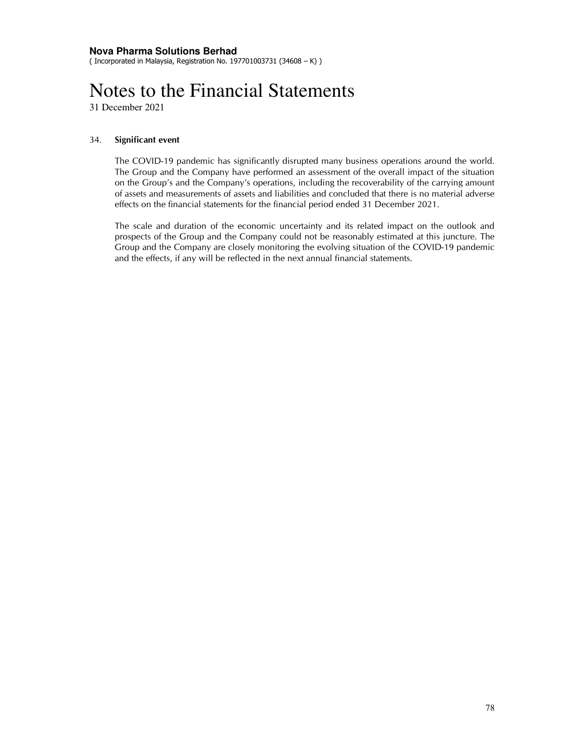### 34. Significant event

The COVID-19 pandemic has significantly disrupted many business operations around the world. The Group and the Company have performed an assessment of the overall impact of the situation on the Group's and the Company's operations, including the recoverability of the carrying amount of assets and measurements of assets and liabilities and concluded that there is no material adverse effects on the financial statements for the financial period ended 31 December 2021.

The scale and duration of the economic uncertainty and its related impact on the outlook and prospects of the Group and the Company could not be reasonably estimated at this juncture. The Group and the Company are closely monitoring the evolving situation of the COVID-19 pandemic and the effects, if any will be reflected in the next annual financial statements.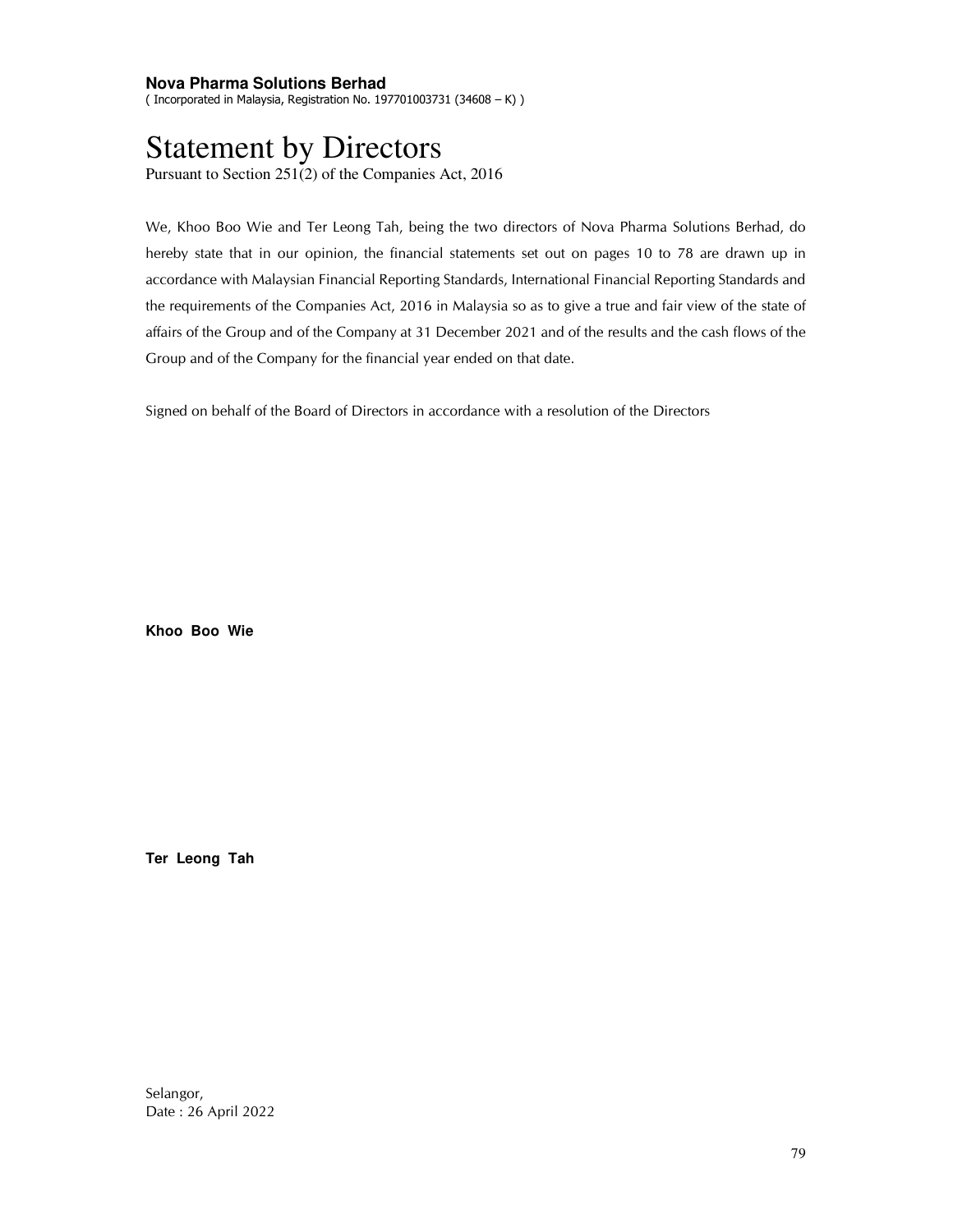**Nova Pharma Solutions Berhad**
( Incorporated in Malaysia, Registration No. 197701003731 (34608 – K) )

# Statement by Directors

Pursuant to Section 251(2) of the Companies Act, 2016

We, Khoo Boo Wie and Ter Leong Tah, being the two directors of Nova Pharma Solutions Berhad, do hereby state that in our opinion, the financial statements set out on pages 10 to 78 are drawn up in accordance with Malaysian Financial Reporting Standards, International Financial Reporting Standards and the requirements of the Companies Act, 2016 in Malaysia so as to give a true and fair view of the state of affairs of the Group and of the Company at 31 December 2021 and of the results and the cash flows of the Group and of the Company for the financial year ended on that date.

Signed on behalf of the Board of Directors in accordance with a resolution of the Directors

**Khoo Boo Wie**

**Ter Leong Tah**

Selangor,
Date : 26 April 2022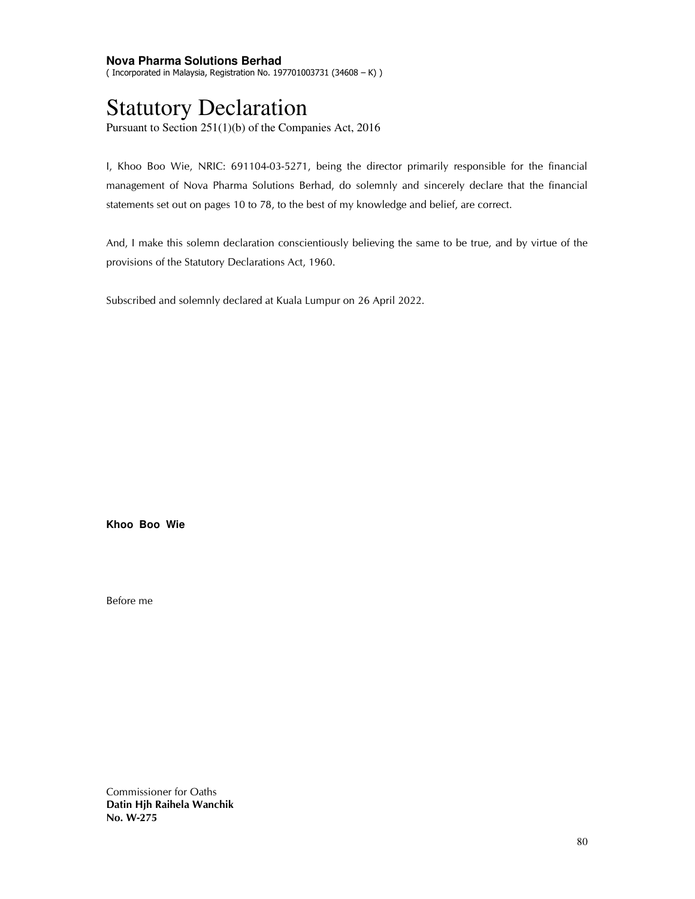**Nova Pharma Solutions Berhad**
( Incorporated in Malaysia, Registration No. 197701003731 (34608 – K) )

# Statutory Declaration

Pursuant to Section 251(1)(b) of the Companies Act, 2016

I, Khoo Boo Wie, NRIC: 691104-03-5271, being the director primarily responsible for the financial management of Nova Pharma Solutions Berhad, do solemnly and sincerely declare that the financial statements set out on pages 10 to 78, to the best of my knowledge and belief, are correct.

And, I make this solemn declaration conscientiously believing the same to be true, and by virtue of the provisions of the Statutory Declarations Act, 1960.

Subscribed and solemnly declared at Kuala Lumpur on 26 April 2022.

**Khoo Boo Wie**

Before me

Commissioner for Oaths
**Datin Hjh Raihela Wanchik**
**No. W-275**